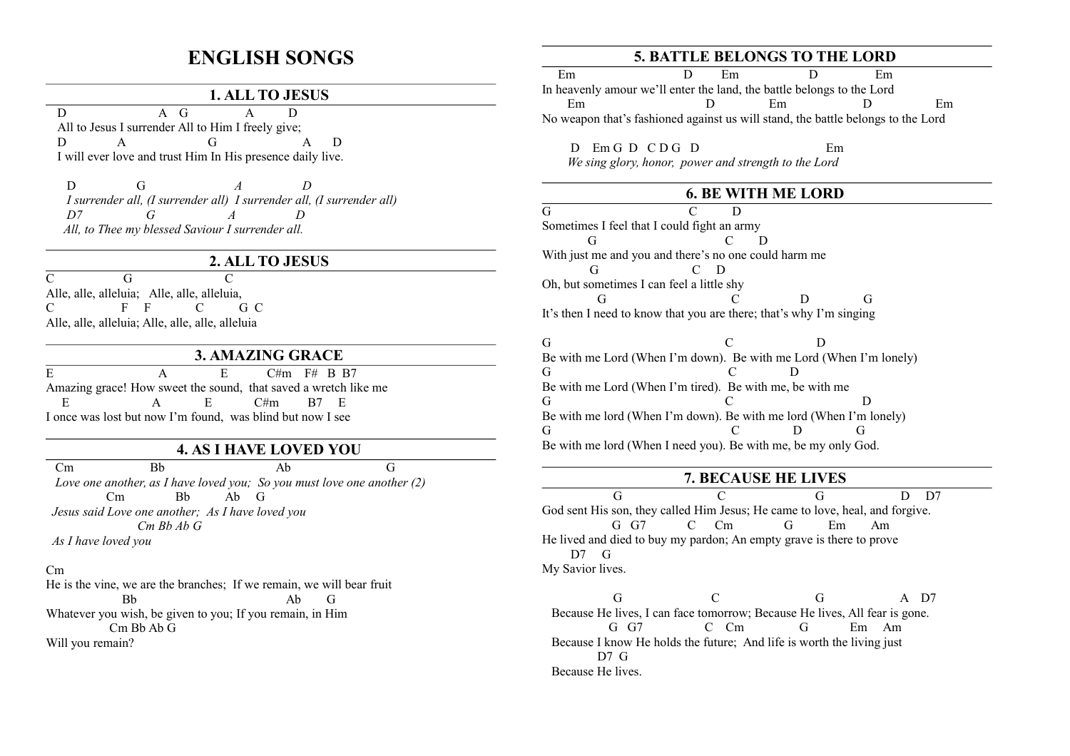# ENGLISH SONGS

## 1. ALL TO JESUS

```
  D                         A   G               A          D
  All to Jesus I surrender All to Him I freely give;
  D             A                  G                       A      D
  I will ever love and trust Him In His presence daily live.

    D               G                     A                D
    I surrender all, (I surrender all)  I surrender all, (I surrender all)
    D7                G                     A                  D
   All, to Thee my blessed Saviour I surrender all.
```

## 2. ALL TO JESUS

```
C                 G                         C
Alle, alle, alleluia;   Alle, alle, alleluia,
C                   F     F             C          G  C
Alle, alle, alleluia; Alle, alle, alle, alleluia
```

## 3. AMAZING GRACE

```
E                          A               E            C#m    F#   B  B7
Amazing grace! How sweet the sound,  that saved a wretch like me
    E                       A             E             C#m         B7     E
I once was lost but now I'm found,  was blind but now I see
```

## 4. AS I HAVE LOVED YOU

```
  Cm                      Bb                           Ab                          G
  Love one another, as I have loved you;  So you must love one another (2)
              Cm            Bb           Ab    G
 Jesus said Love one another;  As I have loved you
                       Cm Bb Ab G
 As I have loved you

Cm
He is the vine, we are the branches;  If we remain, we will bear fruit
                   Bb                                            Ab        G
Whatever you wish, be given to you; If you remain, in Him
              Cm Bb Ab G
Will you remain?
```

## 5. BATTLE BELONGS TO THE LORD

```
    Em                              D         Em                    D                Em
In heavenly amour we'll enter the land, the battle belongs to the Lord
      Em                                   D              Em                     D                  Em
No weapon that's fashioned against us will stand, the battle belongs to the Lord

      D    Em G  D   C D G   D                                       Em
     We sing glory, honor,  power and strength to the Lord
```

## 6. BE WITH ME LORD

```
G                                      C          D
Sometimes I feel that I could fight an army
          G                                     C        D
With just me and you and there's no one could harm me
          G                               C     D
Oh, but sometimes I can feel a little shy
            G                                    C                D                G
It's then I need to know that you are there; that's why I'm singing

G                                          C                        D
Be with me Lord (When I'm down).  Be with me Lord (When I'm lonely)
G                                            C               D
Be with me Lord (When I'm tired).  Be with me, be with me
G                                          C                                  D
Be with me lord (When I'm down). Be with me lord (When I'm lonely)
G                                              C               D              G
Be with me lord (When I need you). Be with me, be my only God.
```

## 7. BECAUSE HE LIVES

```
                G                          C                        G                    D     D7
God sent His son, they called Him Jesus; He came to love, heal, and forgive.
                G   G7            C       Cm             G          Em        Am
He lived and died to buy my pardon; An empty grave is there to prove
        D7     G
My Savior lives.

                G                          C                        G                    A    D7
  Because He lives, I can face tomorrow; Because He lives, All fear is gone.
               G   G7                 C    Cm                G             Em     Am
  Because I know He holds the future;  And life is worth the living just
            D7  G
  Because He lives.
```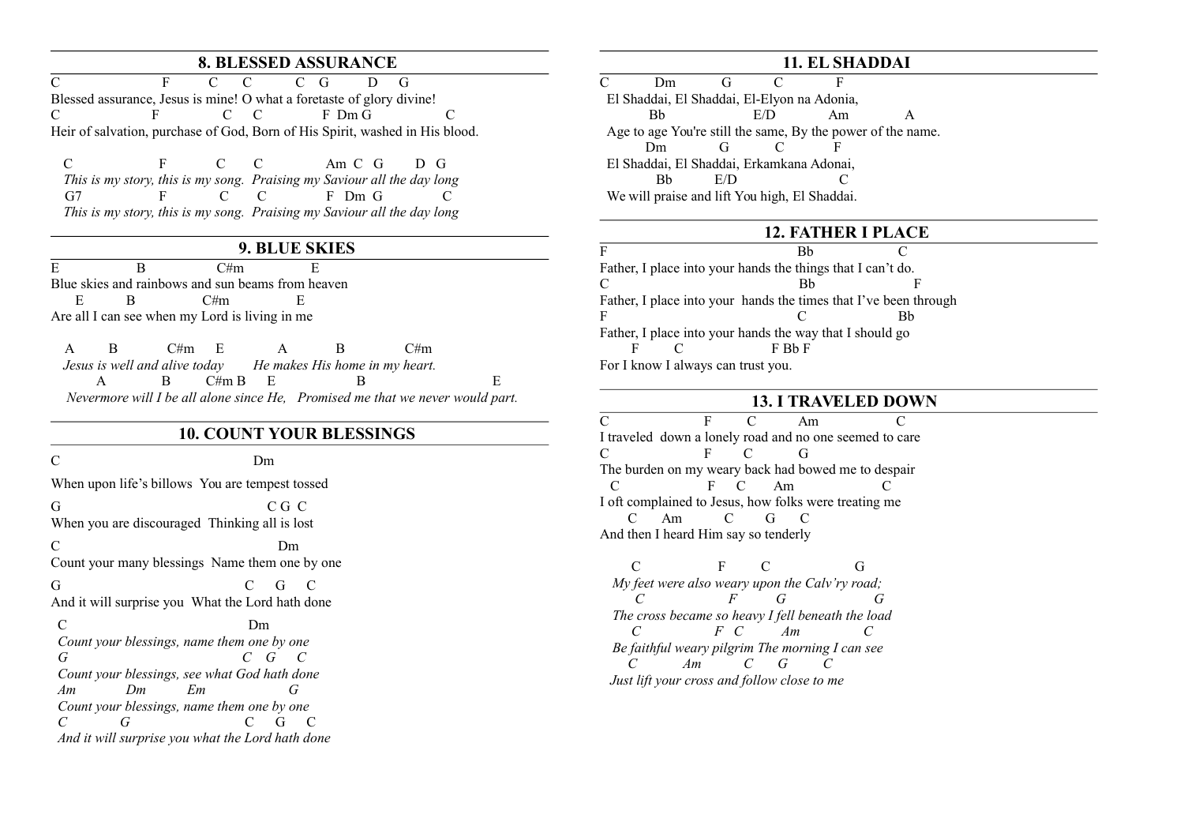## 8. BLESSED ASSURANCE

```
C                    F         C      C           C   G          D     G
Blessed assurance, Jesus is mine! O what a foretaste of glory divine!
C                    F              C     C            F  Dm G               C
Heir of salvation, purchase of God, Born of His Spirit, washed in His blood.

   C                   F            C       C                  Am  C   G        D   G
   This is my story, this is my song.  Praising my Saviour all the day long
   G7                  F            C       C                  F   Dm  G             C
   This is my story, this is my song.  Praising my Saviour all the day long
```

## 9. BLUE SKIES

```
E                B                 C#m              E
Blue skies and rainbows and sun beams from heaven
   E          B                C#m               E
Are all I can see when my Lord is living in me

   A        B           C#m      E             A            B              C#m
   Jesus is well and alive today       He makes His home in my heart.
        A             B        C#m B      E                B                                E
   Nevermore will I be all alone since He,   Promised me that we never would part.
```

## 10. COUNT YOUR BLESSINGS

```
C                                    Dm
When upon life's billows  You are tempest tossed
G                                         C G  C
When you are discouraged  Thinking all is lost
C                                          Dm
Count your many blessings  Name them one by one
G                                      C     G     C
And it will surprise you  What the Lord hath done

   C                               Dm
   Count your blessings, name them one by one
   G                                   C    G     C
   Count your blessings, see what God hath done
   Am            Dm           Em                   G
   Count your blessings, name them one by one
   C             G                     C     G     C
   And it will surprise you what the Lord hath done
```

## 11. EL SHADDAI

```
C           Dm           G            C           F
  El Shaddai, El Shaddai, El-Elyon na Adonia,
          Bb                     E/D             Am              A
  Age to age You're still the same, By the power of the name.
          Dm             G            C           F
  El Shaddai, El Shaddai, Erkamkana Adonai,
          Bb          E/D                      C
  We will praise and lift You high, El Shaddai.
```

## 12. FATHER I PLACE

```
F                                                  Bb                C
Father, I place into your hands the things that I can't do.
C                                                  Bb                         F
Father, I place into your  hands the times that I've been through
F                                                 C                       Bb
Father, I place into your hands the way that I should go
       F        C                         F Bb F
For I know I always can trust you.
```

## 13. I TRAVELED DOWN

```
C                        F         C           Am                    C
I traveled  down a lonely road and no one seemed to care
C                        F         C            G
The burden on my weary back had bowed me to despair
  C                         F      C        Am                    C
I oft complained to Jesus, how folks were treating me
      C       Am            C        G       C
And then I heard Him say so tenderly

      C                    F          C                  G
   My feet were also weary upon the Calv'ry road;
      C                 F          G                    G
   The cross became so heavy I fell beneath the load
      C                   F   C           Am                C
   Be faithful weary pilgrim The morning I can see
      C           Am          C       G          C
   Just lift your cross and follow close to me
```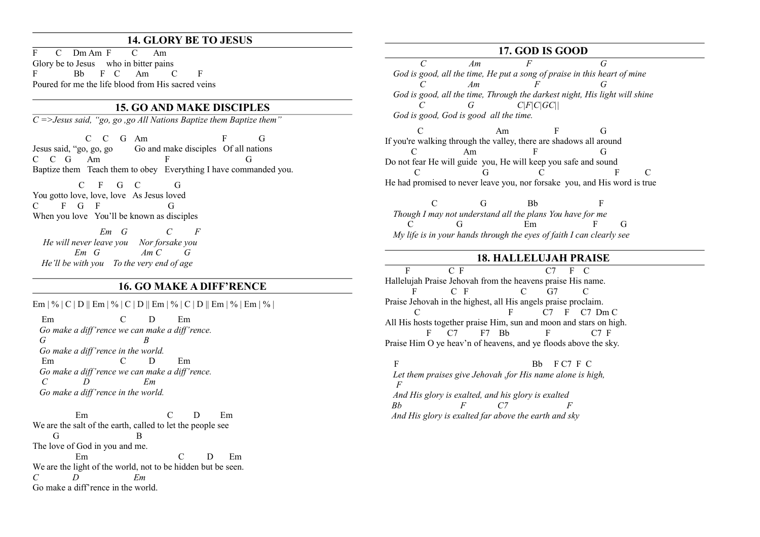## 14. GLORY BE TO JESUS

```
F       C     Dm Am  F         C       Am
Glory be to Jesus     who in bitter pains
F             Bb      F   C       Am          C          F
Poured for me the life blood from His sacred veins
```

## 15. GO AND MAKE DISCIPLES

*C =>Jesus said, "go, go ,go All Nations Baptize them Baptize them"*

```
                 C     C     G    Am                              F              G
Jesus said, "go, go, go         Go and make disciples   Of all nations
C     C   G       Am                         F                             G
Baptize them   Teach them to obey   Everything I have commanded you.

               C      F      G    C             G
You gotto love, love, love   As Jesus loved
C         F     G     F                         G
When you love   You'll be known as disciples

                      Em    G                  C           F
    He will never leave you     Nor forsake you
                Em    G                  Am C          G
   He'll be with you    To the very end of age
```

## 16. GO MAKE A DIFF'RENCE

Em | % | C | D || Em | % | C | D || Em | % | C | D || Em | % | Em | % |

```
    Em                          C          D          Em
   Go make a diff'rence we can make a diff'rence.
   G                                  B
   Go make a diff'rence in the world.
    Em                          C          D          Em
   Go make a diff'rence we can make a diff'rence.
    C              D                    Em
   Go make a diff'rence in the world.

                 Em                              C          D         Em
We are the salt of the earth, called to let the people see
          G                              B
The love of God in you and me.
                 Em                                    C           D        Em
We are the light of the world, not to be hidden but be seen.
C               D                      Em
Go make a diff'rence in the world.
```

## 17. GOD IS GOOD

```
            C                  Am                    F                              G
  God is good, all the time, He put a song of praise in this heart of mine
            C                  Am                    F                              G
  God is good, all the time, Through the darkest night, His light will shine
            C                G                  C|F|C|GC||
  God is good, God is good  all the time.

           C                              Am                   F                   G
If you're walking through the valley, there are shadows all around
          C                     Am                       F                          G
Do not fear He will guide  you, He will keep you safe and sound
           C                           G                  C                            F          C
He had promised to never leave you, nor forsake  you, and His word is true

                 C                  G                  Bb                       F
  Though I may not understand all the plans You have for me
          C                 G                        Em                     F          G
  My life is in your hands through the eyes of faith I can clearly see
```

## 18. HALLELUJAH PRAISE

```
         F                C  F                               C7       F    C
Hallelujah Praise Jehovah from the heavens praise His name.
           F               C   F                      C         G7           C
Praise Jehovah in the highest, all His angels praise proclaim.
           C                                    F              C7      F     C7  Dm C
All His hosts together praise Him, sun and moon and stars on high.
                F        C7         F7    Bb               F                    C7  F
Praise Him O ye heav'n of heavens, and ye floods above the sky.

   F                                                          Bb      F C7  F  C
  Let them praises give Jehovah ,for His name alone is high,
   F
  And His glory is exalted, and his glory is exalted
  Bb                     F              C7                          F
  And His glory is exalted far above the earth and sky
```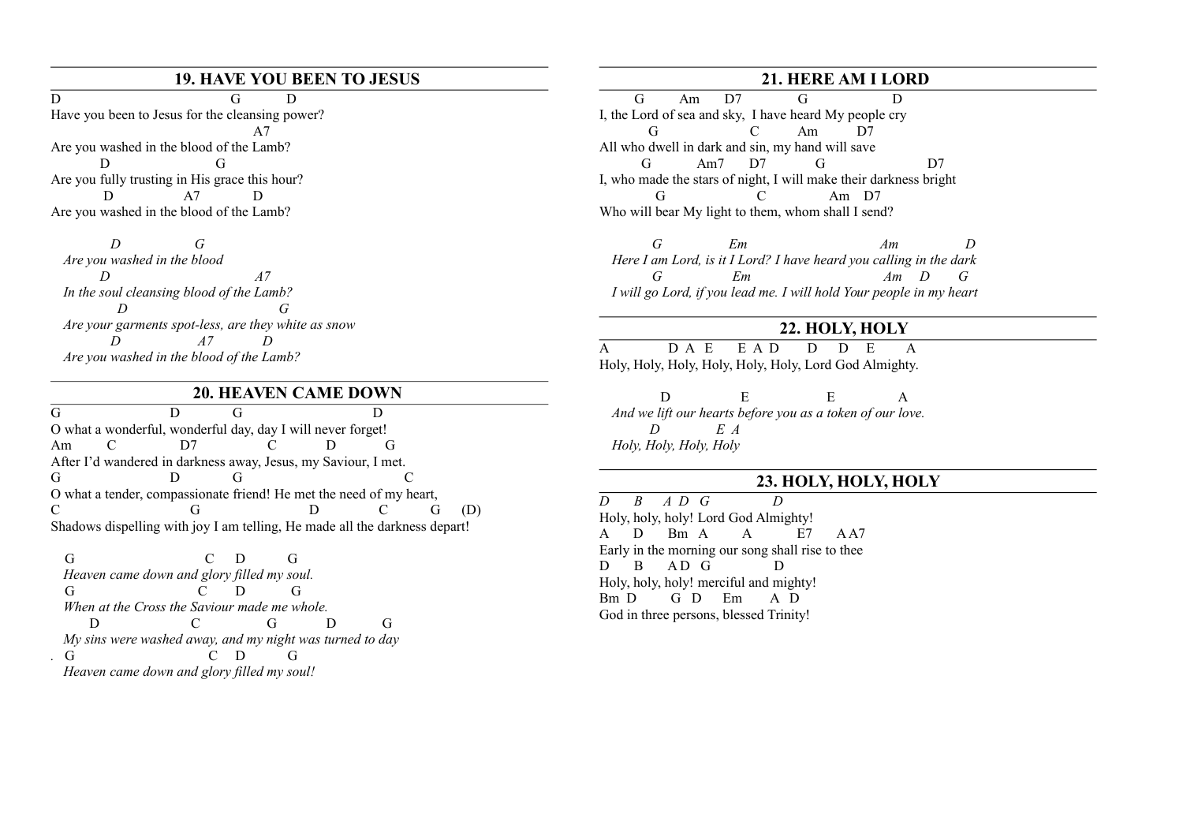## 19. HAVE YOU BEEN TO JESUS

```
D                                   G          D
Have you been to Jesus for the cleansing power?
                                        A7
Are you washed in the blood of the Lamb?
         D                          G
Are you fully trusting in His grace this hour?
          D                A7           D
Are you washed in the blood of the Lamb?
```

*Chorus:*

```
          D                G
Are you washed in the blood
        D                             A7
In the soul cleansing blood of the Lamb?
           D                               G
Are your garments spot-less, are they white as snow
         D               A7           D
Are you washed in the blood of the Lamb?
```

## 20. HEAVEN CAME DOWN

```
G                          D            G                             D
O what a wonderful, wonderful day, day I will never forget!
Am          C                D7                C             D            G
After I'd wandered in darkness away, Jesus, my Saviour, I met.
G                          D            G                                      C
O what a tender, compassionate friend! He met the need of my heart,
C                              G                         D              C          G       (D)
Shadows dispelling with joy I am telling, He made all the darkness depart!
```

*Chorus:*

```
  G                            C     D          G
Heaven came down and glory filled my soul.
  G                             C      D          G
When at the Cross the Saviour made me whole.
       D                   C                G            D           G
My sins were washed away, and my night was turned to day
. G                            C    D          G
Heaven came down and glory filled my soul!
```

## 21. HERE AM I LORD

```
       G         Am       D7             G                   D
I, the Lord of sea and sky,  I have heard My people cry
         G                   C          Am          D7
All who dwell in dark and sin, my hand will save
        G            Am7      D7            G                          D7
I, who made the stars of night, I will make their darkness bright
         G                       C                Am    D7
Who will bear My light to them, whom shall I send?
```

*Chorus:*

```
        G                 Em                            Am               D
Here I am Lord, is it I Lord? I have heard you calling in the dark
        G                Em                             Am     D       G
I will go Lord, if you lead me. I will hold Your people in my heart
```

## 22. HOLY, HOLY

```
A              D  A  E      E  A  D      D     D    E        A
Holy, Holy, Holy, Holy, Holy, Holy, Lord God Almighty.
```

*Chorus:*

```
            D                  E                   E               A
And we lift our hearts before you as a token of our love.
        D              E  A
Holy, Holy, Holy, Holy
```

## 23. HOLY, HOLY, HOLY

```
D      B     A  D   G               D
Holy, holy, holy! Lord God Almighty!
A      D      Bm  A        A           E7      A A7
Early in the morning our song shall rise to thee
D      B      A D   G              D
Holy, holy, holy! merciful and mighty!
Bm  D         G  D      Em       A  D
God in three persons, blessed Trinity!
```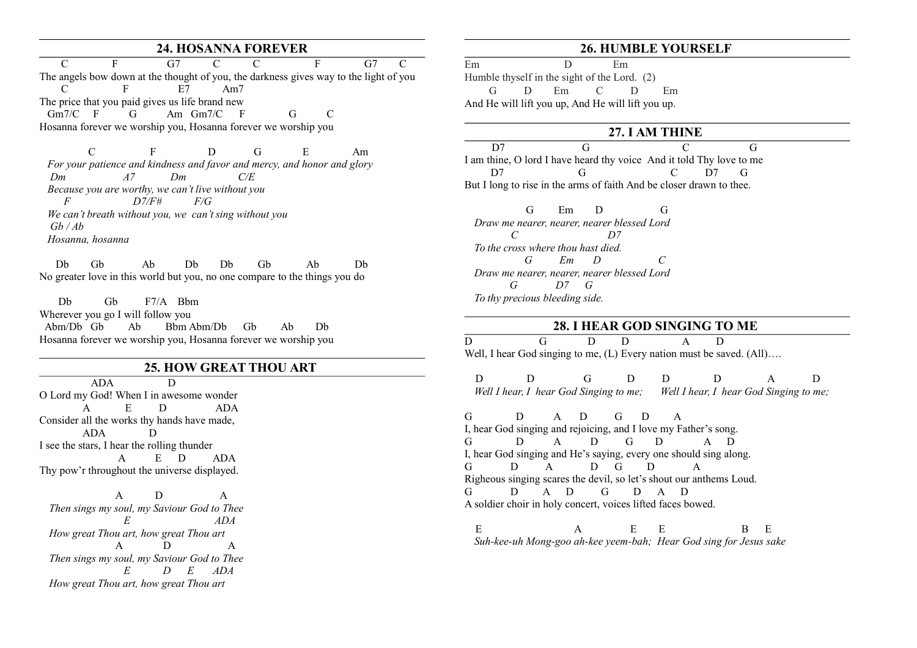## 24. HOSANNA FOREVER

```
    C          F            G7        C        C              F            G7      C
The angels bow down at the thought of you, the darkness gives way to the light of you
    C              F              E7          Am7
The price that you paid gives us life brand new
  Gm7/C    F         G        Am  Gm7/C     F            G          C
Hosanna forever we worship you, Hosanna forever we worship you
```

```
          C                F                  D            G            E              Am
  For your patience and kindness and favor and mercy, and honor and glory
   Dm                 A7            Dm                 C/E
  Because you are worthy, we can't live without you
     F                    D7/F#           F/G
  We can't breath without you, we  can't sing without you
   Gb / Ab
  Hosanna, hosanna
```

```
   Db       Gb          Ab          Db        Db        Gb           Ab            Db
No greater love in this world but you, no one compare to the things you do
```

```
    Db          Gb         F7/A    Bbm
Wherever you go I will follow you
  Abm/Db  Gb        Ab        Bbm Abm/Db     Gb         Ab        Db
Hosanna forever we worship you, Hosanna forever we worship you
```

## 25. HOW GREAT THOU ART

```
              ADA                  D
O Lord my God! When I in awesome wonder
          A           E          D                 ADA
Consider all the works thy hands have made,
          ADA               D
I see the stars, I hear the rolling thunder
                    A          E     D          ADA
Thy pow'r throughout the universe displayed.
```

```
                  A           D                   A
  Then sings my soul, my Saviour God to Thee
                      E                            ADA
  How great Thou art, how great Thou art
                  A           D                   A
  Then sings my soul, my Saviour God to Thee
                      E           D      E        ADA
  How great Thou art, how great Thou art
```

## 26. HUMBLE YOURSELF

```
Em                        D            Em
Humble thyself in the sight of the Lord.  (2)
      G          D        Em          C          D        Em
And He will lift you up, And He will lift you up.
```

## 27. I AM THINE

```
       D7                        G                            C                  G
I am thine, O lord I have heard thy voice  And it told Thy love to me
       D7                        G                        C         D7        G
But I long to rise in the arms of faith And be closer drawn to thee.
```

```
              G        Em        D                  G
  Draw me nearer, nearer, nearer blessed Lord
            C                             D7
  To the cross where thou hast died.
              G          Em        D                   C
  Draw me nearer, nearer, nearer blessed Lord
            G            D7       G
  To thy precious bleeding side.
```

## 28. I HEAR GOD SINGING TO ME

```
D                 G             D        D              A         D
Well, I hear God singing to me, (L) Every nation must be saved. (All)….
```

```
   D            D              G            D          D              D              A            D
  Well I hear, I  hear God Singing to me;       Well I hear, I  hear God Singing to me;
```

```
G           D          A      D         G      D         A
I, hear God singing and rejoicing, and I love my Father's song.
G             D           A           D          G        D            A    D
I, hear God singing and He's saying, every one should sing along.
G            D          A           D     G          D              A
Righeous singing scares the devil, so let's shout our anthems Loud.
G           D        A    D          G         D    A    D
A soldier choir in holy concert, voices lifted faces bowed.
```

```
   E                            A             E        E                          B      E
  Suh-kee-uh Mong-goo ah-kee yeem-bah;  Hear God sing for Jesus sake
```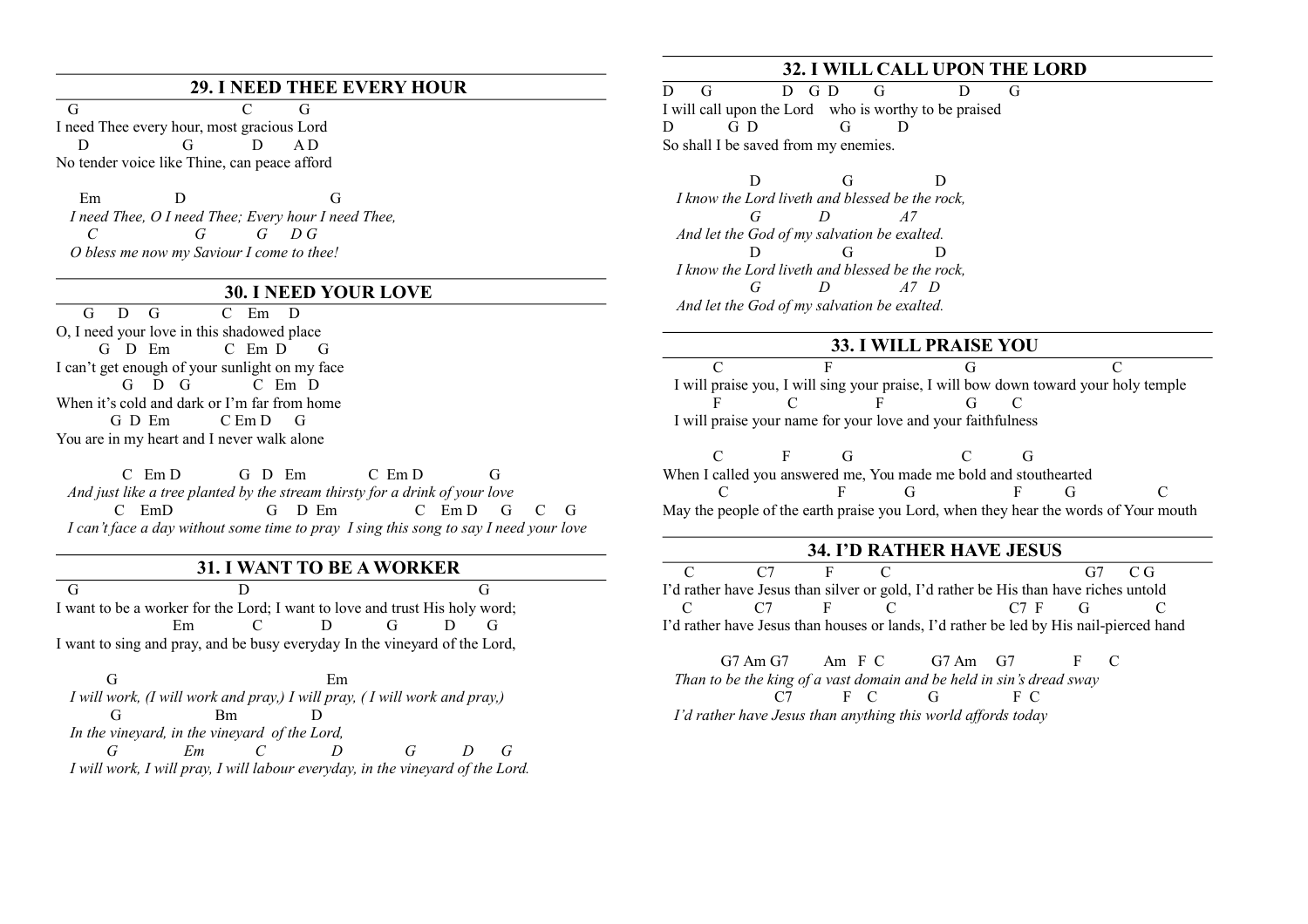## 29. I NEED THEE EVERY HOUR

```
  G                                    C        G
I need Thee every hour, most gracious Lord
    D                 G            D       A D
No tender voice like Thine, can peace afford
```

```
    Em               D                                G
  I need Thee, O I need Thee; Every hour I need Thee,
     C                       G           G     D G
  O bless me now my Saviour I come to thee!
```

*I need Thee, O I need Thee; Every hour I need Thee,*
*O bless me now my Saviour I come to thee!*

## 30. I NEED YOUR LOVE

```
     G     D    G            C   Em    D
O, I need your love in this shadowed place
       G   D  Em            C  Em  D      G
I can't get enough of your sunlight on my face
            G    D   G            C   Em   D
When it's cold and dark or I'm far from home
         G  D  Em          C Em D     G
You are in my heart and I never walk alone
```

```
             C   Em D          G   D   Em              C  Em D               G
  And just like a tree planted by the stream thirsty for a drink of your love
            C    EmD                G    D  Em               C    Em D     G     C     G
  I can't face a day without some time to pray  I sing this song to say I need your love
```

## 31. I WANT TO BE A WORKER

```
  G                                        D                                          G
I want to be a worker for the Lord; I want to love and trust His holy word;
                          Em             C            D            G           D      G
I want to sing and pray, and be busy everyday In the vineyard of the Lord,
```

```
         G                                              Em
  I will work, (I will work and pray,) I will pray, ( I will work and pray,)
          G                        Bm              D
  In the vineyard, in the vineyard  of the Lord,
         G               Em            C              D              G           D      G
  I will work, I will pray, I will labour everyday, in the vineyard of the Lord.
```

## 32. I WILL CALL UPON THE LORD

```
D      G              D   G D        G                D         G
I will call upon the Lord    who is worthy to be praised
D            G  D                  G           D
So shall I be saved from my enemies.
```

```
               D                  G                D
  I know the Lord liveth and blessed be the rock,
               G             D              A7
  And let the God of my salvation be exalted.
               D                  G                D
  I know the Lord liveth and blessed be the rock,
               G             D              A7   D
  And let the God of my salvation be exalted.
```

## 33. I WILL PRAISE YOU

```
          C                      F                         G                          C
  I will praise you, I will sing your praise, I will bow down toward your holy temple
         F              C              F                G        C
  I will praise your name for your love and your faithfulness
```

```
          C            F            G                    C           G
When I called you answered me, You made me bold and stouthearted
          C                        F             G                     F          G                  C
May the people of the earth praise you Lord, when they hear the words of Your mouth
```

## 34. I'D RATHER HAVE JESUS

```
   C              C7            F           C                                           G7      C G
I'd rather have Jesus than silver or gold, I'd rather be His than have riches untold
   C             C7            F             C                         C7  F        G               C
I'd rather have Jesus than houses or lands, I'd rather be led by His nail-pierced hand
```

```
           G7 Am G7        Am   F  C           G7 Am     G7              F       C
  Than to be the king of a vast domain and be held in sin's dread sway
                     C7            F    C              G                  F  C
  I'd rather have Jesus than anything this world affords today
```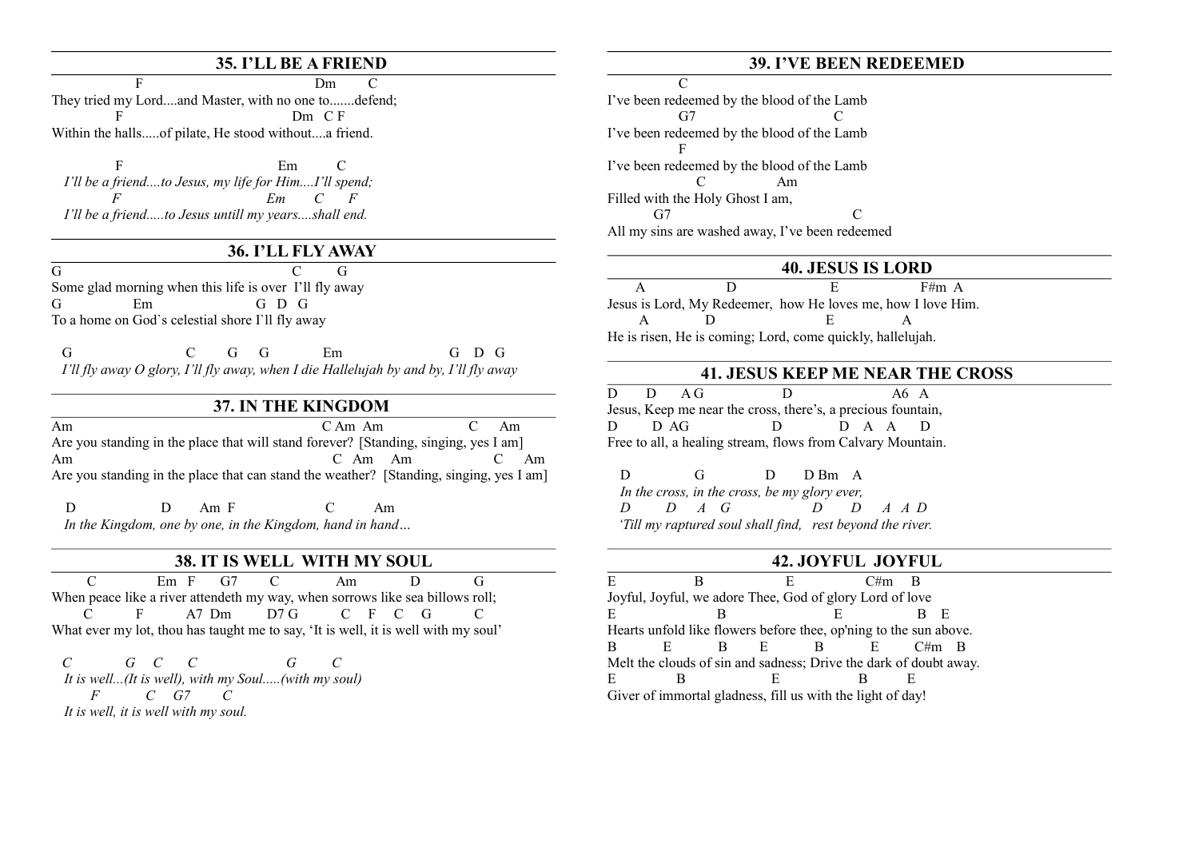## 35. I'LL BE A FRIEND

```
                F                                          Dm        C
They tried my Lord....and Master, with no one to.......defend;
            F                                     Dm  C F
Within the halls.....of pilate, He stood without....a friend.

            F                                  Em          C
   I'll be a friend....to Jesus, my life for Him....I'll spend;
           F                                  Em        C      F
   I'll be a friend.....to Jesus untill my years....shall end.
```

## 36. I'LL FLY AWAY

```
G                                              C        G
Some glad morning when this life is over  I'll fly away
G                 Em                    G  D  G
To a home on God`s celestial shore I`ll fly away

   G                     C       G     G             Em                    G   D   G
  I'll fly away O glory, I'll fly away, when I die Hallelujah by and by, I'll fly away
```

## 37. IN THE KINGDOM

```
Am                                                   C Am  Am                   C     Am
Are you standing in the place that will stand forever?  [Standing, singing, yes I am]
Am                                                     C   Am    Am                C     Am
Are you standing in the place that can stand the weather?  [Standing, singing, yes I am]

    D                  D       Am  F                     C          Am
   In the Kingdom, one by one, in the Kingdom, hand in hand…
```

## 38. IT IS WELL  WITH MY SOUL

```
        C              Em  F    G7        C             Am              D              G
When peace like a river attendeth my way, when sorrows like sea billows roll;
      C           F          A7  Dm         D7 G          C    F    C    G          C
What ever my lot, thou has taught me to say, 'It is well, it is well with my soul'

   C           G    C      C                     G        C
   It is well...(It is well), with my Soul.....(with my soul)
      F           C    G7        C
   It is well, it is well with my soul.
```

## 39. I'VE BEEN REDEEMED

```
             C
I've been redeemed by the blood of the Lamb
              G7                      C
I've been redeemed by the blood of the Lamb
             F
I've been redeemed by the blood of the Lamb
                C              Am
Filled with the Holy Ghost I am,
         G7                                    C
All my sins are washed away, I've been redeemed
```

## 40. JESUS IS LORD

```
      A                 D                  E                F#m  A
Jesus is Lord, My Redeemer,  how He loves me, how I love Him.
      A             D                  E               A
He is risen, He is coming; Lord, come quickly, hallelujah.
```

## 41. JESUS KEEP ME NEAR THE CROSS

```
D       D     A G              D                      A6  A
Jesus, Keep me near the cross, there's, a precious fountain,
D        D AG                D           D   A   A     D
Free to all, a healing stream, flows from Calvary Mountain.

   D             G              D        D Bm   A
   In the cross, in the cross, be my glory ever,
   D        D    A   G                D        D      A   A D
   'Till my raptured soul shall find,   rest beyond the river.
```

## 42. JOYFUL  JOYFUL

```
E                B                E              C#m    B
Joyful, Joyful, we adore Thee, God of glory Lord of love
E                      B                    E                  B   E
Hearts unfold like flowers before thee, op'ning to the sun above.
B           E            B        E          B            E         C#m   B
Melt the clouds of sin and sadness; Drive the dark of doubt away.
E              B                    E                  B          E
Giver of immortal gladness, fill us with the light of day!
```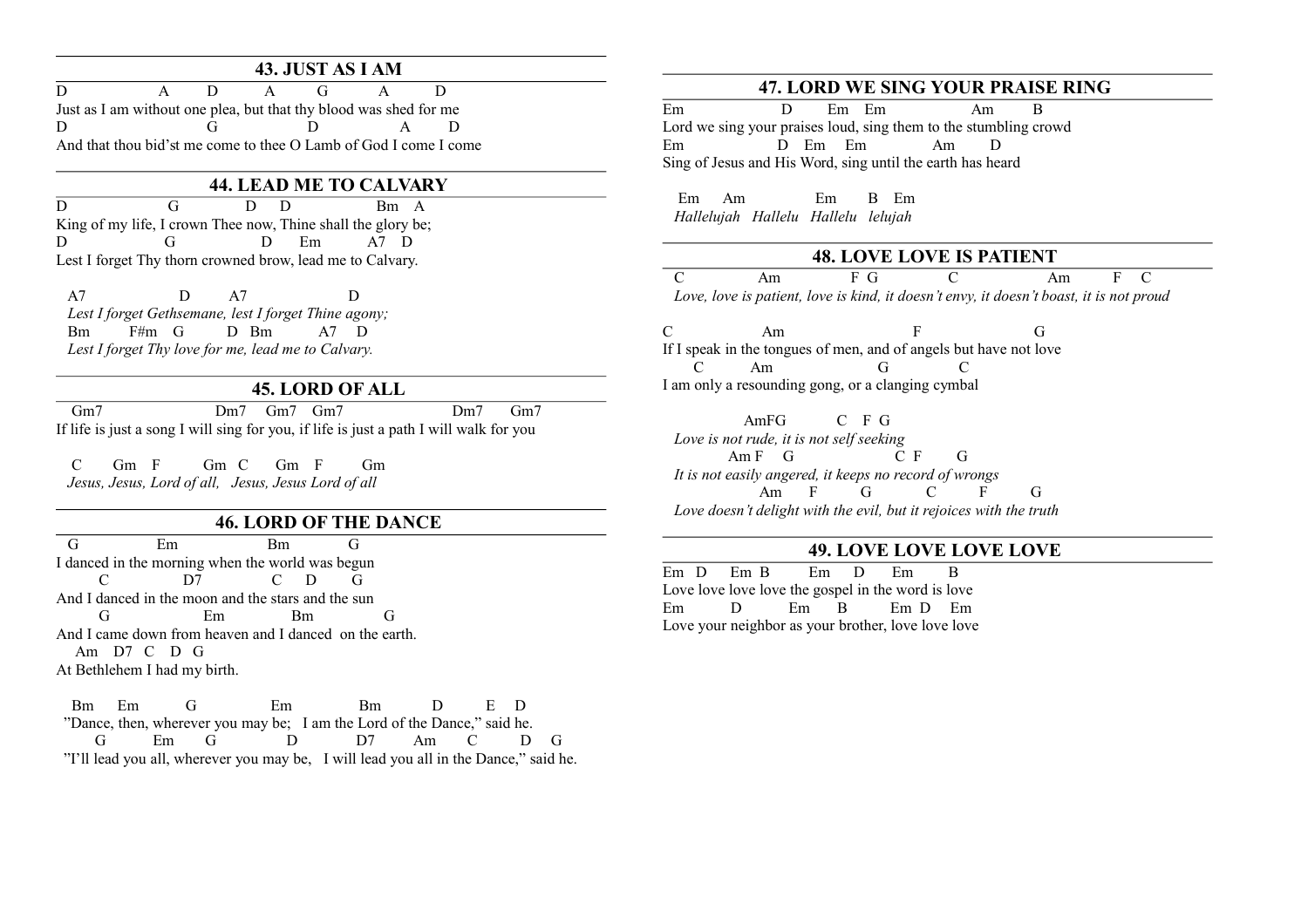## 43. JUST AS I AM

```
D              A      D        A       G         A       D
Just as I am without one plea, but that thy blood was shed for me
D                    G               D             A       D
And that thou bid'st me come to thee O Lamb of God I come I come
```

## 44. LEAD ME TO CALVARY

```
D                G            D     D              Bm   A
King of my life, I crown Thee now, Thine shall the glory be;
D                G              D      Em         A7   D
Lest I forget Thy thorn crowned brow, lead me to Calvary.
```

*A7                D      A7                     D*
*Lest I forget Gethsemane, lest I forget Thine agony;*
*Bm       F#m  G        D  Bm         A7    D*
*Lest I forget Thy love for me, lead me to Calvary.*

## 45. LORD OF ALL

```
   Gm7                       Dm7    Gm7   Gm7                      Dm7      Gm7
If life is just a song I will sing for you, if life is just a path I will walk for you
```

*C      Gm   F        Gm  C      Gm   F        Gm*
*Jesus, Jesus, Lord of all,   Jesus, Jesus Lord of all*

## 46. LORD OF THE DANCE

```
  G               Em                Bm          G
I danced in the morning when the world was begun
       C              D7            C    D      G
And I danced in the moon and the stars and the sun
        G                   Em              Bm              G
And I came down from heaven and I danced  on the earth.
   Am   D7  C   D  G
At Bethlehem I had my birth.
```

```
  Bm     Em        G              Em             Bm          D        E   D
 "Dance, then, wherever you may be;   I am the Lord of the Dance," said he.
      G         Em       G              D            D7        Am      C         D    G
 "I'll lead you all, wherever you may be,   I will lead you all in the Dance," said he.
```

## 47. LORD WE SING YOUR PRAISE RING

```
Em                D       Em   Em                Am        B
Lord we sing your praises loud, sing them to the stumbling crowd
Em                D    Em    Em             Am       D
Sing of Jesus and His Word, sing until the earth has heard
```

*Em     Am             Em       B   Em*
*Hallelujah   Hallelu   Hallelu   lelujah*

## 48. LOVE LOVE IS PATIENT

*C             Am              F  G              C                   Am         F    C*
*Love, love is patient, love is kind, it doesn't envy, it doesn't boast, it is not proud*

```
C                Am                          F                        G
If I speak in the tongues of men, and of angels but have not love
     C        Am                      G           C
I am only a resounding gong, or a clanging cymbal
```

*AmFG          C   F  G*
*Love is not rude, it is not self seeking*
*Am F    G                    C  F       G*
*It is not easily angered, it keeps no record of wrongs*
*Am      F         G            C          F          G*
*Love doesn't delight with the evil, but it rejoices with the truth*

## 49. LOVE LOVE LOVE LOVE

```
Em  D     Em  B        Em     D      Em       B
Love love love love the gospel in the word is love
Em          D          Em      B         Em  D    Em
Love your neighbor as your brother, love love love
```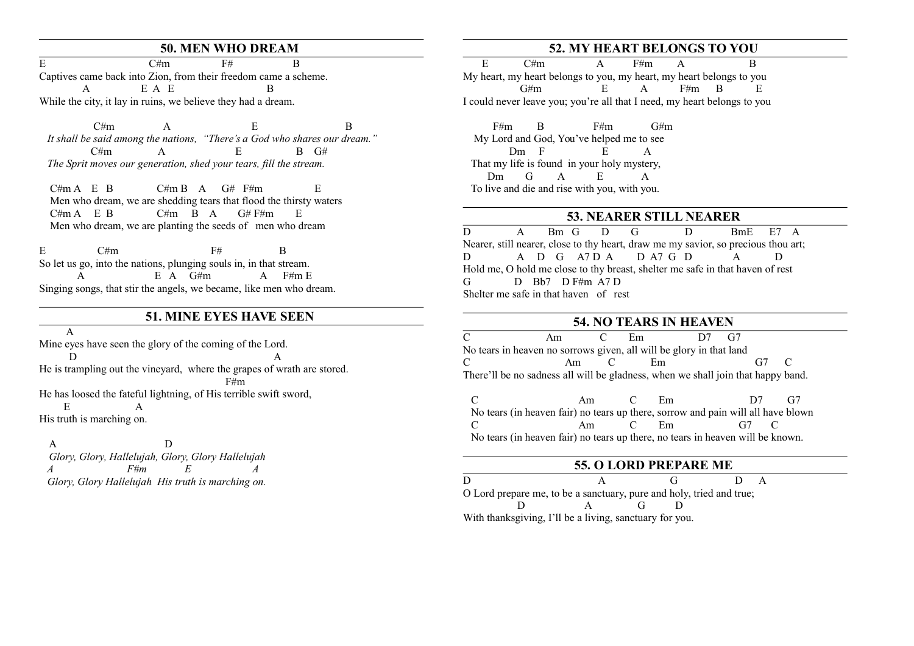## 50. MEN WHO DREAM

```
E                              C#m              F#                 B
Captives came back into Zion, from their freedom came a scheme.
          A               E  A  E                    B
While the city, it lay in ruins, we believe they had a dream.
```

*It shall be said among the nations, "There's a God who shares our dream."*
*The Sprit moves our generation, shed your tears, fill the stream.*

```
             C#m                A                       E                         B
   It shall be said among the nations,  "There's a God who shares our dream."
            C#m                 A                     E               B    G#
   The Sprit moves our generation, shed your tears, fill the stream.
```

```
   C#m A   E  B           C#m B    A    G#   F#m                E
   Men who dream, we are shedding tears that flood the thirsty waters
   C#m A    E  B           C#m    B   A      G# F#m        E
   Men who dream, we are planting the seeds of  men who dream
```

```
E               C#m                           F#                  B
So let us go, into the nations, plunging souls in, in that stream.
          A                     E   A    G#m              A     F#m E
Singing songs, that stir the angels, we became, like men who dream.
```

## 51. MINE EYES HAVE SEEN

```
       A
Mine eyes have seen the glory of the coming of the Lord.
        D                                                        A
He is trampling out the vineyard,  where the grapes of wrath are stored.
                                                   F#m
He has loosed the fateful lightning, of His terrible swift sword,
       E              A
His truth is marching on.
```

*Glory, Glory, Hallelujah, Glory, Glory Hallelujah*
*Glory, Glory Hallelujah His truth is marching on.*

```
  A                         D
  Glory, Glory, Hallelujah, Glory, Glory Hallelujah
  A                F#m           E               A
  Glory, Glory Hallelujah  His truth is marching on.
```

## 52. MY HEART BELONGS TO YOU

```
   E           C#m              A         F#m       A                  B
My heart, my heart belongs to you, my heart, my heart belongs to you
             G#m                  E          A          F#m     B          E
I could never leave you; you're all that I need, my heart belongs to you
```

```
      F#m        B                F#m            G#m
   My Lord and God, You've helped me to see
          Dm    F                   E          A
   That my life is found  in your holy mystery,
      Dm       G       A         E           A
   To live and die and rise with you, with you.
```

## 53. NEARER STILL NEARER

```
D            A       Bm  G       D       G               D             BmE      E7   A
Nearer, still nearer, close to thy heart, draw me my savior, so precious thou art;
D               A    D    G    A7 D  A      D  A7  G  D           A            D
Hold me, O hold me close to thy breast, shelter me safe in that haven of rest
G              D    Bb7    D F#m  A7 D
Shelter me safe in that haven   of  rest
```

## 54. NO TEARS IN HEAVEN

```
C                       Am             C        Em                  D7      G7
No tears in heaven no sorrows given, all will be glory in that land
C                               Am         C            Em                          G7     C
There'll be no sadness all will be gladness, when we shall join that happy band.
```

```
   C                            Am            C        Em                        D7          G7
   No tears (in heaven fair) no tears up there, sorrow and pain will all have blown
   C                            Am            C        Em                    G7       C
   No tears (in heaven fair) no tears up there, no tears in heaven will be known.
```

## 55. O LORD PREPARE ME

```
D                                          A                   G                D      A
O Lord prepare me, to be a sanctuary, pure and holy, tried and true;
            D                   A              G          D
With thanksgiving, I'll be a living, sanctuary for you.
```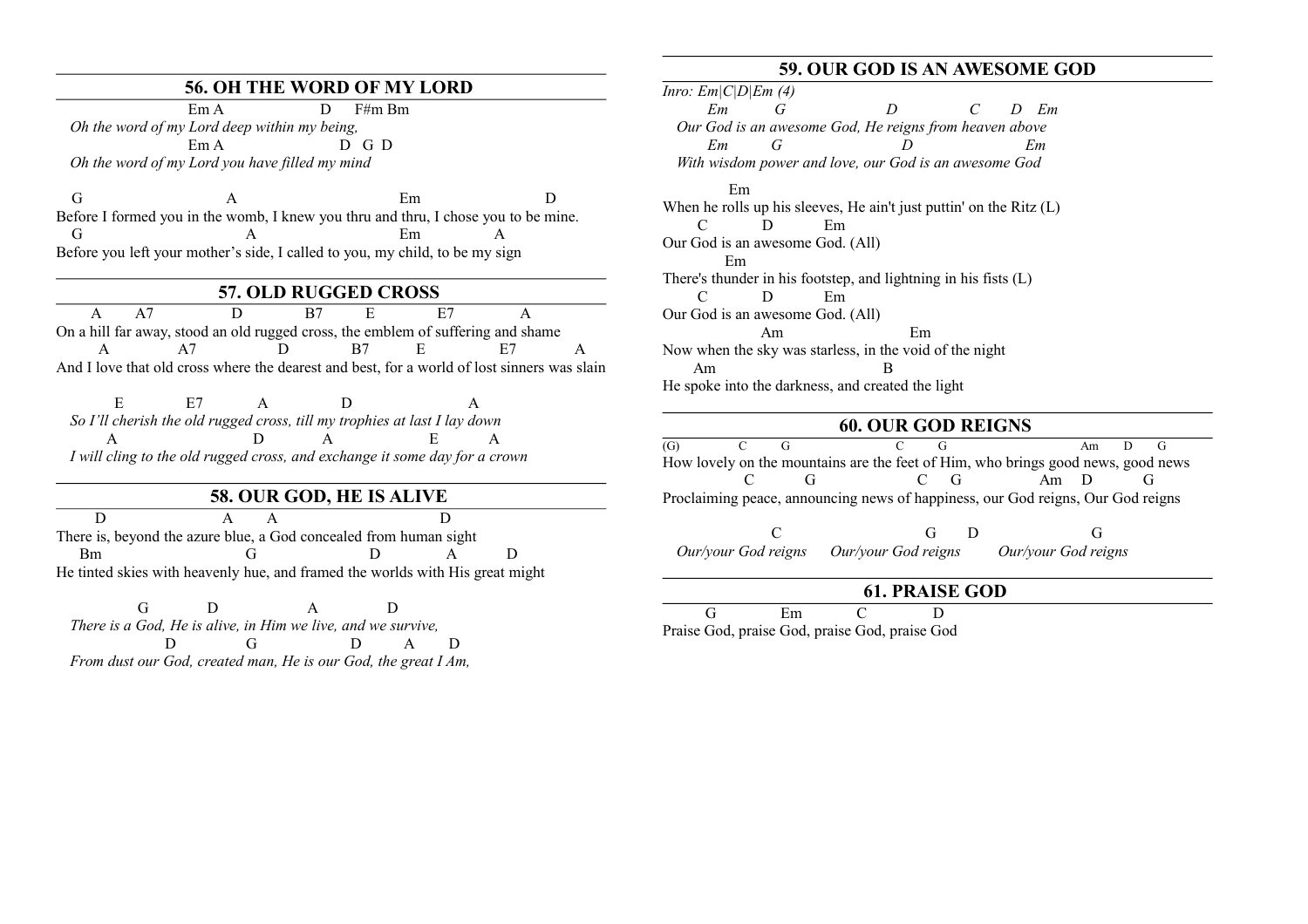## 56. OH THE WORD OF MY LORD

```
                    Em A                  D      F#m Bm
Oh the word of my Lord deep within my being,
                    Em A                  D  G  D
Oh the word of my Lord you have filled my mind
```

```
G                     A                          Em                      D
Before I formed you in the womb, I knew you thru and thru, I chose you to be mine.
G                         A                        Em              A
Before you left your mother's side, I called to you, my child, to be my sign
```

## 57. OLD RUGGED CROSS

```
    A      A7             D            B7         E           E7            A
On a hill far away, stood an old rugged cross, the emblem of suffering and shame
    A            A7              D            B7         E              E7          A
And I love that old cross where the dearest and best, for a world of lost sinners was slain
```

```
      E          E7         A             D                       A
So I'll cherish the old rugged cross, till my trophies at last I lay down
     A                        D          A             E        A
I will cling to the old rugged cross, and exchange it some day for a crown
```

## 58. OUR GOD, HE IS ALIVE

```
     D                       A     A                         D
There is, beyond the azure blue, a God concealed from human sight
  Bm                          G                    D          A         D
He tinted skies with heavenly hue, and framed the worlds with His great might
```

```
          G          D               A            D
There is a God, He is alive, in Him we live, and we survive,
              D            G                 D        A      D
From dust our God, created man, He is our God, the great I Am,
```

## 59. OUR GOD IS AN AWESOME GOD

*Inro: Em|C|D|Em (4)*

```
    Em        G                  D              C       D    Em
Our God is an awesome God, He reigns from heaven above
    Em        G                    D                      Em
With wisdom power and love, our God is an awesome God
```

```
          Em
When he rolls up his sleeves, He ain't just puttin' on the Ritz (L)
   C         D         Em
Our God is an awesome God. (All)
         Em
There's thunder in his footstep, and lightning in his fists (L)
   C         D         Em
Our God is an awesome God. (All)
                Am                        Em
Now when the sky was starless, in the void of the night
   Am                              B
He spoke into the darkness, and created the light
```

## 60. OUR GOD REIGNS

```
(G)          C       G                      C       G                         Am     D     G
How lovely on the mountains are the feet of Him, who brings good news, good news
            C          G                     C     G                 Am    D          G
Proclaiming peace, announcing news of happiness, our God reigns, Our God reigns
```

```
              C                          G       D                       G
Our/your God reigns     Our/your God reigns        Our/your God reigns
```

## 61. PRAISE GOD

```
     G            Em         C            D
Praise God, praise God, praise God, praise God
```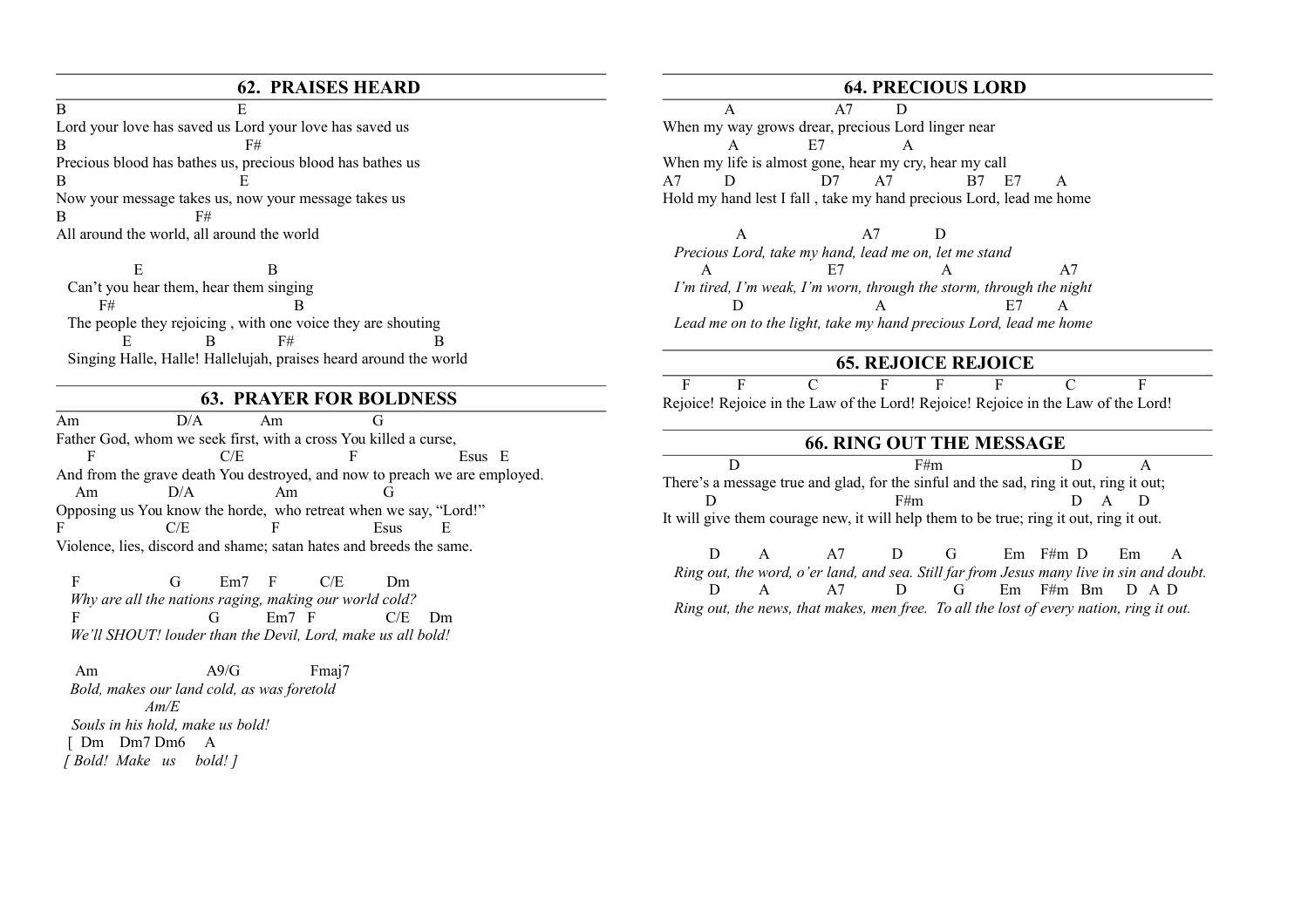## 62. PRAISES HEARD

```
B                                        E
Lord your love has saved us Lord your love has saved us
B                                        F#
Precious blood has bathes us, precious blood has bathes us
B                                        E
Now your message takes us, now your message takes us
B                              F#
All around the world, all around the world

              E                      B
  Can't you hear them, hear them singing
      F#                                      B
  The people they rejoicing , with one voice they are shouting
            E          B          F#                     B
  Singing Halle, Halle! Hallelujah, praises heard around the world
```

## 63. PRAYER FOR BOLDNESS

```
Am                    D/A           Am                 G
Father God, whom we seek first, with a cross You killed a curse,
      F                       C/E                F                   Esus   E
And from the grave death You destroyed, and now to preach we are employed.
    Am            D/A                Am              G
Opposing us You know the horde,  who retreat when we say, "Lord!"
F                    C/E              F                Esus        E
Violence, lies, discord and shame; satan hates and breeds the same.

   F                  G        Em7    F        C/E         Dm
  Why are all the nations raging, making our world cold?
   F                        G          Em7  F               C/E    Dm
  We'll SHOUT! louder than the Devil, Lord, make us all bold!

   Am                       A9/G                Fmaj7
  Bold, makes our land cold, as was foretold
             Am/E
  Souls in his hold, make us bold!
 [  Dm    Dm7 Dm6    A
 [ Bold!  Make   us    bold! ]
```

## 64. PRECIOUS LORD

```
            A                      A7         D
When my way grows drear, precious Lord linger near
            A           E7               A
When my life is almost gone, hear my cry, hear my call
A7          D                 D7       A7               B7     E7        A
Hold my hand lest I fall , take my hand precious Lord, lead me home

              A                    A7            D
  Precious Lord, take my hand, lead me on, let me stand
      A                     E7                   A                       A7
  I'm tired, I'm weak, I'm worn, through the storm, through the night
           D                          A                      E7       A
  Lead me on to the light, take my hand precious Lord, lead me home
```

## 65. REJOICE REJOICE

```
    F          F            C              F          F           F              C              F
Rejoice! Rejoice in the Law of the Lord! Rejoice! Rejoice in the Law of the Lord!
```

## 66. RING OUT THE MESSAGE

```
             D                               F#m                        D            A
There's a message true and glad, for the sinful and the sad, ring it out, ring it out;
        D                                  F#m                          D    A      D
It will give them courage new, it will help them to be true; ring it out, ring it out.

          D        A           A7          D          G          Em    F#m  D       Em       A
  Ring out, the word, o'er land, and sea. Still far from Jesus many live in sin and doubt.
          D        A           A7          D           G         Em     F#m   Bm     D  A  D
  Ring out, the news, that makes, men free.  To all the lost of every nation, ring it out.
```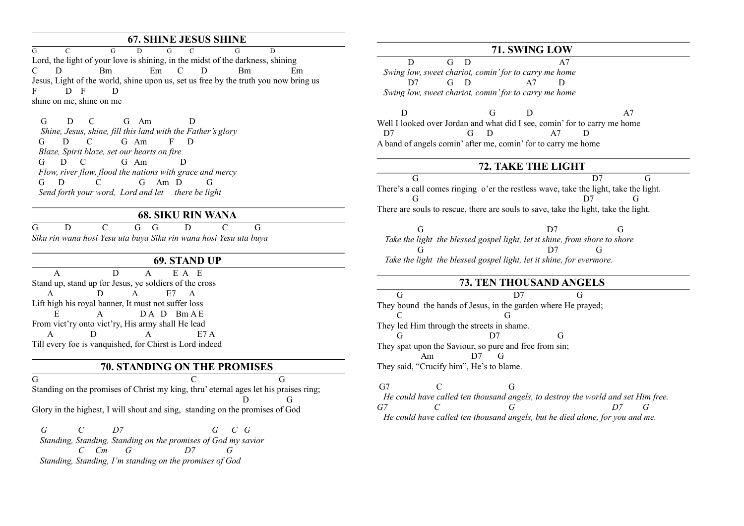## 67. SHINE JESUS SHINE

```
G         C            G       D        G      C              G          D
Lord, the light of your love is shining, in the midst of the darkness, shining
C      D            Bm          Em      C       D            Bm              Em
Jesus, Light of the world, shine upon us, set us free by the truth you now bring us
F          D   F         D
shine on me, shine on me
```

```
  G       D      C          G    Am             D
 Shine, Jesus, shine, fill this land with the Father's glory
 G      D      C           G  Am        F      D
 Blaze, Spirit blaze, set our hearts on fire
 G      D     C            G  Am            D
 Flow, river flow, flood the nations with grace and mercy
 G     D          C            G    Am  D        G
 Send forth your word,  Lord and let     there be light
```

*Shine, Jesus, shine, fill this land with the Father's glory*
*Blaze, Spirit blaze, set our hearts on fire*
*Flow, river flow, flood the nations with grace and mercy*
*Send forth your word, Lord and let there be light*

## 68. SIKU RIN WANA

```
G          D           C          G   G          D           C          G
Siku rin wana hosi Yesu uta buya Siku rin wana hosi Yesu uta buya
```

## 69. STAND UP

```
      A                  D          A        E  A   E
Stand up, stand up for Jesus, ye soldiers of the cross
    A               D          A          E7     A
Lift high his royal banner, It must not suffer loss
       E              A              D A  D   Bm A E
From vict'ry onto vict'ry, His army shall He lead
    A              D                 A                E7 A
Till every foe is vanquished, for Chirst is Lord indeed
```

## 70. STANDING ON THE PROMISES

```
G                                                         C                            G
Standing on the promises of Christ my king, thru' eternal ages let his praises ring;
                                                                         D              G
Glory in the highest, I will shout and sing,  standing on the promises of God
```

```
  G          C          D7                                 G      C  G
 Standing, Standing, Standing on the promises of God my savior
           C    Cm       G                  D7            G
 Standing, Standing, I'm standing on the promises of God
```

## 71. SWING LOW

```
          D            G    D                                A7
 Swing low, sweet chariot, comin' for to carry me home
         D7           G    D                  A7        D
 Swing low, sweet chariot, comin' for to carry me home
```

```
      D                              G          D                                  A7
Well I looked over Jordan and what did I see, comin' for to carry me home
  D7                        G     D                   A7        D
A band of angels comin' after me, comin' for to carry me home
```

## 72. TAKE THE LIGHT

```
           G                                                             D7               G
There's a call comes ringing  o'er the restless wave, take the light, take the light.
           G                                                            D7            G
There are souls to rescue, there are souls to save, take the light, take the light.
```

```
         G                                              D7                  G
 Take the light  the blessed gospel light, let it shine, from shore to shore
         G                                              D7             G
 Take the light  the blessed gospel light, let it shine, for evermore.
```

## 73. TEN THOUSAND ANGELS

```
     G                                      D7                  G
They bound  the hands of Jesus, in the garden where He prayed;
     C                                 G
They led Him through the streets in shame.
     G                             D7                    G
They spat upon the Saviour, so pure and free from sin;
             Am              D7      G
They said, "Crucify him", He's to blame.
```

```
 G7                C                         G
 He could have called ten thousand angels, to destroy the world and set Him free.
G7                 C                         G                              D7       G
 He could have called ten thousand angels, but he died alone, for you and me.
```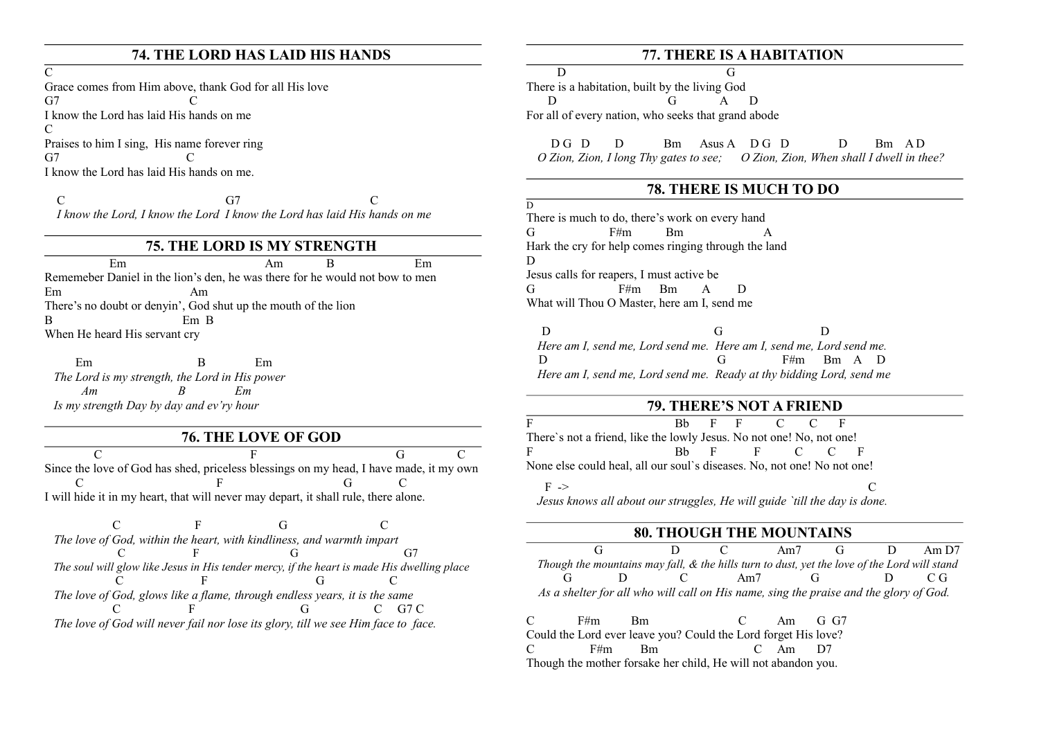## 74. THE LORD HAS LAID HIS HANDS

```
C
Grace comes from Him above, thank God for all His love
G7                                    C
I know the Lord has laid His hands on me
C
Praises to him I sing,  His name forever ring
G7                                    C
I know the Lord has laid His hands on me.

   C                                  G7                              C
  I know the Lord, I know the Lord  I know the Lord has laid His hands on me
```

## 75. THE LORD IS MY STRENGTH

```
              Em                                      Am          B                 Em
Rememeber Daniel in the lion's den, he was there for he would not bow to men
Em                          Am
There's no doubt or denyin', God shut up the mouth of the lion
B                           Em  B
When He heard His servant cry

      Em                        B            Em
  The Lord is my strength, the Lord in His power
      Am                   B           Em
  Is my strength Day by day and ev'ry hour
```

## 76. THE LOVE OF GOD

```
         C                                F                                G          C
Since the love of God has shed, priceless blessings on my head, I have made, it my own
      C                                F                        G         C
I will hide it in my heart, that will never may depart, it shall rule, there alone.

              C                F                 G                   C
  The love of God, within the heart, with kindliness, and warmth impart
              C                F                          G                     G7
  The soul will glow like Jesus in His tender mercy, if the heart is made His dwelling place
              C                F                      G              C
  The love of God, glows like a flame, through endless years, it is the same
              C                F                      G              C    G7 C
  The love of God will never fail nor lose its glory, till we see Him face to  face.
```

## 77. THERE IS A HABITATION

```
       D                                  G
There is a habitation, built by the living God
     D                         G         A     D
For all of every nation, who seeks that grand abode

     D G  D       D          Bm      Asus A    D G  D             D       Bm   A D
  O Zion, Zion, I long Thy gates to see;      O Zion, Zion, When shall I dwell in thee?
```

## 78. THERE IS MUCH TO DO

```
D
There is much to do, there's work on every hand
G                  F#m          Bm                   A
Hark the cry for help comes ringing through the land
D
Jesus calls for reapers, I must active be
G                    F#m     Bm       A        D
What will Thou O Master, here am I, send me

    D                                   G                         D
  Here am I, send me, Lord send me.  Here am I, send me, Lord send me.
   D                                    G              F#m      Bm   A    D
  Here am I, send me, Lord send me.  Ready at thy bidding Lord, send me
```

## 79. THERE'S NOT A FRIEND

```
F                          Bb      F     F         C       C      F
There`s not a friend, like the lowly Jesus. No not one! No, not one!
F                          Bb      F          F         C       C      F
None else could heal, all our soul`s diseases. No, not one! No not one!

   F ->                                                                 C
  Jesus knows all about our struggles, He will guide `till the day is done.
```

## 80. THOUGH THE MOUNTAINS

```
             G                 D          C              Am7          G             D          Am D7
  Though the mountains may fall, & the hills turn to dust, yet the love of the Lord will stand
          G            D              C              Am7              G                  D          C G
  As a shelter for all who will call on His name, sing the praise and the glory of God.

C           F#m          Bm                       C         Am      G  G7
Could the Lord ever leave you? Could the Lord forget His love?
C               F#m        Bm                      C    Am      D7
Though the mother forsake her child, He will not abandon you.
```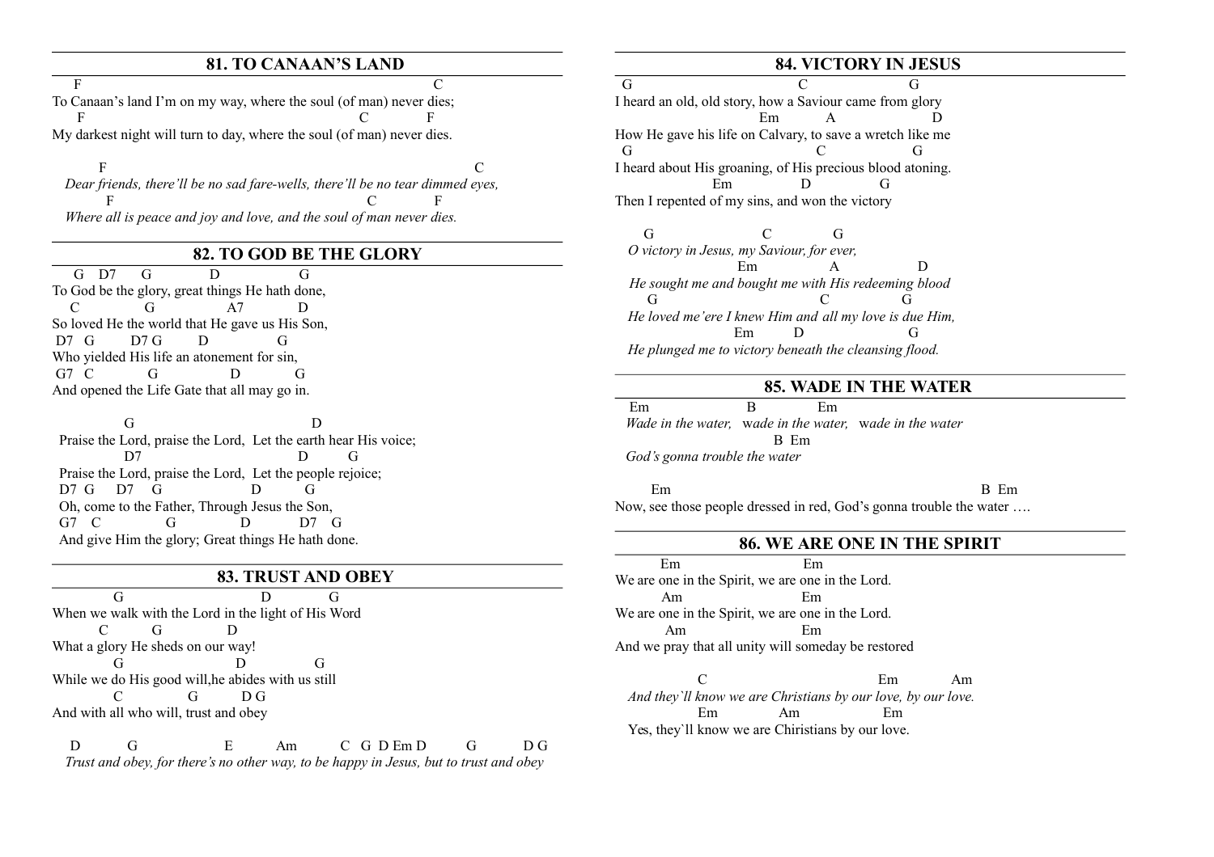## 81. TO CANAAN'S LAND

```
    F                                                                  C
To Canaan's land I'm on my way, where the soul (of man) never dies;
      F                                                  C           F
My darkest night will turn to day, where the soul (of man) never dies.
```

```
        F                                                                  C
  Dear friends, there'll be no sad fare-wells, there'll be no tear dimmed eyes,
         F                                                  C          F
  Where all is peace and joy and love, and the soul of man never dies.
```

## 82. TO GOD BE THE GLORY

```
    G   D7     G           D           G
To God be the glory, great things He hath done,
  C             G              A7            D
So loved He the world that He gave us His Son,
 D7   G        D7 G        D               G
Who yielded His life an atonement for sin,
 G7   C              G                D            G
And opened the Life Gate that all may go in.
```

```
              G                                      D
  Praise the Lord, praise the Lord,  Let the earth hear His voice;
             D7                                   D        G
  Praise the Lord, praise the Lord,  Let the people rejoice;
  D7  G     D7    G                  D          G
  Oh, come to the Father, Through Jesus the Son,
  G7   C              G              D           D7   G
  And give Him the glory; Great things He hath done.
```

## 83. TRUST AND OBEY

```
             G                               D            G
When we walk with the Lord in the light of His Word
         C          G              D
What a glory He sheds on our way!
             G                         D               G
While we do His good will,he abides with us still
            C              G          D G
And with all who will, trust and obey
```

```
    D           G                    E          Am         C   G  D Em D         G          D G
  Trust and obey, for there's no other way, to be happy in Jesus, but to trust and obey
```

## 84. VICTORY IN JESUS

```
 G                               C                  G
I heard an old, old story, how a Saviour came from glory
                          Em          A                     D
How He gave his life on Calvary, to save a wretch like me
 G                                   C                  G
I heard about His groaning, of His precious blood atoning.
                  Em               D               G
Then I repented of my sins, and won the victory
```

```
     G                  C              G
  O victory in Jesus, my Saviour, for ever,
                      Em                A                  D
  He sought me and bought me with His redeeming blood
      G                             C               G
  He loved me'ere I knew Him and all my love is due Him,
                     Em         D                      G
  He plunged me to victory beneath the cleansing flood.
```

## 85. WADE IN THE WATER

```
   Em                     B             Em
  Wade in the water,   wade in the water,   wade in the water
                               B  Em
  God's gonna trouble the water
```

```
       Em                                                                   B  Em
Now, see those people dressed in red, God's gonna trouble the water ….
```

## 86. WE ARE ONE IN THE SPIRIT

```
        Em                      Em
We are one in the Spirit, we are one in the Lord.
        Am                      Em
We are one in the Spirit, we are one in the Lord.
          Am                     Em
And we pray that all unity will someday be restored
```

```
                C                                 Em            Am
  And they`ll know we are Christians by our love, by our love.
                Em             Am                Em
  Yes, they`ll know we are Chiristians by our love.
```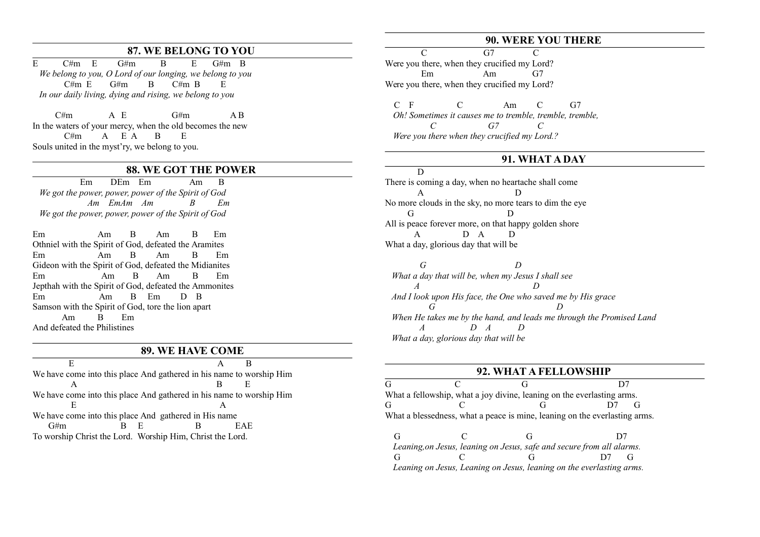## 87. WE BELONG TO YOU

```
E        C#m    E       G#m        B         E      G#m    B
  We belong to you, O Lord of our longing, we belong to you
            C#m  E       G#m        B       C#m  B        E
  In our daily living, dying and rising, we belong to you

       C#m              A   E                 G#m                A B
In the waters of your mercy, when the old becomes the new
           C#m         A     E  A       B        E
Souls united in the myst'ry, we belong to you.
```

## 88. WE GOT THE POWER

```
               Em        DEm   Em              Am      B
  We got the power, power, power of the Spirit of God
                  Am    EmAm    Am              B          Em
  We got the power, power, power of the Spirit of God

Em                   Am         B        Am          B       Em
Othniel with the Spirit of God, defeated the Aramites
Em                   Am         B        Am          B       Em
Gideon with the Spirit of God, defeated the Midianites
Em                   Am         B        Am          B       Em
Jepthah with the Spirit of God, defeated the Ammonites
Em                   Am         B     Em        D   B
Samson with the Spirit of God, tore the lion apart
         Am          B        Em
And defeated the Philistines
```

## 89. WE HAVE COME

```
           E                                                        A          B
We have come into this place And gathered in his name to worship Him
            A                                                       B          E
We have come into this place And gathered in his name to worship Him
            E                                                       A
We have come into this place And  gathered in His name
     G#m                     B    E                  B              EAE
To worship Christ the Lord.  Worship Him, Christ the Lord.
```

## 90. WERE YOU THERE

```
           C                      G7               C
Were you there, when they crucified my Lord?
           Em                    Am              G7
Were you there, when they crucified my Lord?

  C    F                 C                 Am          C           G7
  Oh! Sometimes it causes me to tremble, tremble, tremble,
             C                   G7               C
  Were you there when they crucified my Lord.?
```

## 91. WHAT A DAY

```
          D
There is coming a day, when no heartache shall come
          A                                   D
No more clouds in the sky, no more tears to dim the eye
       G                               D
All is peace forever more, on that happy golden shore
         A                  D    A          D
What a day, glorious day that will be

          G                                    D
  What a day that will be, when my Jesus I shall see
          A                                        D
  And I look upon His face, the One who saved me by His grace
               G                                                 D
  When He takes me by the hand, and leads me through the Promised Land
          A                 D    A          D
  What a day, glorious day that will be
```

## 92. WHAT A FELLOWSHIP

```
G                       C                      G                              D7
What a fellowship, what a joy divine, leaning on the everlasting arms.
G                         C                        G                        D7        G
What a blessedness, what a peace is mine, leaning on the everlasting arms.

  G                    C                      G                                D7
  Leaning,on Jesus, leaning on Jesus, safe and secure from all alarms.
  G                    C                       G                        D7        G
  Leaning on Jesus, Leaning on Jesus, leaning on the everlasting arms.
```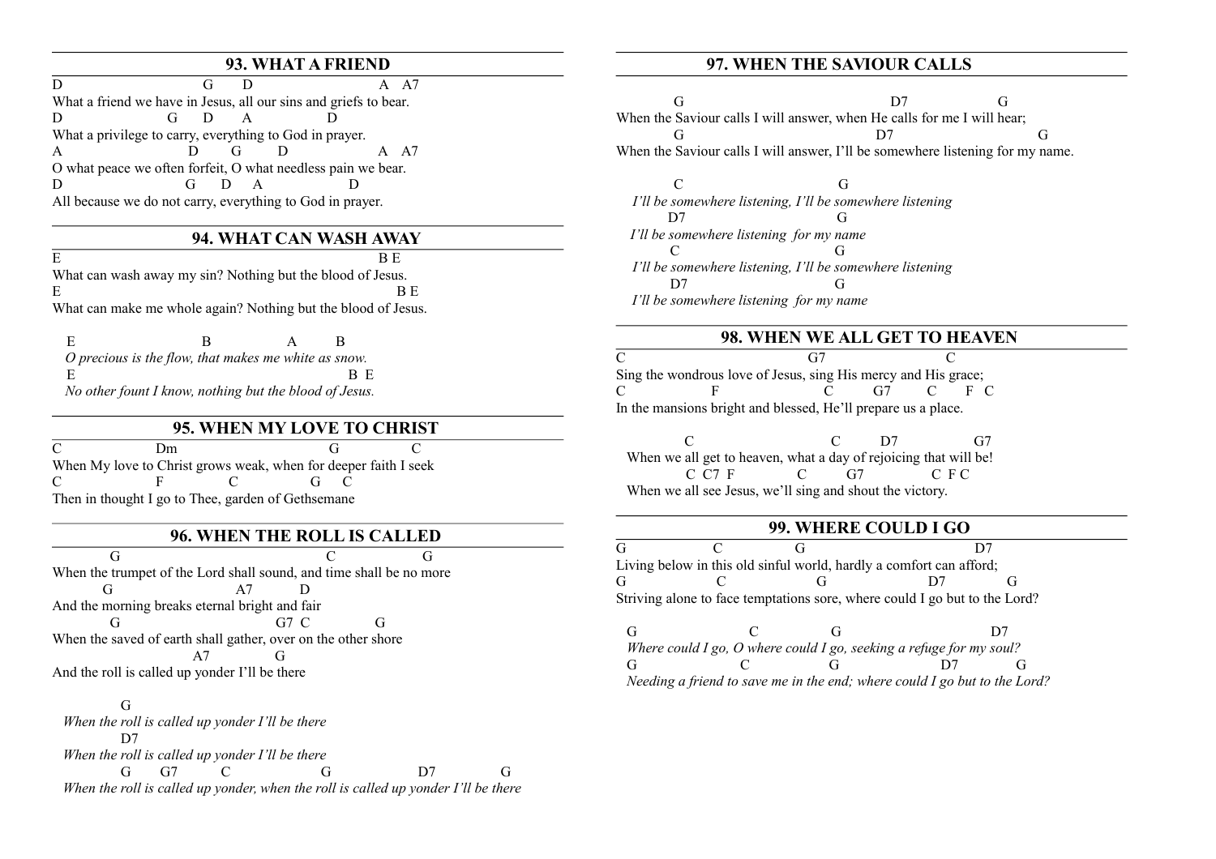## 93. WHAT A FRIEND

```
D                            G       D                             A   A7
What a friend we have in Jesus, all our sins and griefs to bear.
D                      G     D      A                D
What a privilege to carry, everything to God in prayer.
A                           D       G         D                    A   A7
O what peace we often forfeit, O what needless pain we bear.
D                           G     D    A                D
All because we do not carry, everything to God in prayer.
```

## 94. WHAT CAN WASH AWAY

```
E                                                                    B E
What can wash away my sin? Nothing but the blood of Jesus.
E                                                                       B E
What can make me whole again? Nothing but the blood of Jesus.
```

```
   E                         B                  A         B
  O precious is the flow, that makes me white as snow.
   E                                                  B  E
  No other fount I know, nothing but the blood of Jesus.
```

## 95. WHEN MY LOVE TO CHRIST

```
C                  Dm                                   G                C
When My love to Christ grows weak, when for deeper faith I seek
C                      F              C                 G     C
Then in thought I go to Thee, garden of Gethsemane
```

## 96. WHEN THE ROLL IS CALLED

```
           G                                                C                    G
When the trumpet of the Lord shall sound, and time shall be no more
          G                           A7            D
And the morning breaks eternal bright and fair
           G                                      G7  C                G
When the saved of earth shall gather, over on the other shore
                           A7               G
And the roll is called up yonder I'll be there
```

```
             G
  When the roll is called up yonder I'll be there
             D7
  When the roll is called up yonder I'll be there
             G       G7         C                G                    D7              G
  When the roll is called up yonder, when the roll is called up yonder I'll be there
```

## 97. WHEN THE SAVIOUR CALLS

```
          G                                                D7                  G
When the Saviour calls I will answer, when He calls for me I will hear;
          G                                              D7                               G
When the Saviour calls I will answer, I'll be somewhere listening for my name.
```

```
           C                            G
  I'll be somewhere listening, I'll be somewhere listening
          D7                            G
  I'll be somewhere listening  for my name
           C                            G
  I'll be somewhere listening, I'll be somewhere listening
          D7                            G
  I'll be somewhere listening  for my name
```

## 98. WHEN WE ALL GET TO HEAVEN

```
C                                        G7                          C
Sing the wondrous love of Jesus, sing His mercy and His grace;
C                      F                      C         G7        C       F  C
In the mansions bright and blessed, He'll prepare us a place.
```

```
             C                           C          D7                G7
  When we all get to heaven, what a day of rejoicing that will be!
             C  C7  F              C          G7               C  F C
  When we all see Jesus, we'll sing and shout the victory.
```

## 99. WHERE COULD I GO

```
G                    C                G                                       D7
Living below in this old sinful world, hardly a comfort can afford;
G                      C                  G                    D7               G
Striving alone to face temptations sore, where could I go but to the Lord?
```

```
  G                        C                  G                                  D7
  Where could I go, O where could I go, seeking a refuge for my soul?
  G                        C                  G                    D7              G
  Needing a friend to save me in the end; where could I go but to the Lord?
```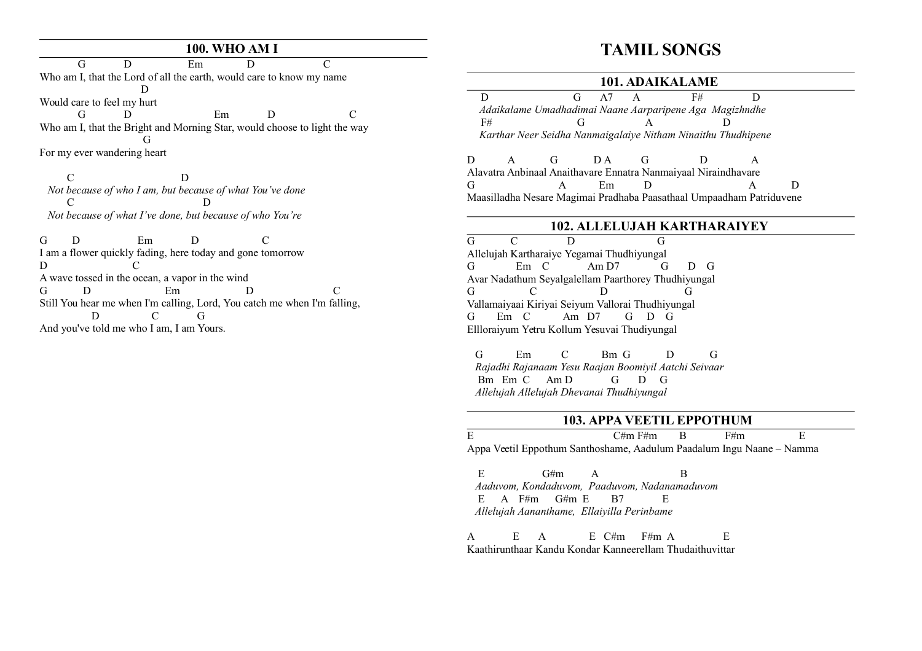## 100. WHO AM I

```
         G          D              Em           D                 C
Who am I, that the Lord of all the earth, would care to know my name
                         D
Would care to feel my hurt
         G          D                      Em           D                    C
Who am I, that the Bright and Morning Star, would choose to light the way
                          G
For my ever wandering heart
```

```
       C                          D
  Not because of who I am, but because of what You've done
       C                              D
  Not because of what I've done, but because of who You're
```

```
G       D              Em          D               C
I am a flower quickly fading, here today and gone tomorrow
D                   C
A wave tossed in the ocean, a vapor in the wind
G          D                  Em                D                      C
Still You hear me when I'm calling, Lord, You catch me when I'm falling,
              D            C          G
And you've told me who I am, I am Yours.
```

# TAMIL SONGS

## 101. ADAIKALAME

```
   D                        G      A7      A              F#              D
  Adaikalame Umadhadimai Naane Aarparipene Aga  Magizhndhe
   F#                     G                     A                   D
  Karthar Neer Seidha Nanmaigalaiye Nitham Ninaithu Thudhipene
```

```
D        A         G         D A        G             D            A
Alavatra Anbinaal Anaithavare Ennatra Nanmaiyaal Niraindhavare
G                     A         Em          D                         A          D
Maasilladha Nesare Magimai Pradhaba Paasathaal Umpaadham Patriduvene
```

## 102. ALLELUJAH KARTHARAIYEY

```
G          C              D                    G
Allelujah Kartharaiye Yegamai Thudhiyungal
G           Em   C           Am D7            G      D   G
Avar Nadathum Seyalgalellam Paarthorey Thudhiyungal
G              C                 D                   G
Vallamaiyaai Kiriyai Seiyum Vallorai Thudhiyungal
G      Em   C         Am   D7       G    D   G
Ellloraiyum Yetru Kollum Yesuvai Thudiyungal
```

```
  G         Em         C          Bm  G           D           G
  Rajadhi Rajanaam Yesu Raajan Boomiyil Aatchi Seivaar
   Bm   Em  C     Am D           G     D    G
  Allelujah Allelujah Dhevanai Thudhiyungal
```

## 103. APPA VEETIL EPPOTHUM

```
E                                    C#m F#m      B           F#m               E
Appa Veetil Eppothum Santhoshame, Aadulum Paadalum Ingu Naane – Namma
```

```
  E              G#m        A                  B
  Aaduvom, Kondaduvom,  Paaduvom, Nadanamaduvom
   E     A   F#m     G#m  E       B7            E
  Allelujah Aananthame,  Ellaiyilla Perinbame
```

```
A           E      A            E  C#m     F#m  A              E
Kaathirunthaar Kandu Kondar Kanneerellam Thudaithuvittar
```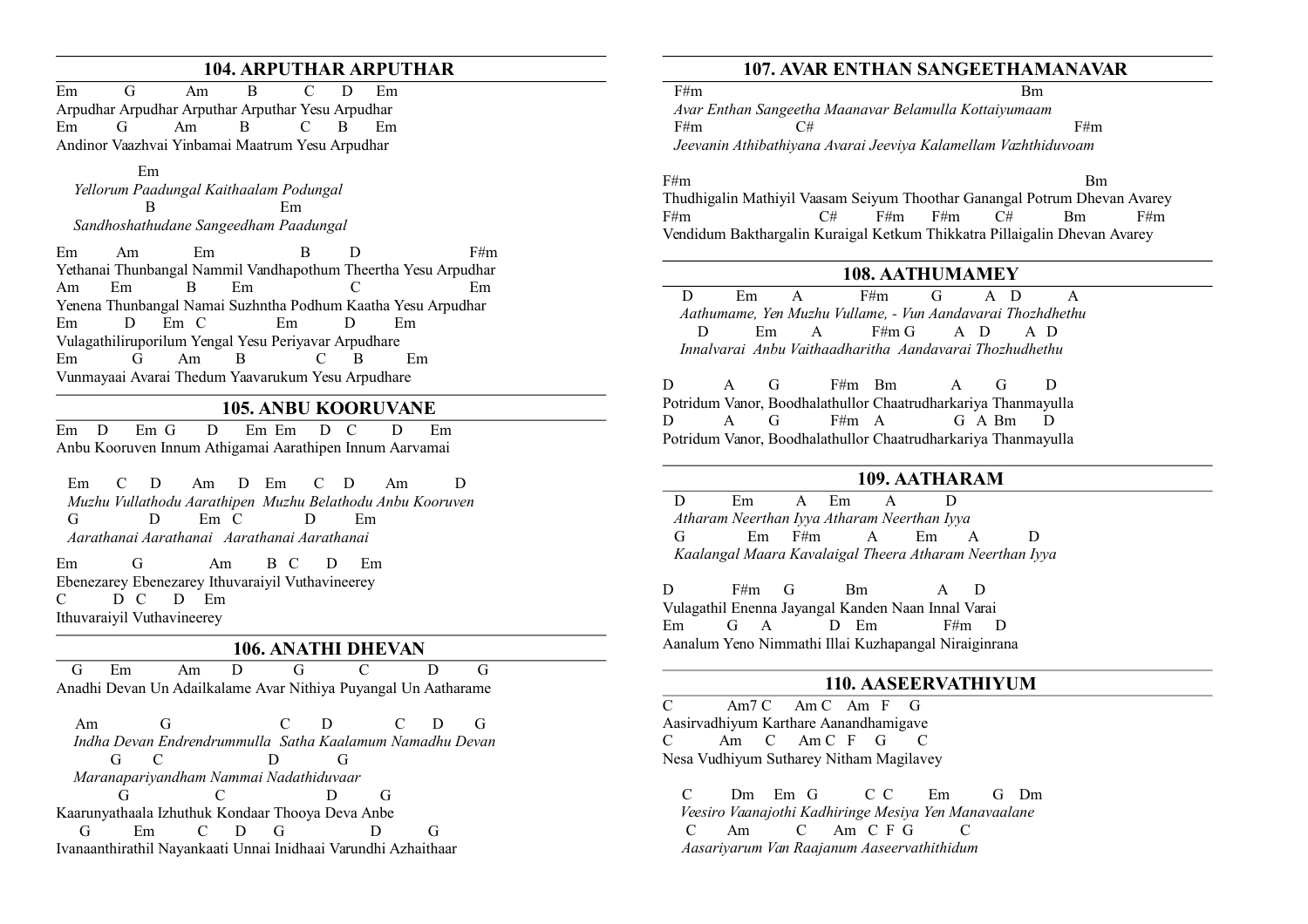## 104. ARPUTHAR ARPUTHAR

```
Em          G           Am        B          C      D      Em
Arpudhar Arpudhar Arputhar Arputhar Yesu Arpudhar
Em         G           Am         B          C      B      Em
Andinor Vaazhvai Yinbamai Maatrum Yesu Arpudhar
```

```
             Em
   Yellorum Paadungal Kaithaalam Podungal
                 B                         Em
   Sandhoshathudane Sangeedham Paadungal
```

```
Em        Am          Em                  B         D                      F#m
Yethanai Thunbangal Nammil Vandhapothum Theertha Yesu Arpudhar
Am        Em           B        Em                     C                        Em
Yenena Thunbangal Namai Suzhntha Podhum Kaatha Yesu Arpudhar
Em          D      Em  C                Em           D          Em
Vulagathiliruporilum Yengal Yesu Periyavar Arpudhare
Em            G          Am         B               C       B            Em
Vunmayaai Avarai Thedum Yaavarukum Yesu Arpudhare
```

## 105. ANBU KOORUVANE

```
Em    D      Em G       D      Em Em     D   C        D        Em
Anbu Kooruven Innum Athigamai Aarathipen Innum Aarvamai
```

```
   Em      C     D       Am     D   Em      C    D        Am           D
   Muzhu Vullathodu Aarathipen  Muzhu Belathodu Anbu Kooruven
   G               D           Em  C                D          Em
   Aarathanai Aarathanai   Aarathanai Aarathanai
```

```
Em            G               Am       B  C      D     Em
Ebenezarey Ebenezarey Ithuvaraiyil Vuthavineerey
C         D  C      D    Em
Ithuvaraiyil Vuthavineerey
```

## 106. ANATHI DHEVAN

```
   G       Em          Am        D           G               C               D          G
Anadhi Devan Un Adailkalame Avar Nithiya Puyangal Un Aatharame
```

```
   Am                 G                          C          D              C       D       G
   Indha Devan Endrendrummulla  Satha Kaalamum Namadhu Devan
          G       C                          D              G
   Maranapariyandham Nammai Nadathiduvaar
            G                        C                          D          G
Kaarunyathaala Izhuthuk Kondaar Thooya Deva Anbe
    G          Em          C       D      G                            D            G
Ivanaanthirathil Nayankaati Unnai Inidhaai Varundhi Azhaithaar
```

## 107. AVAR ENTHAN SANGEETHAMANAVAR

```
   F#m                                                                                 Bm
   Avar Enthan Sangeetha Maanavar Belamulla Kottaiyumaam
   F#m                      C#                                                         F#m
   Jeevanin Athibathiyana Avarai Jeeviya Kalamellam Vazhthiduvoam
```

```
F#m                                                                                            Bm
Thudhigalin Mathiyil Vaasam Seiyum Thoothar Ganangal Potrum Dhevan Avarey
F#m                         C#         F#m      F#m       C#          Bm           F#m
Vendidum Bakthargalin Kuraigal Ketkum Thikkatra Pillaigalin Dhevan Avarey
```

## 108. AATHUMAMEY

```
    D         Em        A              F#m         G          A  D          A
   Aathumame, Yen Muzhu Vullame, - Vun Aandavarai Thozhdhethu
      D           Em         A            F#m G          A   D        A  D
   Innalvarai  Anbu Vaithaadharitha  Aandavarai Thozhudhethu
```

```
D          A         G           F#m    Bm             A          G          D
Potridum Vanor, Boodhalathullor Chaatrudharkariya Thanmayulla
D          A         G           F#m    A              G  A  Bm       D
Potridum Vanor, Boodhalathullor Chaatrudharkariya Thanmayulla
```

## 109. AATHARAM

```
   D          Em          A    Em        A            D
   Atharam Neerthan Iyya Atharam Neerthan Iyya
   G              Em     F#m          A         Em       A            D
   Kaalangal Maara Kavalaigal Theera Atharam Neerthan Iyya
```

```
D            F#m     G             Bm                A       D
Vulagathil Enenna Jayangal Kanden Naan Innal Varai
Em          G     A              D    Em               F#m      D
Aanalum Yeno Nimmathi Illai Kuzhapangal Niraiginrana
```

## 110. AASEERVATHIYUM

```
C           Am7 C     Am C   Am  F    G
Aasirvadhiyum Karthare Aanandhamigave
C          Am      C     Am C  F     G        C
Nesa Vudhiyum Sutharey Nitham Magilavey
```

```
   C        Dm    Em  G          C  C         Em           G   Dm
   Veesiro Vaanajothi Kadhiringe Mesiya Yen Manavaalane
    C        Am           C      Am  C  F  G            C
   Aasariyarum Van Raajanum Aaseervathithidum
```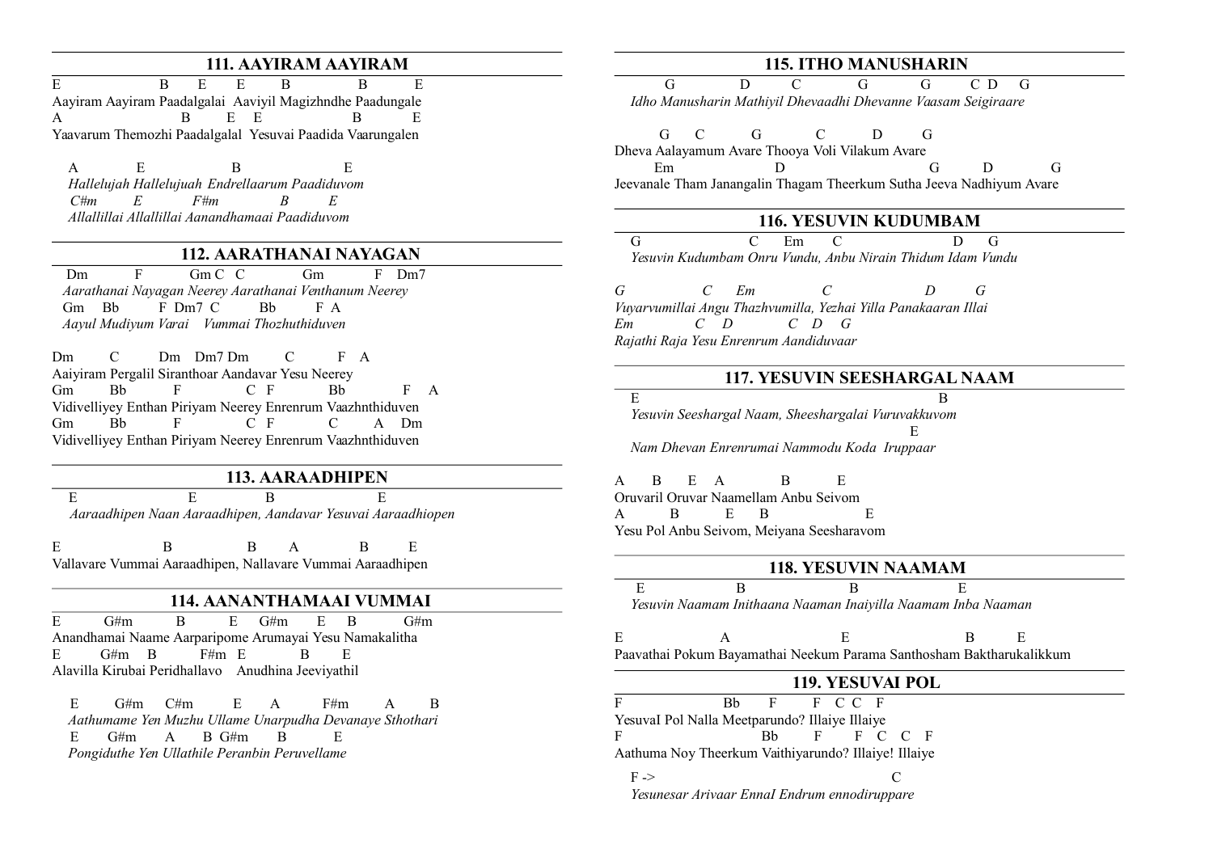## 111. AAYIRAM AAYIRAM

```
E                    B      E      E       B              B          E
Aayiram Aayiram Paadalgalai  Aaviyil Magizhndhe Paadungale
A                          B       E   E                    B          E
Yaavarum Themozhi Paadalgalal  Yesuvai Paadida Vaarungalen

   A          E                B                        E
   Hallelujah Hallelujuah  Endrellaarum Paadiduvom
   C#m        E          F#m            B         E
   Allallillai Allallillai Aanandhamaai Paadiduvom
```

## 112. AARATHANAI NAYAGAN

```
  Dm          F          Gm C  C               Gm            F    Dm7
  Aarathanai Nayagan Neerey Aarathanai Venthanum Neerey
  Gm    Bb         F  Dm7  C         Bb          F  A
  Aayul Mudiyum Varai    Vummai Thozhuthiduven

Dm        C         Dm    Dm7 Dm          C            F   A
Aaiyiram Pergalil Siranthoar Aandavar Yesu Neerey
Gm        Bb          F             C  F              Bb                  F     A
Vidivelliyey Enthan Piriyam Neerey Enrenrum Vaazhnthiduven
Gm        Bb          F             C  F              C          A    Dm
Vidivelliyey Enthan Piriyam Neerey Enrenrum Vaazhnthiduven
```

## 113. AARAADHIPEN

```
   E                    E               B                     E
   Aaraadhipen Naan Aaraadhipen, Aandavar Yesuvai Aaraadhiopen

E                   B              B        A            B        E
Vallavare Vummai Aaraadhipen, Nallavare Vummai Aaraadhipen
```

## 114. AANANTHAMAAI VUMMAI

```
E          G#m          B          E    G#m       E     B            G#m
Anandhamai Naame Aarparipome Arumayai Yesu Namakalitha
E          G#m    B             F#m  E             B         E
Alavilla Kirubai Peridhallavo    Anudhina Jeeviyathil

   E         G#m      C#m           E        A             F#m          A         B
   Aathumame Yen Muzhu Ullame Unarpudha Devanaye Sthothari
   E        G#m        A      B  G#m        B             E
   Pongiduthe Yen Ullathile Peranbin Peruvellame
```

## 115. ITHO MANUSHARIN

```
        G                 D          C              G              G           C  D     G
   Idho Manusharin Mathiyil Dhevaadhi Dhevanne Vaasam Seigiraare

       G      C           G             C              D           G
Dheva Aalayamum Avare Thooya Voli Vilakum Avare
         Em                          D                           G          D             G
Jeevanale Tham Janangalin Thagam Theerkum Sutha Jeeva Nadhiyum Avare
```

## 116. YESUVIN KUDUMBAM

```
   G                         C      Em       C                           D      G
   Yesuvin Kudumbam Onru Vundu, Anbu Nirain Thidum Idam Vundu

G                  C       Em               C                        D          G
Vuyarvumillai Angu Thazhvumilla, Yezhai Yilla Panakaaran Illai
Em              C     D            C    D     G
Rajathi Raja Yesu Enrenrum Aandiduvaar
```

## 117. YESUVIN SEESHARGAL NAAM

```
   E                                                                    B
   Yesuvin Seeshargal Naam, Sheeshargalai Vuruvakkuvom
                                                                  E
   Nam Dhevan Enrenrumai Nammodu Koda  Iruppaar

A      B      E    A              B          E
Oruvaril Oruvar Naamellam Anbu Seivom
A          B           E      B                        E
Yesu Pol Anbu Seivom, Meiyana Seesharavom
```

## 118. YESUVIN NAAMAM

```
     E                     B                         B                      E
   Yesuvin Naamam Inithaana Naaman Inaiyilla Naamam Inba Naaman

E                      A                          E                            B         E
Paavathai Pokum Bayamathai Neekum Parama Santhosham Baktharukalikkum
```

## 119. YESUVAI POL

```
F                         Bb       F        F   C  C   F
YesuvaI Pol Nalla Meetparundo? Illaiye Illaiye
F                                  Bb        F         F   C    C    F
Aathuma Noy Theerkum Vaithiyarundo? Illaiye! Illaiye

   F ->                                                   C
   Yesunesar Arivaar EnnaI Endrum ennodiruppare
```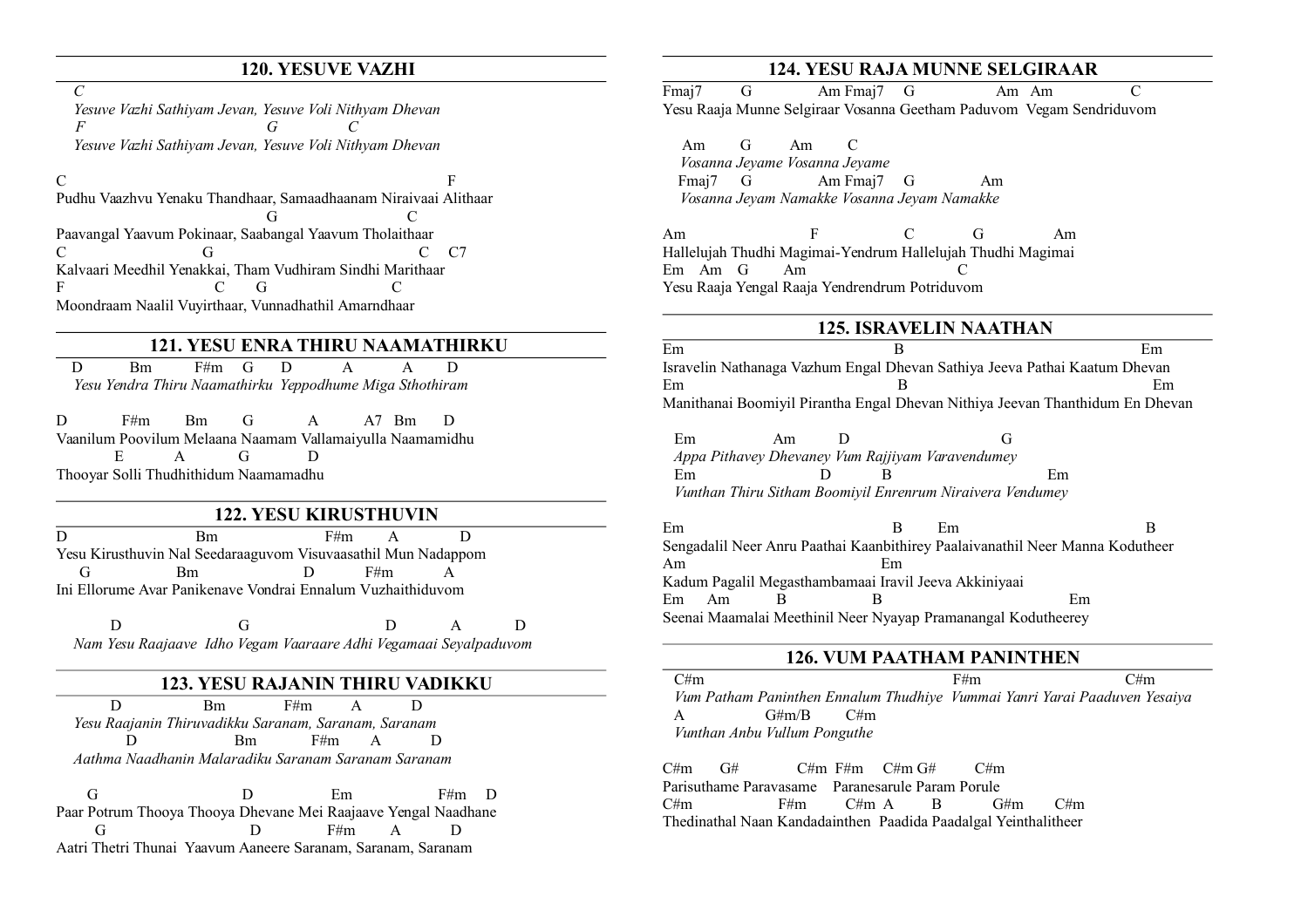## 120. YESUVE VAZHI

```
C
Yesuve Vazhi Sathiyam Jevan, Yesuve Voli Nithyam Dhevan
F                              G              C
Yesuve Vazhi Sathiyam Jevan, Yesuve Voli Nithyam Dhevan

C                                                                    F
Pudhu Vaazhvu Yenaku Thandhaar, Samaadhaanam Niraivaai Alithaar
                                    G                    C
Paavangal Yaavum Pokinaar, Saabangal Yaavum Tholaithaar
C                    G                                   C    C7
Kalvaari Meedhil Yenakkai, Tham Vudhiram Sindhi Marithaar
F                          C      G                    C
Moondraam Naalil Vuyirthaar, Vunnadhathil Amarndhaar
```

## 121. YESU ENRA THIRU NAAMATHIRKU

```
   D         Bm       F#m    G      D          A         A       D
   Yesu Yendra Thiru Naamathirku  Yeppodhume Miga Sthothiram

D         F#m        Bm        G          A         A7   Bm      D
Vaanilum Poovilum Melaana Naamam Vallamaiyulla Naamamidhu
          E          A          G           D
Thooyar Solli Thudhithidum Naamamadhu
```

## 122. YESU KIRUSTHUVIN

```
D                        Bm                    F#m        A             D
Yesu Kirusthuvin Nal Seedaraaguvom Visuvaasathil Mun Nadappom
    G                  Bm                    D          F#m            A
Ini Ellorume Avar Panikenave Vondrai Ennalum Vuzhaithiduvom

          D                      G                           D          A          D
   Nam Yesu Raajaave  Idho Vegam Vaaraare Adhi Vegamaai Seyalpaduvom
```

## 123. YESU RAJANIN THIRU VADIKKU

```
          D               Bm            F#m         A           D
   Yesu Raajanin Thiruvadikku Saranam, Saranam, Saranam
            D                    Bm              F#m        A           D
   Aathma Naadhanin Malaradiku Saranam Saranam Saranam

     G                         D               Em                    F#m    D
Paar Potrum Thooya Thooya Dhevane Mei Raajaave Yengal Naadhane
       G                          D           F#m        A           D
Aatri Thetri Thunai  Yaavum Aaneere Saranam, Saranam, Saranam
```

## 124. YESU RAJA MUNNE SELGIRAAR

```
Fmaj7        G              Am Fmaj7    G                  Am   Am              C
Yesu Raaja Munne Selgiraar Vosanna Geetham Paduvom  Vegam Sendriduvom

   Am       G        Am       C
   Vosanna Jeyame Vosanna Jeyame
  Fmaj7     G              Am Fmaj7    G                Am
   Vosanna Jeyam Namakke Vosanna Jeyam Namakke

Am                         F                C             G               Am
Hallelujah Thudhi Magimai-Yendrum Hallelujah Thudhi Magimai
Em   Am   G       Am                       C
Yesu Raaja Yengal Raaja Yendrendrum Potriduvom
```

## 125. ISRAVELIN NAATHAN

```
Em                                         B                                          Em
Isravelin Nathanaga Vazhum Engal Dhevan Sathiya Jeeva Pathai Kaatum Dhevan
Em                                          B                                          Em
Manithanai Boomiyil Pirantha Engal Dhevan Nithiya Jeevan Thanthidum En Dhevan

   Em               Am          D                                  G
   Appa Pithavey Dhevaney Vum Rajjiyam Varavendumey
   Em                        D          B                               Em
   Vunthan Thiru Sitham Boomiyil Enrenrum Niraivera Vendumey

Em                                      B        Em                                  B
Sengadalil Neer Anru Paathai Kaanbithirey Paalaivanathil Neer Manna Kodutheer
Am                                   Em
Kadum Pagalil Megasthambamaai Iravil Jeeva Akkiniyaai
Em     Am         B                 B                                   Em
Seenai Maamalai Meethinil Neer Nyayap Pramanangal Kodutheerey
```

## 126. VUM PAATHAM PANINTHEN

```
   C#m                                           F#m                              C#m
   Vum Patham Paninthen Ennalum Thudhiye  Vummai Yanri Yarai Paaduven Yesaiya
   A                 G#m/B        C#m
   Vunthan Anbu Vullum Ponguthe

C#m       G#          C#m  F#m     C#m G#         C#m
Parisuthame Paravasame    Paranesarule Param Porule
C#m                 F#m          C#m  A         B           G#m       C#m
Thedinathal Naan Kandadainthen  Paadida Paadalgal Yeinthalitheer
```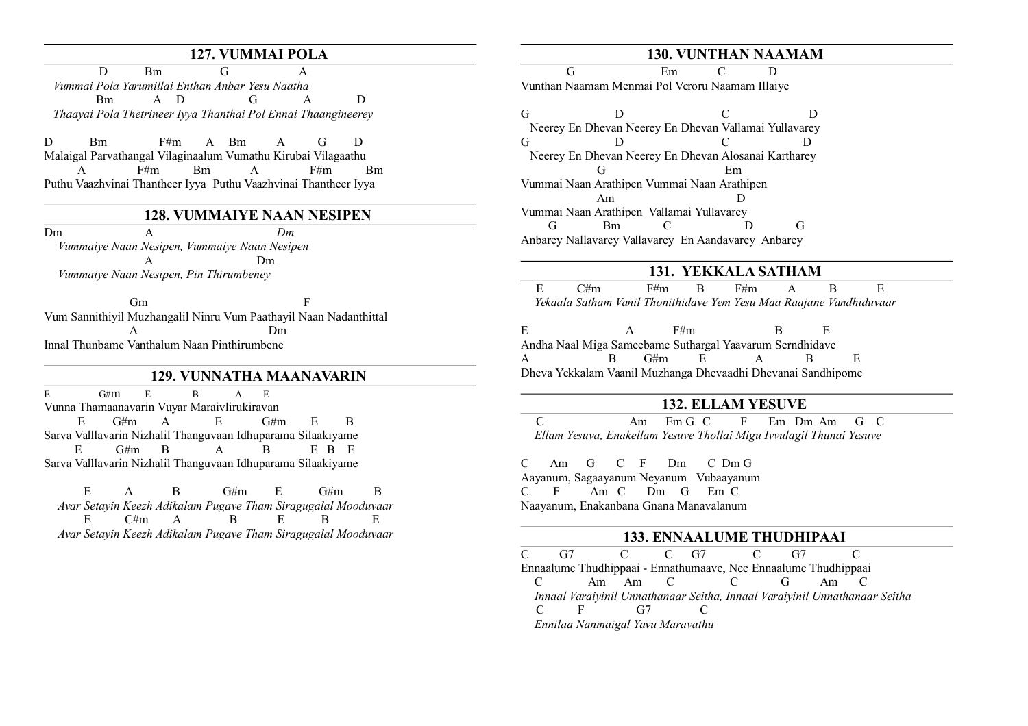## 127. VUMMAI POLA

```
          D          Bm              G                 A
  Vummai Pola Yarumillai Enthan Anbar Yesu Naatha
           Bm         A   D              G          A           D
  Thaayai Pola Thetrineer Iyya Thanthai Pol Ennai Thaangineerey

D         Bm         F#m     A   Bm        A        G        D
Malaigal Parvathangal Vilaginaalum Vumathu Kirubai Vilagaathu
       A           F#m         Bm           A             F#m         Bm
Puthu Vaazhvinai Thantheer Iyya  Puthu Vaazhvinai Thantheer Iyya
```

## 128. VUMMAIYE NAAN NESIPEN

```
Dm                    A                                  Dm
   Vummaiye Naan Nesipen, Vummaiye Naan Nesipen
                      A                         Dm
   Vummaiye Naan Nesipen, Pin Thirumbeney

                    Gm                                          F
Vum Sannithiyil Muzhangalil Ninru Vum Paathayil Naan Nadanthittal
                 A                              Dm
Innal Thunbame Vanthalum Naan Pinthirumbene
```

## 129. VUNNATHA MAANAVARIN

```
E          G#m       E          B          A     E
Vunna Thamaanavarin Vuyar Maraivlirukiravan
       E       G#m      A          E          G#m       E        B
Sarva Valllavarin Nizhalil Thanguvaan Idhuparama Silaakiyame
      E        G#m      B           A           B          E  B  E
Sarva Valllavarin Nizhalil Thanguvaan Idhuparama Silaakiyame

         E          A           B            G#m         E           G#m         B
  Avar Setayin Keezh Adikalam Pugave Tham Siragugalal Mooduvaar
         E         C#m      A              B             E            B            E
  Avar Setayin Keezh Adikalam Pugave Tham Siragugalal Mooduvaar
```

## 130. VUNTHAN NAAMAM

```
          G                         Em          C          D
Vunthan Naamam Menmai Pol Veroru Naamam Illaiye

G                     D                           C                      D
  Neerey En Dhevan Neerey En Dhevan Vallamai Yullavarey
G                     D                           C                      D
  Neerey En Dhevan Neerey En Dhevan Alosanai Kartharey
               G                               Em
Vummai Naan Arathipen Vummai Naan Arathipen
               Am                             D
Vummai Naan Arathipen  Vallamai Yullavarey
      G           Bm          C                  D          G
Anbarey Nallavarey Vallavarey  En Aandavarey  Anbarey
```

## 131. YEKKALA SATHAM

```
    E        C#m           F#m       B        F#m        A          B           E
  Yekaala Satham Vanil Thonithidave Yem Yesu Maa Raajane Vandhiduvaar

E                        A            F#m                       B          E
Andha Naal Miga Sameebame Suthargal Yaavarum Serndhidave
A                     B       G#m         E            A            B             E
Dheva Yekkalam Vaanil Muzhanga Dhevaadhi Dhevanai Sandhipome
```

## 132. ELLAM YESUVE

```
    C                      Am     Em G  C         F      Em  Dm  Am      G   C
  Ellam Yesuva, Enakellam Yesuve Thollai Migu Ivvulagil Thunai Yesuve

C      Am     G      C    F        Dm        C  Dm G
Aayanum, Sagaayanum Neyanum   Vubaayanum
C       F         Am  C       Dm      G      Em  C
Naayanum, Enakanbana Gnana Manavalanum
```

## 133. ENNAALUME THUDHIPAAI

```
C        G7             C          C     G7             C         G7              C
Ennaalume Thudhippaai - Ennathumaave, Nee Ennaalume Thudhippaai
   C           Am     Am        C                  C            G          Am      C
  Innaal Varaiyinil Unnathanaar Seitha, Innaal Varaiyinil Unnathanaar Seitha
   C          F               G7             C
  Ennilaa Nanmaigal Yavu Maravathu
```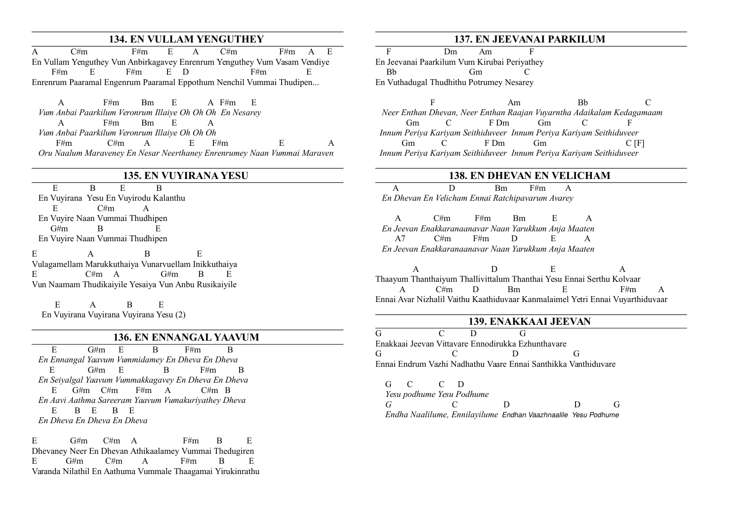## 134. EN VULLAM YENGUTHEY

```
A          C#m              F#m      E      A       C#m              F#m    A    E
En Vullam Yenguthey Vun Anbirkagavey Enrenrum Yenguthey Vum Vasam Vendiye
     F#m       E         F#m         E   D                       F#m              E
Enrenrum Paaramal Engenrum Paaramal Eppothum Nenchil Vummai Thudipen...
```

```
      A              F#m         Bm        E           A  F#m      E
  Vum Anbai Paarkilum Veronrum Illaiye Oh Oh Oh  En Nesarey
      A              F#m         Bm        E           A
  Vum Anbai Paarkilum Veronrum Illaiye Oh Oh Oh
      F#m             C#m        A              E         F#m                 E                  A
  Oru Naalum Maraveney En Nesar Neerthaney Enrenrumey Naan Vummai Maraven
```

## 135. EN VUYIRANA YESU

```
     E            B         E           B
  En Vuyirana  Yesu En Vuyirodu Kalanthu
     E           C#m          A
  En Vuyire Naan Vummai Thudhipen
    G#m           B                 E
  En Vuyire Naan Vummai Thudhipen
```

```
E                 A                     B                  E
Vulagamellam Marukkuthaiya Vunarvuellam Inikkuthaiya
E               C#m    A               G#m        B         E
Vun Naamam Thudikaiyile Yesaiya Vun Anbu Rusikaiyile
```

```
      E           A             B          E
   En Vuyirana Vuyirana Vuyirana Yesu (2)
```

## 136. EN ENNANGAL YAAVUM

```
     E          G#m     E           B           F#m           B
  En Ennangal Yaavum Vummidamey En Dheva En Dheva
    E            G#m     E              B            F#m          B
  En Seiyalgal Yaavum Vummakkagavey En Dheva En Dheva
     E       G#m    C#m          F#m      A               C#m  B
  En Aavi Aathma Sareeram Yaavum Vumakuriyathey Dheva
     E        B    E      B    E
  En Dheva En Dheva En Dheva
```

```
E            G#m       C#m     A                    F#m        B          E
Dhevaney Neer En Dhevan Athikaalamey Vummai Thedugiren
E            G#m          C#m           A              F#m          B          E
Varanda Nilathil En Aathuma Vummale Thaagamai Yirukinrathu
```

## 137. EN JEEVANAI PARKILUM

```
    F                   Dm         Am              F
En Jeevanai Paarkilum Vum Kirubai Periyathey
    Bb                          Gm               C
En Vuthadugal Thudhithu Potrumey Nesarey
```

```
                      F                              Am                         Bb                            C
  Neer Enthan Dhevan, Neer Enthan Raajan Vuyarntha Adaikalam Kedagamaam
          Gm          C             F Dm           Gm             C                   F
  Innum Periya Kariyam Seithiduveer  Innum Periya Kariyam Seithiduveer
        Gm           C               F Dm             Gm                                 C [F]
  Innum Periya Kariyam Seithiduveer  Innum Periya Kariyam Seithiduveer
```

## 138. EN DHEVAN EN VELICHAM

```
      A                     D                 Bm         F#m        A
  En Dhevan En Velicham Ennai Ratchipavarum Avarey
```

```
      A             C#m          F#m          Bm             E            A
  En Jeevan Enakkaranaanavar Naan Yarukkum Anja Maaten
      A7            C#m          F#m          D               E            A
  En Jeevan Enakkaranaanavar Naan Yarukkum Anja Maaten
```

```
              A                               D                       E                              A
Thaayum Thanthaiyum Thallivittalum Thanthai Yesu Ennai Serthu Kolvaar
        A            C#m         D            Bm                  E                        F#m        A
Ennai Avar Nizhalil Vaithu Kaathiduvaar Kanmalaimel Yetri Ennai Vuyarthiduvaar
```

## 139. ENAKKAAI JEEVAN

```
G                    C           D               G
Enakkaai Jeevan Vittavare Ennodirukka Ezhunthavare
G                                C                       D                       G
Ennai Endrum Vazhi Nadhathu Vaare Ennai Santhikka Vanthiduvare
```

```
   G      C         C     D
  Yesu podhume Yesu Podhume
  G                        C                       D                              D             G
  Endha Naalilume, Ennilayilume  Endhan Vaazhnaalile  Yesu Podhume
```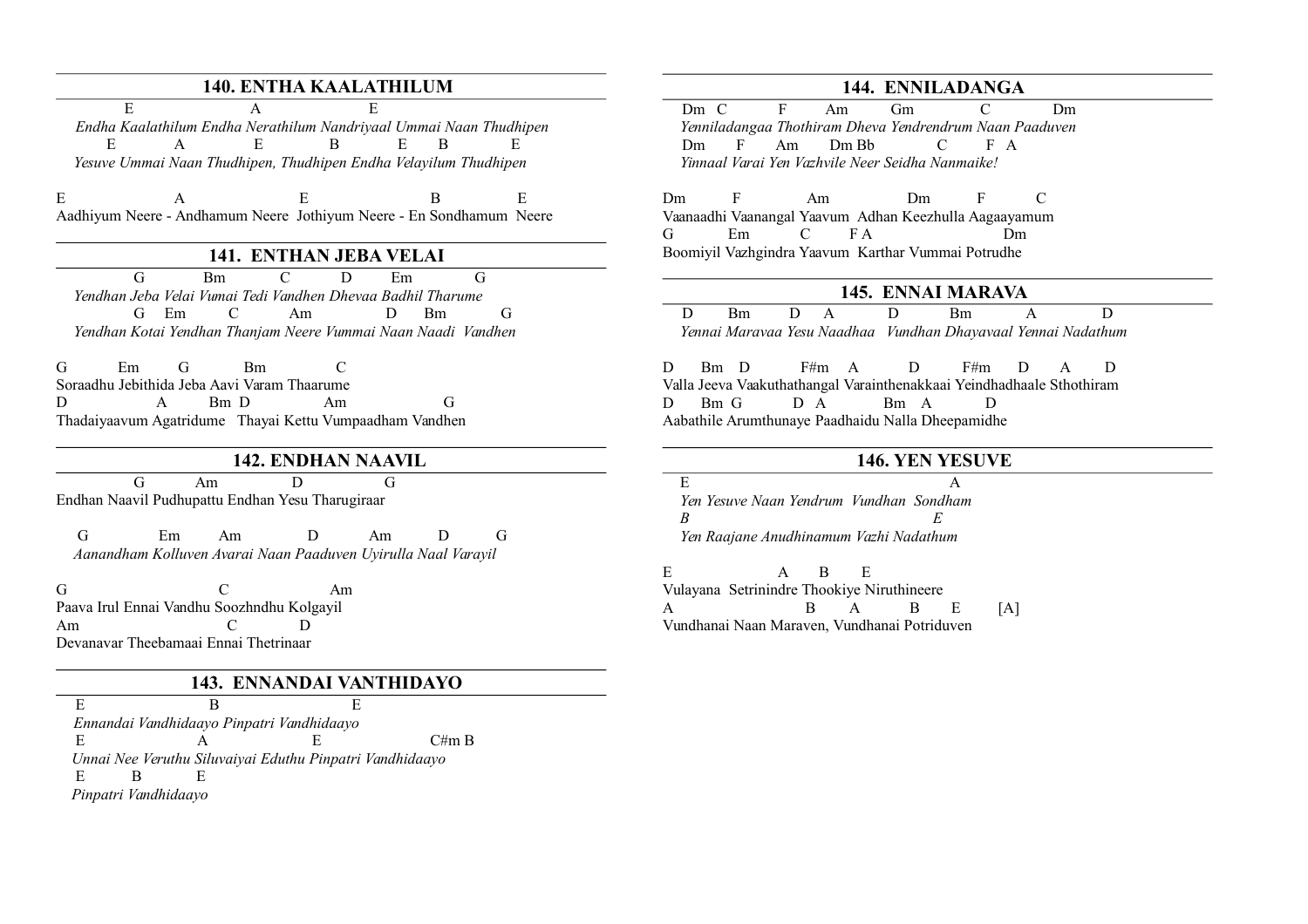## 140. ENTHA KAALATHILUM

```
          E                    A                   E
  Endha Kaalathilum Endha Nerathilum Nandriyaal Ummai Naan Thudhipen
       E        A        E        B        E       B          E
  Yesuve Ummai Naan Thudhipen, Thudhipen Endha Velayilum Thudhipen

E                  A                  E                     B              E
Aadhiyum Neere - Andhamum Neere  Jothiyum Neere - En Sondhamum  Neere
```

## 141. ENTHAN JEBA VELAI

```
          G           Bm          C        D        Em            G
  Yendhan Jeba Velai Vumai Tedi Vandhen Dhevaa Badhil Tharume
          G    Em       C          Am              D       Bm          G
  Yendhan Kotai Yendhan Thanjam Neere Vummai Naan Naadi  Vandhen

G          Em       G          Bm             C
Soraadhu Jebithida Jeba Aavi Varam Thaarume
D                  A        Bm  D              Am                  G
Thadaiyaavum Agatridume   Thayai Kettu Vumpaadham Vandhen
```

## 142. ENDHAN NAAVIL

```
          G         Am            D           G
Endhan Naavil Pudhupattu Endhan Yesu Tharugiraar

  G            Em        Am            D          Am          D          G
  Aanandham Kolluven Avarai Naan Paaduven Uyirulla Naal Varayil

G                        C                   Am
Paava Irul Ennai Vandhu Soozhndhu Kolgayil
Am                       C           D
Devanavar Theebamaai Ennai Thetrinaar
```

## 143. ENNANDAI VANTHIDAYO

```
  E                    B                       E
  Ennandai Vandhidaayo Pinpatri Vandhidaayo
  E                    A                    E                      C#m B
  Unnai Nee Veruthu Siluvaiyai Eduthu Pinpatri Vandhidaayo
  E        B        E
  Pinpatri Vandhidaayo
```

## 144. ENNILADANGA

```
  Dm  C          F        Am         Gm            C              Dm
  Yenniladangaa Thothiram Dheva Yendrendrum Naan Paaduven
  Dm       F       Am       Dm Bb           C        F  A
  Yinnaal Varai Yen Vazhvile Neer Seidha Nanmaike!

Dm          F              Am                Dm          F           C
Vaanaadhi Vaanangal Yaavum  Adhan Keezhulla Aagaayamum
G            Em          C          F A                          Dm
Boomiyil Vazhgindra Yaavum  Karthar Vummai Potrudhe
```

## 145. ENNAI MARAVA

```
  D        Bm        D    A            D           Bm            A              D
  Yennai Maravaa Yesu Naadhaa   Vundhan Dhayavaal Yennai Nadathum

D     Bm   D          F#m    A           D          F#m     D       A       D
Valla Jeeva Vaakuthathangal Varainthenakkaai Yeindhadhaale Sthothiram
D     Bm  G          D  A           Bm   A           D
Aabathile Arumthunaye Paadhaidu Nalla Dheepamidhe
```

## 146. YEN YESUVE

```
  E                                          A
  Yen Yesuve Naan Yendrum  Vundhan  Sondham
  B                                         E
  Yen Raajane Anudhinamum Vazhi Nadathum

E                A       B       E
Vulayana  Setrinindre Thookiye Niruthineere
A                           B       A           B       E         [A]
Vundhanai Naan Maraven, Vundhanai Potriduven
```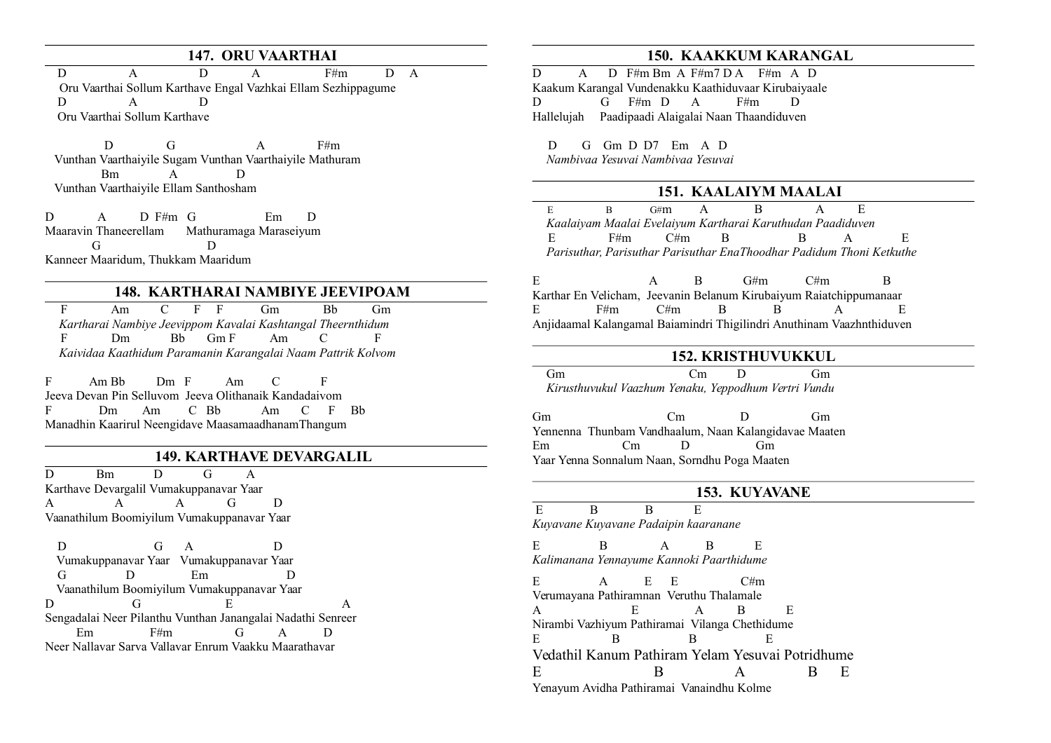## 147. ORU VAARTHAI

```
   D              A               D          A                  F#m         D    A
 Oru Vaarthai Sollum Karthave Engal Vazhkai Ellam Sezhippagume
 D              A               D
 Oru Vaarthai Sollum Karthave
```

```
            D               G                       A                 F#m
 Vunthan Vaarthaiyile Sugam Vunthan Vaarthaiyile Mathuram
            Bm             A               D
 Vunthan Vaarthaiyile Ellam Santhosham
```

```
D          A        D  F#m   G                  Em       D
Maaravin Thaneerellam      Mathuramaga Maraseiyum
        G                          D
Kanneer Maaridum, Thukkam Maaridum
```

## 148. KARTHARAI NAMBIYE JEEVIPOAM

```
   F           Am         C      F    F          Gm             Bb          Gm
 Kartharai Nambiye Jeevippom Kavalai Kashtangal Theernthidum
   F          Dm          Bb     Gm F        Am         C           F
 Kaividaa Kaathidum Paramanin Karangalai Naam Pattrik Kolvom
```

```
F        Am Bb        Dm   F        Am         C           F
Jeeva Devan Pin Selluvom  Jeeva Olithanaik Kandadaivom
F           Dm       Am        C   Bb          Am      C     F    Bb
Manadhin Kaarirul Neengidave MaasamaadhanamThangum
```

## 149. KARTHAVE DEVARGALIL

```
D          Bm          D          G         A
Karthave Devargalil Vumakuppanavar Yaar
A            A              A             G          D
Vaanathilum Boomiyilum Vumakuppanavar Yaar
```

```
   D                     G     A                     D
   Vumakuppanavar Yaar   Vumakuppanavar Yaar
   G            D                Em                    D
   Vaanathilum Boomiyilum Vumakuppanavar Yaar
D                    G                         E                          A
Sengadalai Neer Pilanthu Vunthan Janangalai Nadathi Senreer
        Em            F#m                 G          A          D
Neer Nallavar Sarva Vallavar Enrum Vaakku Maarathavar
```

## 150. KAAKKUM KARANGAL

```
D         A      D  F#m Bm  A  F#m7 D A     F#m   A  D
Kaakum Karangal Vundenakku Kaathiduvaar Kirubaiyaale
D              G     F#m  D      A           F#m          D
Hallelujah     Paadipaadi Alaigalai Naan Thaandiduven
```

```
   D       G    Gm  D  D7    Em    A  D
  Nambivaa Yesuvai Nambivaa Yesuvai
```

## 151. KAALAIYM MAALAI

```
   E             B             G#m         A              B              A          E
  Kaalaiyam Maalai Evelaiyum Kartharai Karuthudan Paadiduven
   E             F#m          C#m          B                  B           A             E
  Parisuthar, Parisuthar Parisuthar EnaThoodhar Padidum Thoni Ketkuthe
```

```
E                              A          B              G#m           C#m              B
Karthar En Velicham,  Jeevanin Belanum Kirubaiyum Raiatchippumanaar
E              F#m           C#m           B               B               A               E
Anjidaamal Kalangamal Baiamindri Thigilindri Anuthinam Vaazhnthiduven
```

## 152. KRISTHUVUKKUL

```
   Gm                                   Cm         D                 Gm
  Kirusthuvukul Vaazhum Yenaku, Yeppodhum Vertri Vundu
```

```
Gm                              Cm                D                  Gm
Yennenna  Thunbam Vandhaalum, Naan Kalangidavae Maaten
Em                   Cm            D                    Gm
Yaar Yenna Sonnalum Naan, Sorndhu Poga Maaten
```

## 153. KUYAVANE

```
 E            B            B           E
Kuyavane Kuyavane Padaipin kaaranane
```

```
E              B              A            B            E
Kalimanana Yennayume Kannoki Paarthidume
```

```
E              A         E     E                    C#m
Verumayana Pathiramnan  Veruthu Thalamale
A                     E                 A          B            E
Nirambi Vazhiyum Pathiramai  Vilanga Chethidume
E                 B                  B                   E
Vedathil Kanum Pathiram Yelam Yesuvai Potridhume
E                        B                 A               B      E
Yenayum Avidha Pathiramai  Vanaindhu Kolme
```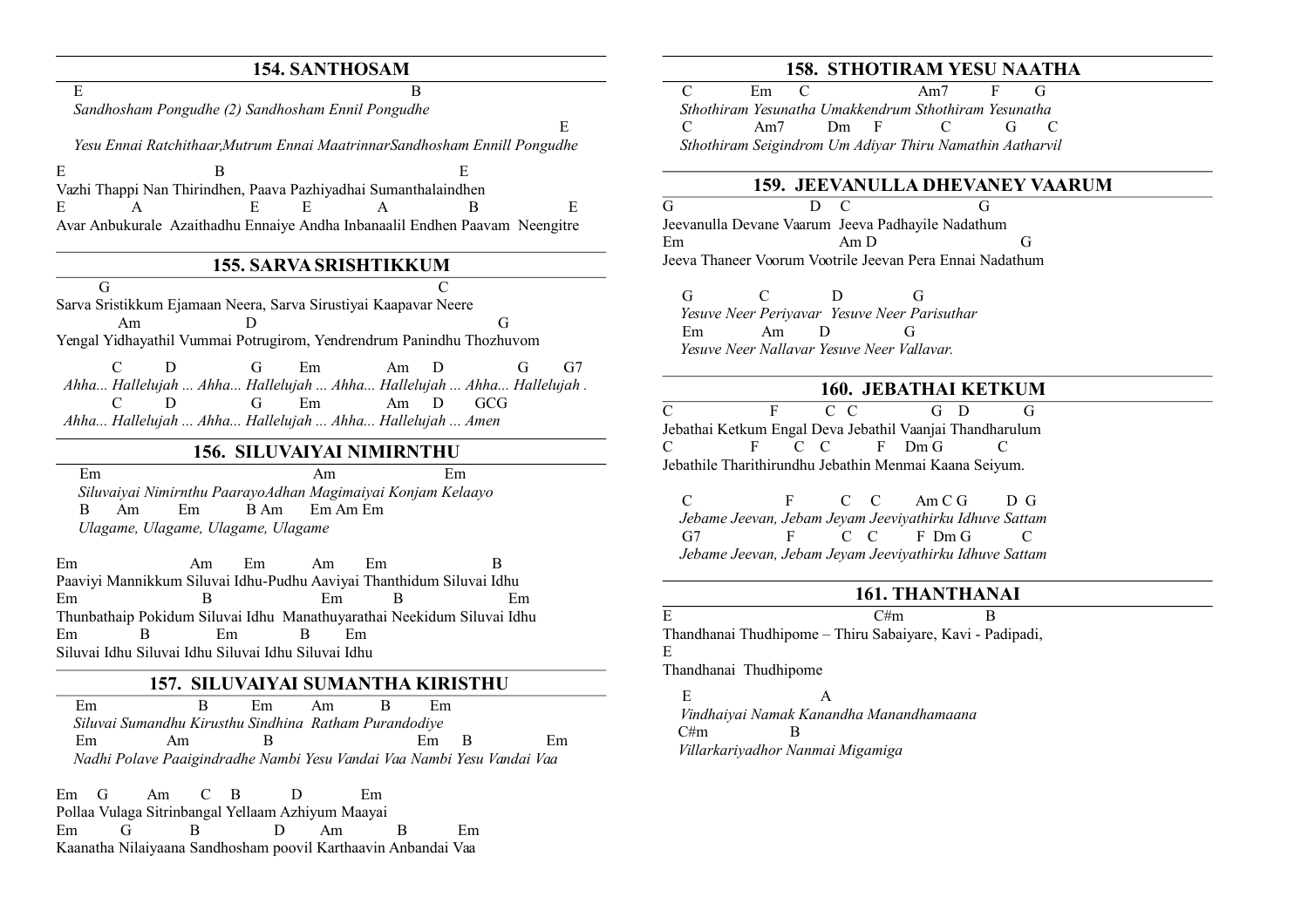## 154. SANTHOSAM

```
   E                                                        B
   Sandhosham Pongudhe (2) Sandhosham Ennil Pongudhe
                                                                                              E
   Yesu Ennai Ratchithaar,Mutrum Ennai MaatrinnarSandhosham Ennill Pongudhe
```

```
E                          B                                     E
Vazhi Thappi Nan Thirindhen, Paava Pazhiyadhai Sumanthalaindhen
E          A               E      E          A             B             E
Avar Anbukurale  Azaithadhu Ennaiye Andha Inbanaalil Endhen Paavam  Neengitre
```

## 155. SARVA SRISHTIKKUM

```
       G                                                        C
Sarva Sristikkum Ejamaan Neera, Sarva Sirustiyai Kaapavar Neere
          Am                  D                                         G
Yengal Yidhayathil Vummai Potrugirom, Yendrendrum Panindhu Thozhuvom
```

```
         C        D             G       Em            Am     D              G      G7
 Ahha... Hallelujah ... Ahha... Hallelujah ... Ahha... Hallelujah ... Ahha... Hallelujah .
         C        D             G       Em            Am     D       GCG
 Ahha... Hallelujah ... Ahha... Hallelujah ... Ahha... Hallelujah ... Amen
```

## 156. SILUVAIYAI NIMIRNTHU

```
     Em                                         Am                   Em
     Siluvaiyai Nimirnthu PaarayoAdhan Magimaiyai Konjam Kelaayo
     B      Am         Em        B Am      Em Am Em
     Ulagame, Ulagame, Ulagame, Ulagame
```

```
Em                       Am       Em          Am       Em                    B
Paaviyi Mannikkum Siluvai Idhu-Pudhu Aaviyai Thanthidum Siluvai Idhu
Em                       B                    Em           B                   Em
Thunbathaip Pokidum Siluvai Idhu  Manathuyarathai Neekidum Siluvai Idhu
Em           B            Em             B        Em
Siluvai Idhu Siluvai Idhu Siluvai Idhu Siluvai Idhu
```

## 157. SILUVAIYAI SUMANTHA KIRISTHU

```
    Em                      B          Em         Am          B         Em
    Siluvai Sumandhu Kirusthu Sindhina  Ratham Purandodiye
    Em                Am               B                        Em     B                  Em
    Nadhi Polave Paaigindradhe Nambi Yesu Vandai Vaa Nambi Yesu Vandai Vaa
```

```
Em    G         Am       C    B            D              Em
Pollaa Vulaga Sitrinbangal Yellaam Azhiyum Maayai
Em          G              B              D        Am             B           Em
Kaanatha Nilaiyaana Sandhosham poovil Karthaavin Anbandai Vaa
```

## 158. STHOTIRAM YESU NAATHA

```
   C            Em      C                        Am7          F        G
   Sthothiram Yesunatha Umakkendrum Sthothiram Yesunatha
   C             Am7         Dm     F               C              G       C
   Sthothiram Seigindrom Um Adiyar Thiru Namathin Aatharvil
```

## 159. JEEVANULLA DHEVANEY VAARUM

```
G                            D    C                        G
Jeevanulla Devane Vaarum  Jeeva Padhayile Nadathum
Em                                    Am D                           G
Jeeva Thaneer Voorum Vootrile Jeevan Pera Ennai Nadathum
```

```
   G             C              D              G
   Yesuve Neer Periyavar  Yesuve Neer Parisuthar
   Em            Am        D                 G
   Yesuve Neer Nallavar Yesuve Neer Vallavar.
```

## 160. JEBATHAI KETKUM

```
C                      F         C  C               G   D             G
Jebathai Ketkum Engal Deva Jebathil Vaanjai Thandharulum
C               F        C   C          F     Dm G              C
Jebathile Tharithirundhu Jebathin Menmai Kaana Seiyum.
```

```
   C                    F            C     C           Am C G         D  G
   Jebame Jeevan, Jebam Jeyam Jeeviyathirku Idhuve Sattam
   G7                   F            C     C          F  Dm G              C
   Jebame Jeevan, Jebam Jeyam Jeeviyathirku Idhuve Sattam
```

## 161. THANTHANAI

```
E                                              C#m                   B
Thandhanai Thudhipome – Thiru Sabaiyare, Kavi - Padipadi,
E
Thandhanai  Thudhipome
```

```
   E                          A
   Vindhaiyai Namak Kanandha Manandhamaana
  C#m                B
   Villarkariyadhor Nanmai Migamiga
```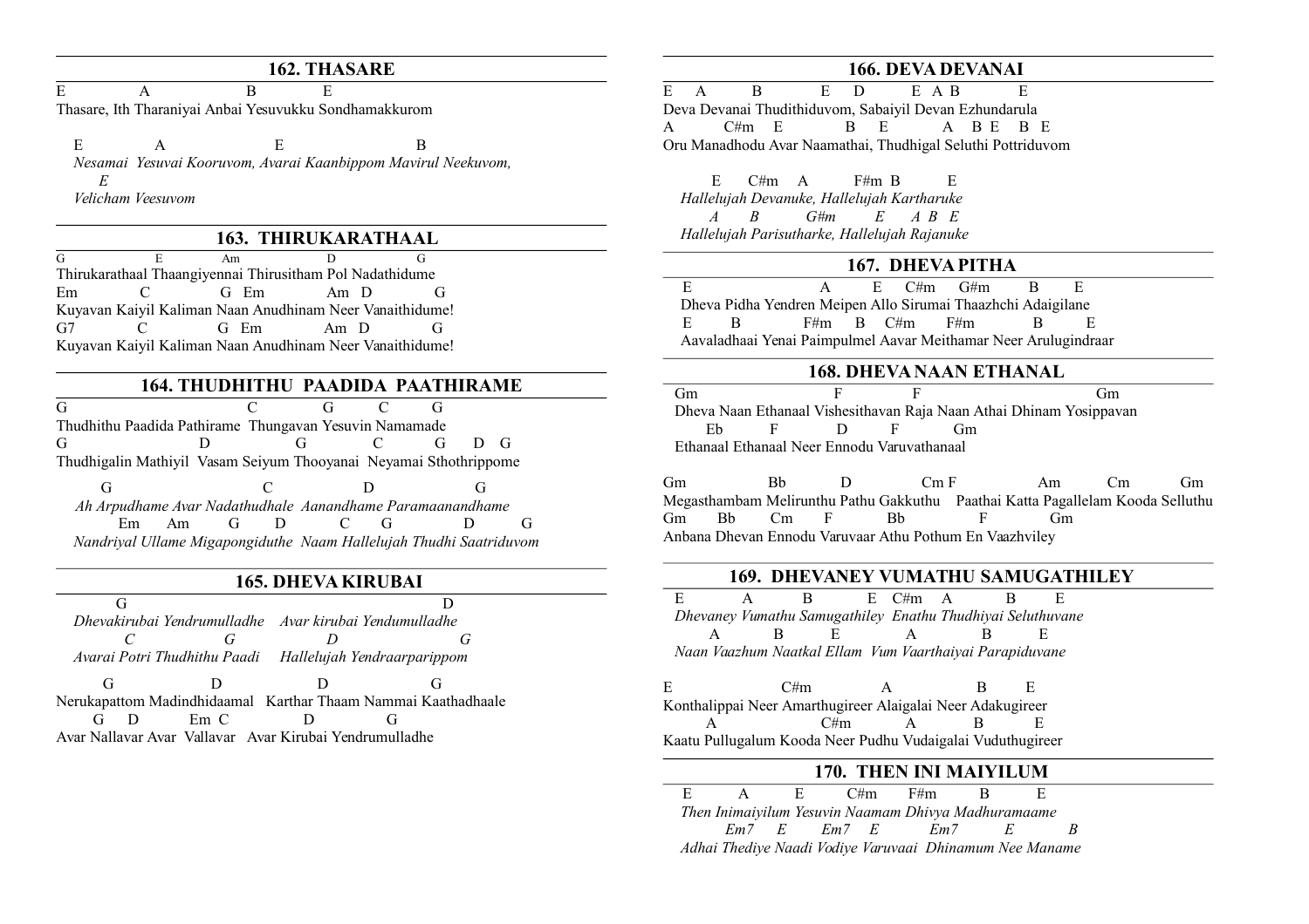## 162. THASARE

```
E              A                    B              E
Thasare, Ith Tharaniyai Anbai Yesuvukku Sondhamakkurom
```

```
   E              A                    E                        B
```
*Nesamai Yesuvai Kooruvom, Avarai Kaanbippom Mavirul Neekuvom,*
```
      E
```
*Velicham Veesuvom*

## 163. THIRUKARATHAAL

```
G                    E          Am                  D                  G
Thirukarathaal Thaangiyennai Thirusitham Pol Nadathidume
Em            C             G  Em           Am  D           G
Kuyavan Kaiyil Kaliman Naan Anudhinam Neer Vanaithidume!
G7            C             G  Em           Am  D           G
Kuyavan Kaiyil Kaliman Naan Anudhinam Neer Vanaithidume!
```

## 164. THUDHITHU PAADIDA PAATHIRAME

```
G                                  C           G        C        G
Thudhithu Paadida Pathirame  Thungavan Yesuvin Namamade
G                          D                  G             C         G     D  G
Thudhigalin Mathiyil  Vasam Seiyum Thooyanai  Neyamai Sthothrippome
```

```
      G                        C               D                    G
```
*Ah Arpudhame Avar Nadathudhale  Aanandhame Paramaanandhame*
```
          Em      Am        G       D          C      G             D         G
```
*Nandriyal Ullame Migapongiduthe  Naam Hallelujah Thudhi Saatriduvom*

## 165. DHEVA KIRUBAI

```
        G                                                            D
```
*Dhevakirubai Yendrumulladhe    Avar kirubai Yendumulladhe*
```
          C              G                   D                        G
```
*Avarai Potri Thudhithu Paadi     Hallelujah Yendraarparippom*

```
       G                  D                  D                 G
Nerukapattom Madindhidaamal   Karthar Thaam Nammai Kaathadhaale
      G    D          Em  C                D                G
Avar Nallavar Avar  Vallavar   Avar Kirubai Yendrumulladhe
```

## 166. DEVA DEVANAI

```
E    A         B             E     D         E  A B            E
Deva Devanai Thudithiduvom, Sabaiyil Devan Ezhundarula
A         C#m     E            B     E          A   B E    B  E
Oru Manadhodu Avar Naamathai, Thudhigal Seluthi Pottriduvom
```

```
        E      C#m     A           F#m  B            E
```
*Hallelujah Devanuke, Hallelujah Kartharuke*
```
        A        B           G#m          E     A  B  E
```
*Hallelujah Parisutharke, Hallelujah Rajanuke*

## 167. DHEVA PITHA

```
   E                             A         E     C#m      G#m          B         E
   Dheva Pidha Yendren Meipen Allo Sirumai Thaazhchi Adaigilane
   E          B              F#m     B     C#m        F#m                B          E
   Aavaladhaai Yenai Paimpulmel Aavar Meithamar Neer Arulugindraar
```

## 168. DHEVA NAAN ETHANAL

```
  Gm                                      F                 F                                       Gm
  Dheva Naan Ethanaal Vishesithavan Raja Naan Athai Dhinam Yosippavan
        Eb            F              D          F              Gm
  Ethanaal Ethanaal Neer Ennodu Varuvathanaal
```

```
Gm                  Bb             D                 Cm F                      Am           Cm            Gm
Megasthambam Melirunthu Pathu Gakkuthu    Paathai Katta Pagallelam Kooda Selluthu
Gm      Bb         Cm         F             Bb                    F                Gm
Anbana Dhevan Ennodu Varuvaar Athu Pothum En Vaazhviley
```

## 169. DHEVANEY VUMATHU SAMUGATHILEY

```
  E           A            B            E   C#m     A               B          E
```
*Dhevaney Vumathu Samugathiley  Enathu Thudhiyai Seluthuvane*
```
       A            B            E                  A                B            E
```
*Naan Vaazhum Naatkal Ellam  Vum Vaarthaiyai Parapiduvane*

```
E                           C#m               A                      B          E
Konthalippai Neer Amarthugireer Alaigalai Neer Adakugireer
       A                             C#m               A                B            E
Kaatu Pullugalum Kooda Neer Pudhu Vudaigalai Vuduthugireer
```

## 170. THEN INI MAIYILUM

```
   E          A           E          C#m        F#m           B            E
```
*Then Inimaiyilum Yesuvin Naamam Dhivya Madhuramaame*
```
             Em7      E          Em7     E              Em7             E               B
```
*Adhai Thediye Naadi Vodiye Varuvaai  Dhinamum Nee Maname*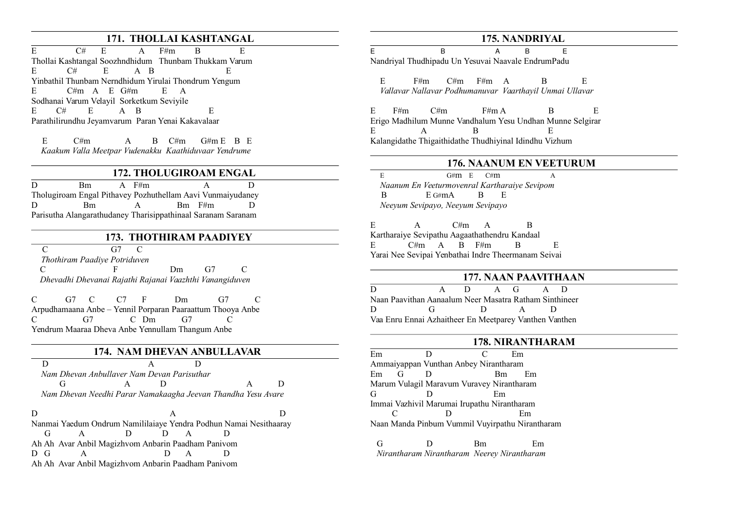## 171. THOLLAI KASHTANGAL

```
E             C#      E            A       F#m         B              E
Thollai Kashtangal Soozhndhidum   Thunbam Thukkam Varum
E           C#           E           A  B                               E
Yinbathil Thunbam Nerndhidum Yirulai Thondrum Yengum
E           C#m   A    E   G#m          E     A
Sodhanai Varum Velayil  Sorketkum Seviyile
E      C#         E          A    B                        E
Parathilirundhu Jeyamvarum  Paran Yenai Kakavalaar
```

```
   E          C#m              A        B    C#m       G#m E   B  E
   Kaakum Valla Meetpar Vudenakku  Kaathiduvaar Yendrume
```

## 172. THOLUGIROAM ENGAL

```
D                Bm           A   F#m                    A              D
Tholugiroam Engal Pithavey Pozhuthellam Aavi Vunmaiyudaney
D               Bm               A            Bm   F#m            D
Parisutha Alangarathudaney Tharisippathinaal Saranam Saranam
```

## 173. THOTHIRAM PAADIYEY

```
   C                       G7     C
   Thothiram Paadiye Potriduven
  C                        F                       Dm         G7          C
  Dhevadhi Dhevanai Rajathi Rajanai Vaazhthi Vanangiduven
```

```
C          G7     C          C7      F             Dm             G7           C
Arpudhamaana Anbe – Yennil Porparan Paaraattum Thooya Anbe
C                 G7             C   Dm            G7              C
Yendrum Maaraa Dheva Anbe Yennullam Thangum Anbe
```

## 174. NAM DHEVAN ANBULLAVAR

```
   D                                        A                D
   Nam Dhevan Anbullaver Nam Devan Parisuthar
         G                         A             D                                   A         D
   Nam Dhevan Needhi Parar Namakaagha Jeevan Thandha Yesu Avare
```

```
D                                                        A                                             D
Nanmai Yaedum Ondrum Namililaiaye Yendra Podhun Namai Nesithaaray
    G           A               D            D      A          D
Ah Ah  Avar Anbil Magizhvom Anbarin Paadham Panivom
D  G             A                             D      A          D
Ah Ah  Avar Anbil Magizhvom Anbarin Paadham Panivom
```

## 175. NANDRIYAL

```
E                          B                      A          B           E
Nandriyal Thudhipadu Un Yesuvai Naavale EndrumPadu
```

```
   E           F#m        C#m       F#m     A              B              E
   Vallavar Nallavar Podhumanuvar  Vaarthayil Unmai Ullavar
```

```
E       F#m          C#m               F#m A                  B                  E
Erigo Madhilum Munne Vandhalum Yesu Undhan Munne Selgirar
E                  A                  B                           E
Kalangidathe Thigaithidathe Thudhiyinal Idindhu Vizhum
```

## 176. NAANUM EN VEETURUM

```
   E                        G#m  E      C#m                       A
   Naanum En Veeturmovenral Kartharaiye Sevipom
    B                E G#mA          B       E
   Neeyum Sevipayo, Neeyum Sevipayo
```

```
E                A              C#m       A              B
Kartharaiye Sevipathu Aagaathathendru Kandaal
E             C#m     A      B    F#m          B               E
Yarai Nee Sevipai Yenbathai Indre Theermanam Seivai
```

## 177. NAAN PAAVITHAAN

```
D                          A        D         A    G         A   D
Naan Paavithan Aanaalum Neer Masatra Ratham Sinthineer
D                    G                   D             A           D
Vaa Enru Ennai Azhaitheer En Meetparey Vanthen Vanthen
```

## 178. NIRANTHARAM

```
Em                 D                  C          Em
Ammaiyappan Vunthan Anbey Nirantharam
Em       G          D                           Bm        Em
Marum Vulagil Maravum Vuravey Nirantharam
G                   D                         Em
Immai Vazhivil Marumai Irupathu Nirantharam
       C                  D                                Em
Naan Manda Pinbum Vummil Vuyirpathu Nirantharam
```

```
   G                   D                  Bm                   Em
   Nirantharam Nirantharam  Neerey Nirantharam
```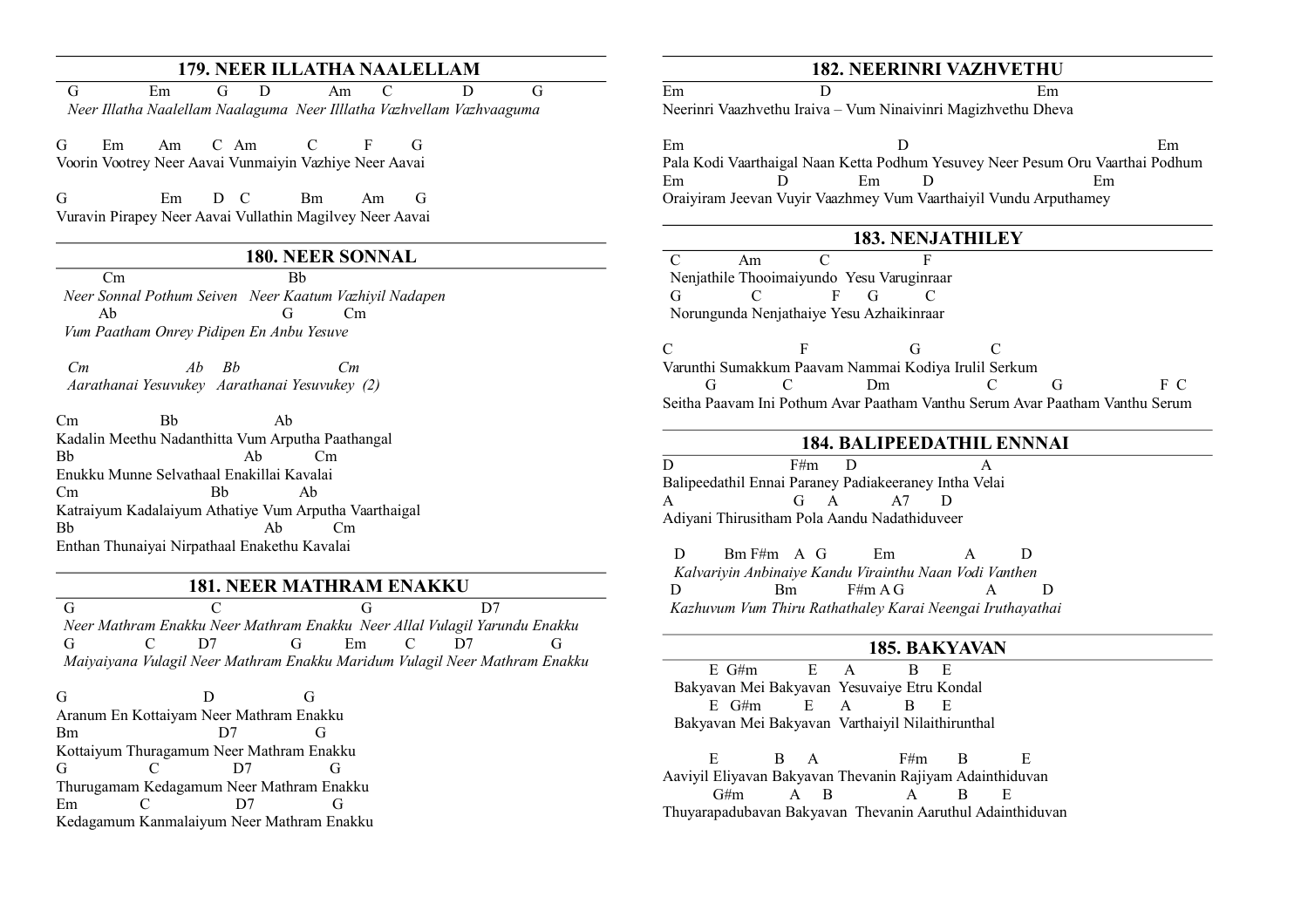## 179. NEER ILLATHA NAALELLAM

```
  G           Em        G     D          Am      C             D            G
```
*Neer Illatha Naalellam Naalaguma  Neer Illlatha Vazhvellam Vazhvaaguma*

```
G       Em       Am      C  Am         C          F        G
Voorin Vootrey Neer Aavai Vunmaiyin Vazhiye Neer Aavai

G                   Em       D   C          Bm        Am      G
Vuravin Pirapey Neer Aavai Vullathin Magilvey Neer Aavai
```

## 180. NEER SONNAL

```
        Cm                               Bb
```
*Neer Sonnal Pothum Seiven   Neer Kaatum Vazhiyil Nadapen*
```
      Ab                                    G           Cm
```
*Vum Paatham Onrey Pidipen En Anbu Yesuve*

```
  Cm                  Ab    Bb                     Cm
```
*Aarathanai Yesuvukey   Aarathanai Yesuvukey  (2)*

```
Cm                Bb                  Ab
Kadalin Meethu Nadanthitta Vum Arputha Paathangal
Bb                                   Ab            Cm
Enukku Munne Selvathaal Enakillai Kavalai
Cm                      Bb              Ab
Katraiyum Kadalaiyum Athatiye Vum Arputha Vaarthaigal
Bb                                     Ab           Cm
Enthan Thunaiyai Nirpathaal Enakethu Kavalai
```

## 181. NEER MATHRAM ENAKKU

```
  G                        C                             G                        D7
```
*Neer Mathram Enakku Neer Mathram Enakku  Neer Allal Vulagil Yarundu Enakku*
```
  G           C          D7               G         Em         C          D7                 G
```
*Maiyaiyana Vulagil Neer Mathram Enakku Maridum Vulagil Neer Mathram Enakku*

```
G                          D                 G
Aranum En Kottaiyam Neer Mathram Enakku
Bm                         D7                  G
Kottaiyum Thuragamum Neer Mathram Enakku
G                  C             D7                G
Thurugamam Kedagamum Neer Mathram Enakku
Em              C               D7                G
Kedagamum Kanmalaiyum Neer Mathram Enakku
```

## 182. NEERINRI VAZHVETHU

```
Em                              D                                    Em
Neerinri Vaazhvethu Iraiva – Vum Ninaivinri Magizhvethu Dheva

Em                                      D                                                  Em
Pala Kodi Vaarthaigal Naan Ketta Podhum Yesuvey Neer Pesum Oru Vaarthai Podhum
Em                     D              Em          D                         Em
Oraiyiram Jeevan Vuyir Vaazhmey Vum Vaarthaiyil Vundu Arputhamey
```

## 183. NENJATHILEY

```
 C          Am           C                  F
 Nenjathile Thooimaiyundo  Yesu Varuginraar
 G            C            F      G          C
 Norungunda Nenjathaiye Yesu Azhaikinraar

C                        F                      G               C
Varunthi Sumakkum Paavam Nammai Kodiya Irulil Serkum
      G              C                 Dm                    C          G                  F  C
Seitha Paavam Ini Pothum Avar Paatham Vanthu Serum Avar Paatham Vanthu Serum
```

## 184. BALIPEEDATHIL ENNNAI

```
D                      F#m      D                         A
Balipeedathil Ennai Paraney Padiakeeraney Intha Velai
A                           G     A          A7       D
Adiyani Thirusitham Pola Aandu Nadathiduveer
```

```
  D         Bm F#m   A  G          Em               A          D
```
*Kalvariyin Anbinaiye Kandu Virainthu Naan Vodi Vanthen*
```
 D                   Bm          F#m A G                   A           D
```
*Kazhuvum Vum Thiru Rathathaley Karai Neengai Iruthayathai*

## 185. BAKYAVAN

```
        E  G#m            E      A            B    E
  Bakyavan Mei Bakyavan  Yesuvaiye Etru Kondal
        E  G#m          E       A             B      E
  Bakyavan Mei Bakyavan  Varthaiyil Nilaithirunthal

        E             B     A                   F#m        B            E
Aaviyil Eliyavan Bakyavan Thevanin Rajiyam Adainthiduvan
         G#m           A     B                 A          B        E
Thuyarapadubavan Bakyavan  Thevanin Aaruthul Adainthiduvan
```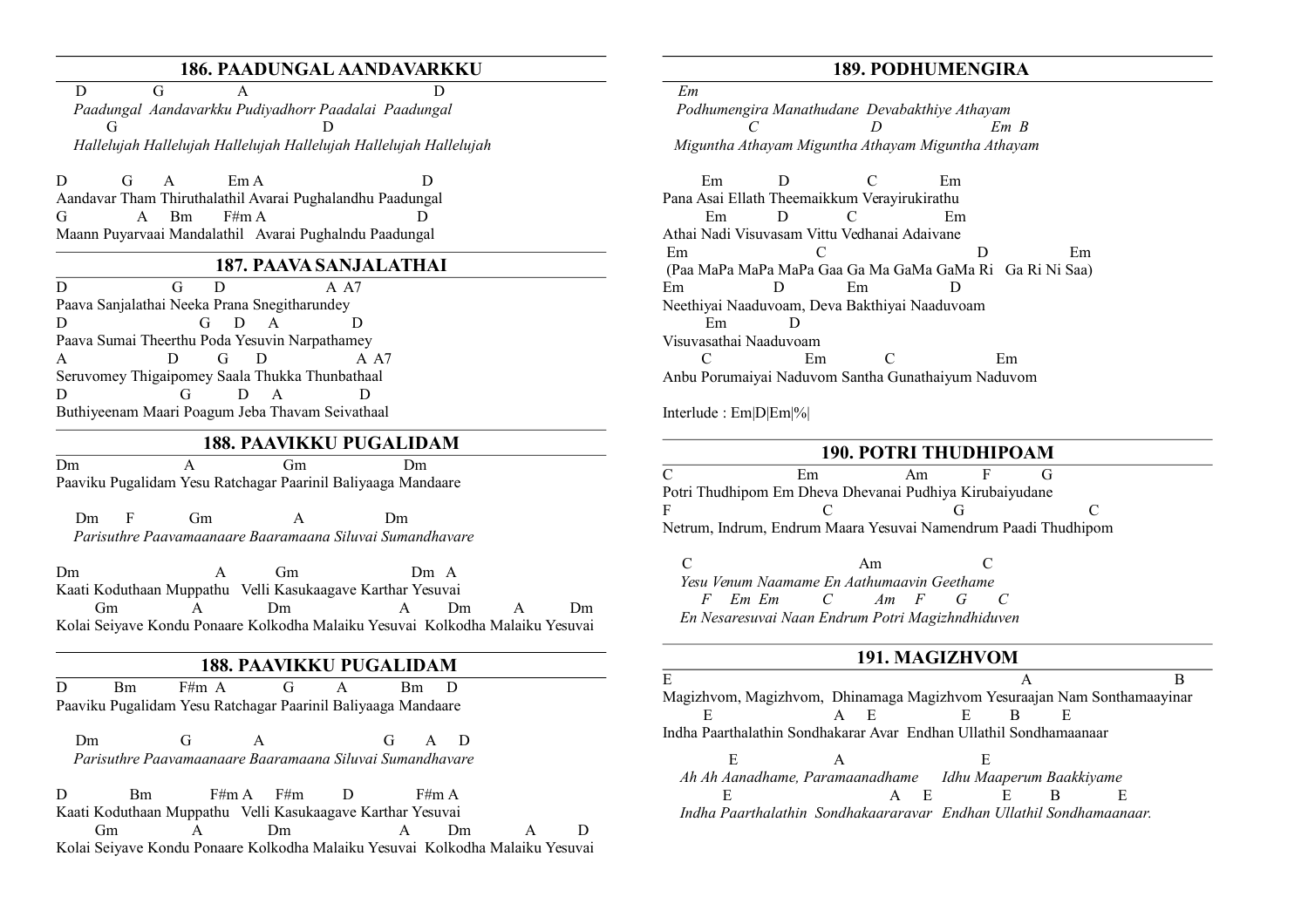## 186. PAADUNGAL AANDAVARKKU

```
    D              G                A                                    D
    Paadungal  Aandavarkku Pudiyadhorr Paadalai  Paadungal
         G                                           D
    Hallelujah Hallelujah Hallelujah Hallelujah Hallelujah Hallelujah

D          G       A            Em A                                    D
Aandavar Tham Thiruthalathil Avarai Pughalandhu Paadungal
G               A     Bm       F#m A                                    D
Maann Puyarvaai Mandalathil   Avarai Pughalndu Paadungal
```

## 187. PAAVA SANJALATHAI

```
D                      G       D                       A  A7
Paava Sanjalathai Neeka Prana Snegitharundey
D                           G    D    A              D
Paava Sumai Theerthu Poda Yesuvin Narpathamey
A                     D         G      D                  A  A7
Seruvomey Thigaipomey Saala Thukka Thunbathaal
D                     G          D     A               D
Buthiyeenam Maari Poagum Jeba Thavam Seivathaal
```

## 188. PAAVIKKU PUGALIDAM

```
Dm                       A                  Gm                  Dm
Paaviku Pugalidam Yesu Ratchagar Paarinil Baliyaaga Mandaare

    Dm      F           Gm                 A                  Dm
    Parisuthre Paavamaanaare Baaramaana Siluvai Sumandhavare

Dm                            A              Gm                   Dm  A
Kaati Koduthaan Muppathu   Velli Kasukaagave Karthar Yesuvai
      Gm                A                 Dm                  A         Dm          A          Dm
Kolai Seiyave Kondu Ponaare Kolkodha Malaiku Yesuvai  Kolkodha Malaiku Yesuvai
```

## 188. PAAVIKKU PUGALIDAM

```
D           Bm        F#m  A              G          A            Bm    D
Paaviku Pugalidam Yesu Ratchagar Paarinil Baliyaaga Mandaare

    Dm                  G              A                        G        A     D
    Parisuthre Paavamaanaare Baaramaana Siluvai Sumandhavare

D               Bm              F#m A      F#m         D              F#m A
Kaati Koduthaan Muppathu   Velli Kasukaagave Karthar Yesuvai
      Gm                A                 Dm                  A         Dm          A          D
Kolai Seiyave Kondu Ponaare Kolkodha Malaiku Yesuvai  Kolkodha Malaiku Yesuvai
```

## 189. PODHUMENGIRA

```
  Em
  Podhumengira Manathudane  Devabakthiye Athayam
             C                           D                       Em  B
  Miguntha Athayam Miguntha Athayam Miguntha Athayam

      Em           D               C              Em
Pana Asai Ellath Theemaikkum Verayirukirathu
       Em             D             C                  Em
Athai Nadi Visuvasam Vittu Vedhanai Adaivane
 Em                            C                                  D                  Em
 (Paa MaPa MaPa MaPa Gaa Ga Ma GaMa GaMa Ri   Ga Ri Ni Saa)
Em                    D                 Em                 D
Neethiyai Naaduvoam, Deva Bakthiyai Naaduvoam
      Em             D
Visuvasathai Naaduvoam
     C                        Em               C                        Em
Anbu Porumaiyai Naduvom Santha Gunathaiyum Naduvom
```

Interlude : Em|D|Em|%|

## 190. POTRI THUDHIPOAM

```
C                          Em                   Am            F          G
Potri Thudhipom Em Dheva Dhevanai Pudhiya Kirubaiyudane
F                                C                            G                          C
Netrum, Indrum, Endrum Maara Yesuvai Namendrum Paadi Thudhipom

   C                                 Am                   C
   Yesu Venum Naamame En Aathumaavin Geethame
      F    Em  Em        C          Am     F         G        C
   En Nesaresuvai Naan Endrum Potri Magizhndhiduven
```

## 191. MAGIZHVOM

```
E                                                                          A                              B
Magizhvom, Magizhvom,  Dhinamaga Magizhvom Yesuraajan Nam Sonthamaayinar
      E                              A     E               E          B          E
Indha Paarthalathin Sondhakarar Avar  Endhan Ullathil Sondhamaanaar

           E                      A                          E
   Ah Ah Aanadhame, Paramaanadhame      Idhu Maaperum Baakkiyame
         E                                      A     E               E          B            E
   Indha Paarthalathin  Sondhakaararavar  Endhan Ullathil Sondhamaanaar.
```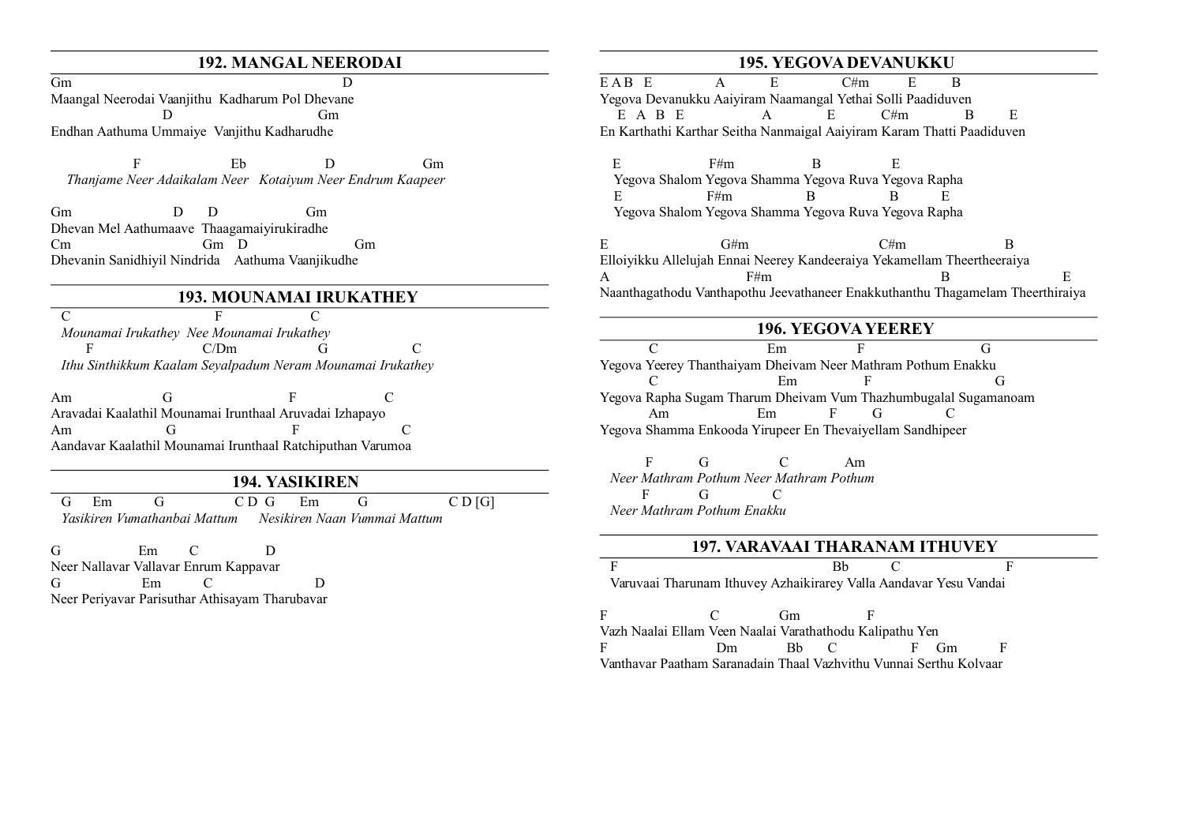## 192. MANGAL NEERODAI

```
Gm                                                                D
Maangal Neerodai Vaanjithu  Kadharum Pol Dhevane
                     D                                   Gm
Endhan Aathuma Ummaiye  Vanjithu Kadharudhe

               F                  Eb              D                  Gm
   Thanjame Neer Adaikalam Neer   Kotaiyum Neer Endrum Kaapeer

Gm                    D      D                Gm
Dhevan Mel Aathumaave  Thaagamaiyirukiradhe
Cm                      Gm   D                       Gm
Dhevanin Sanidhiyil Nindrida    Aathuma Vaanjikudhe
```

## 193. MOUNAMAI IRUKATHEY

```
  C                              F                  C
  Mounamai Irukathey  Nee Mounamai Irukathey
      F                       C/Dm                 G                  C
  Ithu Sinthikkum Kaalam Seyalpadum Neram Mounamai Irukathey

Am                    G                        F                      C
Aravadai Kaalathil Mounamai Irunthaal Aruvadai Izhapayo
Am                    G                        F                      C
Aandavar Kaalathil Mounamai Irunthaal Ratchiputhan Varumoa
```

## 194. YASIKIREN

```
  G    Em         G              C D  G     Em         G                  C D [G]
  Yasikiren Vumathanbai Mattum     Nesikiren Naan Vummai Mattum

G               Em        C               D
Neer Nallavar Vallavar Enrum Kappavar
G               Em        C                        D
Neer Periyavar Parisuthar Athisayam Tharubavar
```

## 195. YEGOVA DEVANUKKU

```
E A B  E              A          E              C#m         E        B
Yegova Devanukku Aaiyiram Naamangal Yethai Solli Paadiduven
   E  A  B  E                A            E          C#m          B        E
En Karthathi Karthar Seitha Nanmaigal Aaiyiram Karam Thatti Paadiduven

   E                  F#m                 B                E
   Yegova Shalom Yegova Shamma Yegova Ruva Yegova Rapha
   E                  F#m                B                B         E
   Yegova Shalom Yegova Shamma Yegova Ruva Yegova Rapha

E                           G#m                              C#m                        B
Elloiyikku Allelujah Ennai Neerey Kandeeraiya Yekamellam Theertheeraiya
A                                  F#m                                        B                            E
Naanthagathodu Vanthapothu Jeevathaneer Enakkuthanthu Thagamelam Theerthiraiya
```

## 196. YEGOVA YEEREY

```
          C                        Em                F                           G
Yegova Yeerey Thanthaiyam Dheivam Neer Mathram Pothum Enakku
          C                           Em               F                               G
Yegova Rapha Sugam Tharum Dheivam Vum Thazhumbugalal Sugamanoam
         Am                  Em           F        G             C
Yegova Shamma Enkooda Yirupeer En Thevaiyellam Sandhipeer

        F          G               C            Am
  Neer Mathram Pothum Neer Mathram Pothum
        F          G            C
  Neer Mathram Pothum Enakku
```

## 197. VARAVAAI THARANAM ITHUVEY

```
  F                                              Bb          C                         F
  Varuvaai Tharunam Ithuvey Azhaikirarey Valla Aandavar Yesu Vandai

F                      C              Gm                F
Vazh Naalai Ellam Veen Naalai Varathathodu Kalipathu Yen
F                               Dm           Bb      C                F    Gm          F
Vanthavar Paatham Saranadain Thaal Vazhvithu Vunnai Serthu Kolvaar
```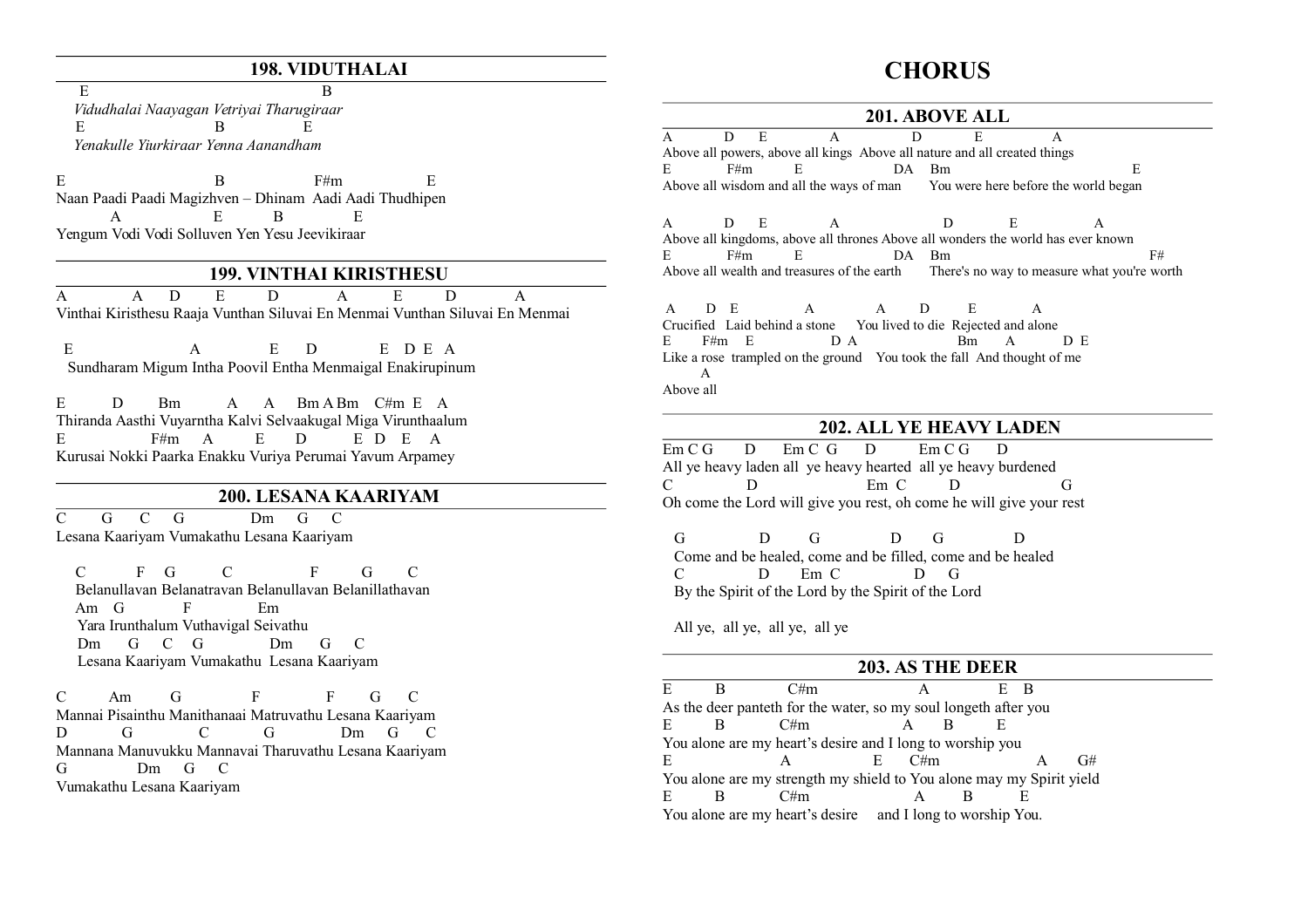## 198. VIDUTHALAI

```
    E                                                B
    Vidudhalai Naayagan Vetriyai Tharugiraar
    E                       B              E
    Yenakulle Yiurkiraar Yenna Aanandham

E                             B                    F#m                 E
Naan Paadi Paadi Magizhven – Dhinam  Aadi Aadi Thudhipen
        A                    E          B              E
Yengum Vodi Vodi Solluven Yen Yesu Jeevikiraar
```

## 199. VINTHAI KIRISTHESU

```
A           A    D      E       D          A        E        D          A
Vinthai Kiristhesu Raaja Vunthan Siluvai En Menmai Vunthan Siluvai En Menmai

  E                      A              E      D           E  D E  A
  Sundharam Migum Intha Poovil Entha Menmaigal Enakirupinum

E         D       Bm        A     A    Bm A Bm   C#m  E   A
Thiranda Aasthi Vuyarntha Kalvi Selvaakugal Miga Virunthaalum
E                 F#m    A        E      D         E  D   E    A
Kurusai Nokki Paarka Enakku Vuriya Perumai Yavum Arpamey
```

## 200. LESANA KAARIYAM

```
C      G     C     G             Dm     G    C
Lesana Kaariyam Vumakathu Lesana Kaariyam

    C        F    G          C                F          G        C
    Belanullavan Belanatravan Belanullavan Belanillathavan
    Am    G              F                Em
     Yara Irunthalum Vuthavigal Seivathu
     Dm      G     C     G              Dm      G     C
     Lesana Kaariyam Vumakathu  Lesana Kaariyam

C         Am         G                  F                 F        G      C
Mannai Pisainthu Manithanaai Matruvathu Lesana Kaariyam
D             G                C              G               Dm     G      C
Mannana Manuvukku Mannavai Tharuvathu Lesana Kaariyam
G              Dm      G     C
Vumakathu Lesana Kaariyam
```

# CHORUS

## 201. ABOVE ALL

```
A          D      E             A                  D            E              A
Above all powers, above all kings  Above all nature and all created things
E            F#m          E                     DA     Bm                                         E
Above all wisdom and all the ways of man       You were here before the world began

A          D      E             A                      D              E              A
Above all kingdoms, above all thrones Above all wonders the world has ever known
E            F#m          E                     DA     Bm                                              F#
Above all wealth and treasures of the earth       There's no way to measure what you're worth

 A       D   E              A            A        D          E            A
Crucified   Laid behind a stone      You lived to die  Rejected and alone
E        F#m    E                   D A                       Bm       A          D  E
Like a rose  trampled on the ground    You took the fall  And thought of me
      A
Above all
```

## 202. ALL YE HEAVY LADEN

```
Em C G       D      Em C  G      D          Em C G      D
All ye heavy laden all  ye heavy hearted  all ye heavy burdened
C                  D                       Em  C          D                       G
Oh come the Lord will give you rest, oh come he will give your rest

  G               D        G                D       G                D
  Come and be healed, come and be filled, come and be healed
  C                D        Em  C              D     G
  By the Spirit of the Lord by the Spirit of the Lord

  All ye,  all ye,  all ye,  all ye
```

## 203. AS THE DEER

```
E          B                C#m                       A                  E   B
As the deer panteth for the water, so my soul longeth after you
E          B             C#m                      A        B           E
You alone are my heart's desire and I long to worship you
E                            A                  E       C#m                        A        G#
You alone are my strength my shield to You alone may my Spirit yield
E          B             C#m                       A          B            E
You alone are my heart's desire     and I long to worship You.
```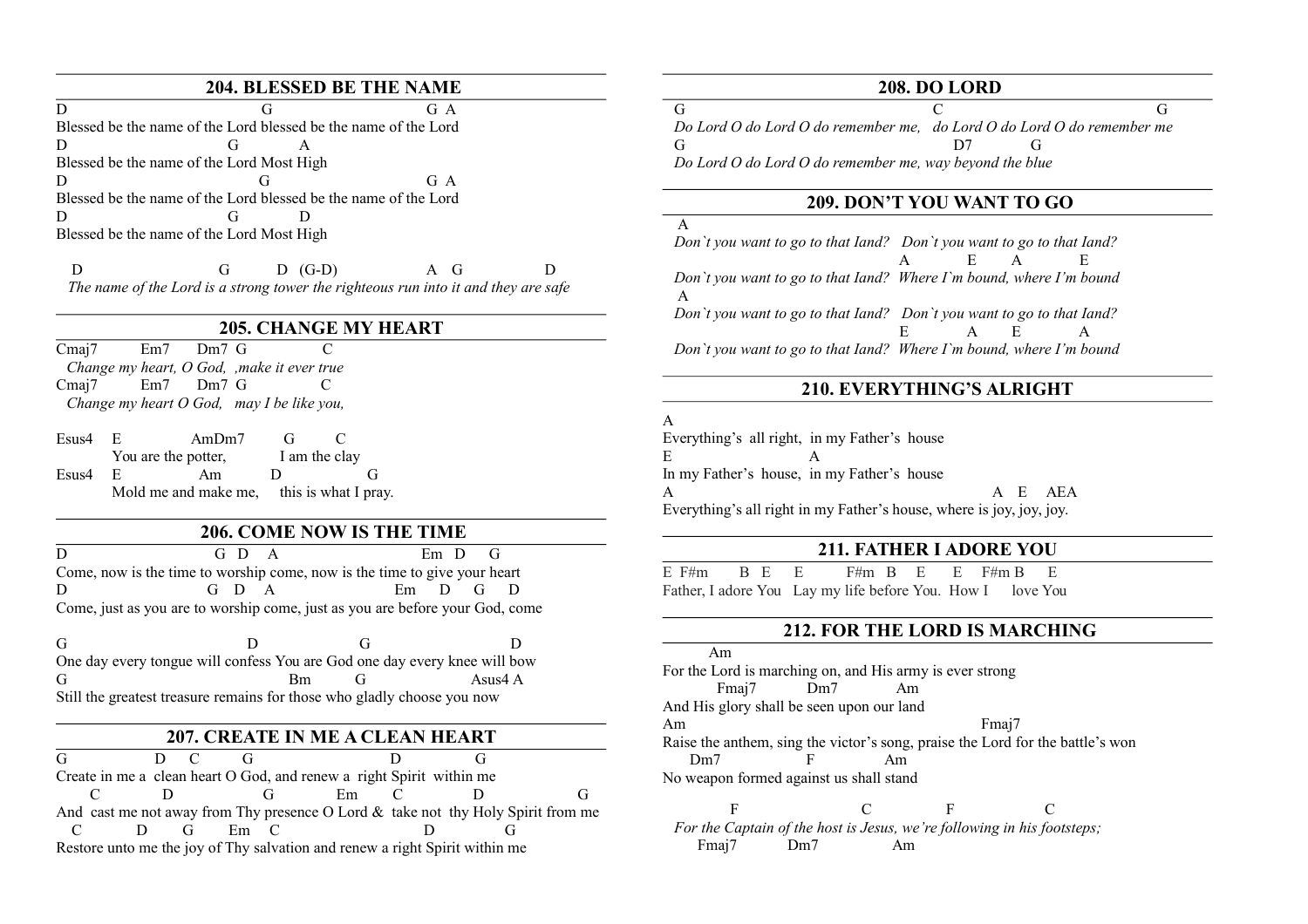## 204. BLESSED BE THE NAME

```
D                                    G                                   G  A
Blessed be the name of the Lord blessed be the name of the Lord
D                           G           A
Blessed be the name of the Lord Most High
D                                    G                                   G  A
Blessed be the name of the Lord blessed be the name of the Lord
D                           G              D
Blessed be the name of the Lord Most High

   D                         G          D  (G-D)              A   G               D
  The name of the Lord is a strong tower the righteous run into it and they are safe
```

## 205. CHANGE MY HEART

```
Cmaj7        Em7      Dm7  G               C
  Change my heart, O God,  ,make it ever true
Cmaj7        Em7      Dm7  G               C
  Change my heart O God,   may I be like you,

Esus4    E              AmDm7         G         C
         You are the potter,          I am the clay
Esus4    E              Am            D               G
         Mold me and make me,     this is what I pray.
```

## 206. COME NOW IS THE TIME

```
D                          G  D    A                          Em  D     G
Come, now is the time to worship come, now is the time to give your heart
D                          G   D   A                         Em     D     G     D
Come, just as you are to worship come, just as you are before your God, come

G                                  D                 G                          D
One day every tongue will confess You are God one day every knee will bow
G                                         Bm          G                      Asus4 A
Still the greatest treasure remains for those who gladly choose you now
```

## 207. CREATE IN ME A CLEAN HEART

```
G                D     C         G                        D              G
Create in me a  clean heart O God, and renew a  right Spirit  within me
     C             D                 G              Em       C             D                G
And  cast me not away from Thy presence O Lord &  take not  thy Holy Spirit from me
   C           D       G       Em    C                       D               G
Restore unto me the joy of Thy salvation and renew a right Spirit within me
```

## 208. DO LORD

```
G                                              C                                             G
Do Lord O do Lord O do remember me,   do Lord O do Lord O do remember me
G                                         D7           G
Do Lord O do Lord O do remember me, way beyond the blue
```

## 209. DON'T YOU WANT TO GO

```
 A
Don`t you want to go to that Iand?   Don`t you want to go to that Iand?
                                      A           E       A           E
Don`t you want to go to that Iand?  Where I`m bound, where I'm bound
 A
Don`t you want to go to that Iand?   Don`t you want to go to that Iand?
                                      E           A       E           A
Don`t you want to go to that Iand?  Where I`m bound, where I'm bound
```

## 210. EVERYTHING'S ALRIGHT

```
A
Everything's  all right,  in my Father's  house
E                          A
In my Father's  house,  in my Father's  house
A                                                                      A   E    AEA
Everything's all right in my Father's house, where is joy, joy, joy.
```

## 211. FATHER I ADORE YOU

```
E  F#m      B  E      E         F#m  B     E       E    F#m B      E
Father, I adore You   Lay my life before You.  How I      love You
```

## 212. FOR THE LORD IS MARCHING

```
          Am
For the Lord is marching on, and His army is ever strong
            Fmaj7            Dm7            Am
And His glory shall be seen upon our land
Am                                                                     Fmaj7
Raise the anthem, sing the victor's song, praise the Lord for the battle's won
      Dm7                  F                 Am
No weapon formed against us shall stand

            F                      C                F                   C
  For the Captain of the host is Jesus, we're following in his footsteps;
       Fmaj7            Dm7                  Am
```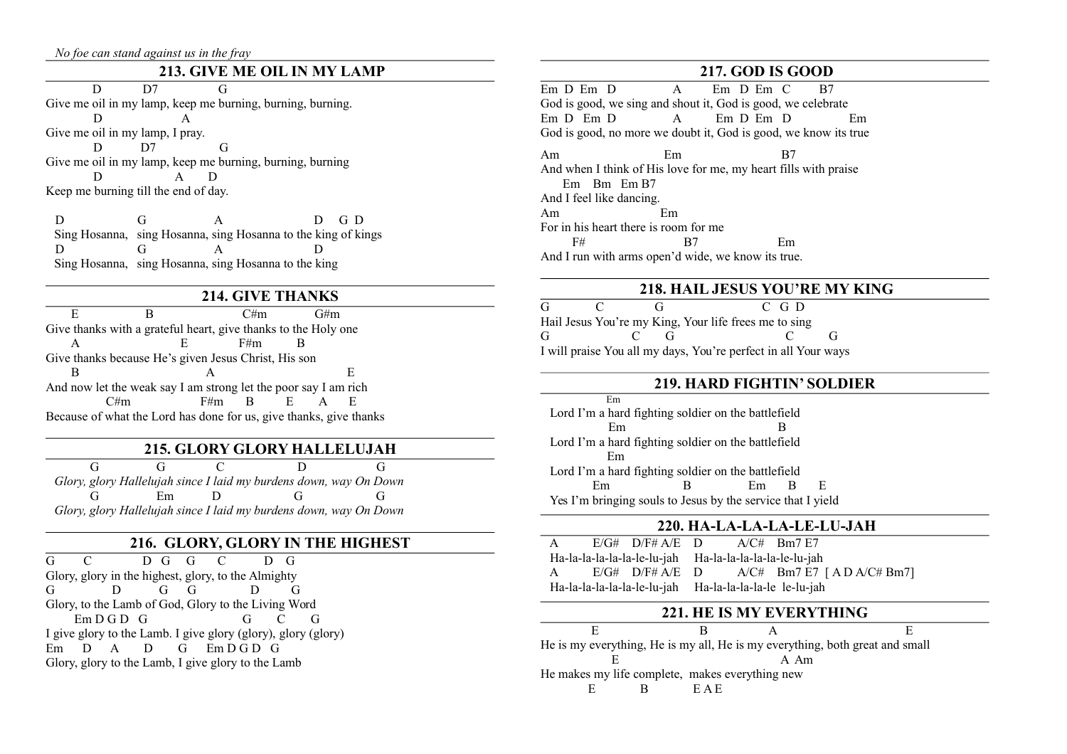*No foe can stand against us in the fray*

## 213. GIVE ME OIL IN MY LAMP

```
          D          D7                G
Give me oil in my lamp, keep me burning, burning, burning.
          D                  A
Give me oil in my lamp, I pray.
          D          D7                G
Give me oil in my lamp, keep me burning, burning, burning
          D                  A       D
Keep me burning till the end of day.

  D                  G                 A                      D    G D
  Sing Hosanna,   sing Hosanna, sing Hosanna to the king of kings
  D                  G                 A                      D
  Sing Hosanna,   sing Hosanna, sing Hosanna to the king
```

## 214. GIVE THANKS

```
      E                  B                       C#m            G#m
Give thanks with a grateful heart, give thanks to the Holy one
      A                      E              F#m          B
Give thanks because He's given Jesus Christ, His son
      B                              A                                   E
And now let the weak say I am strong let the poor say I am rich
             C#m                    F#m        B          E       A      E
Because of what the Lord has done for us, give thanks, give thanks
```

## 215. GLORY GLORY HALLELUJAH

```
          G               G               C                    D                 G
  Glory, glory Hallelujah since I laid my burdens down, way On Down
          G               Em             D                  G                 G
  Glory, glory Hallelujah since I laid my burdens down, way On Down
```

## 216. GLORY, GLORY IN THE HIGHEST

```
G       C              D  G    G      C          D   G
Glory, glory in the highest, glory, to the Almighty
G                 D          G    G              D         G
Glory, to the Lamb of God, Glory to the Living Word
       Em D G D  G                         G       C        G
I give glory to the Lamb. I give glory (glory), glory (glory)
Em      D     A       D       G     Em D G D   G
Glory, glory to the Lamb, I give glory to the Lamb
```

## 217. GOD IS GOOD

```
Em  D  Em  D              A         Em  D  Em  C          B7
God is good, we sing and shout it, God is good, we celebrate
Em  D   Em  D              A          Em  D  Em   D                 Em
God is good, no more we doubt it, God is good, we know its true

Am                              Em                          B7
And when I think of His love for me, my heart fills with praise
      Em   Bm   Em B7
And I feel like dancing.
Am                          Em
For in his heart there is room for me
        F#                          B7                      Em
And I run with arms open'd wide, we know its true.
```

## 218. HAIL JESUS YOU'RE MY KING

```
G            C              G                       C  G  D
Hail Jesus You're my King, Your life frees me to sing
G                    C       G                             C          G
I will praise You all my days, You're perfect in all Your ways
```

## 219. HARD FIGHTIN' SOLDIER

```
              Em
  Lord I'm a hard fighting soldier on the battlefield
              Em                                 B
  Lord I'm a hard fighting soldier on the battlefield
              Em
  Lord I'm a hard fighting soldier on the battlefield
          Em                    B                Em       B       E
  Yes I'm bringing souls to Jesus by the service that I yield
```

## 220. HA-LA-LA-LA-LE-LU-JAH

```
  A          E/G#    D/F# A/E    D           A/C#    Bm7 E7
  Ha-la-la-la-la-la-le-lu-jah     Ha-la-la-la-la-la-le-lu-jah
  A          E/G#    D/F# A/E    D           A/C#    Bm7 E7  [ A D A/C# Bm7]
  Ha-la-la-la-la-la-le-lu-jah     Ha-la-la-la-la-le  le-lu-jah
```

## 221. HE IS MY EVERYTHING

```
            E                         B                  A                              E
He is my everything, He is my all, He is my everything, both great and small
                  E                                      A  Am
He makes my life complete,  makes everything new
            E              B              E A E
```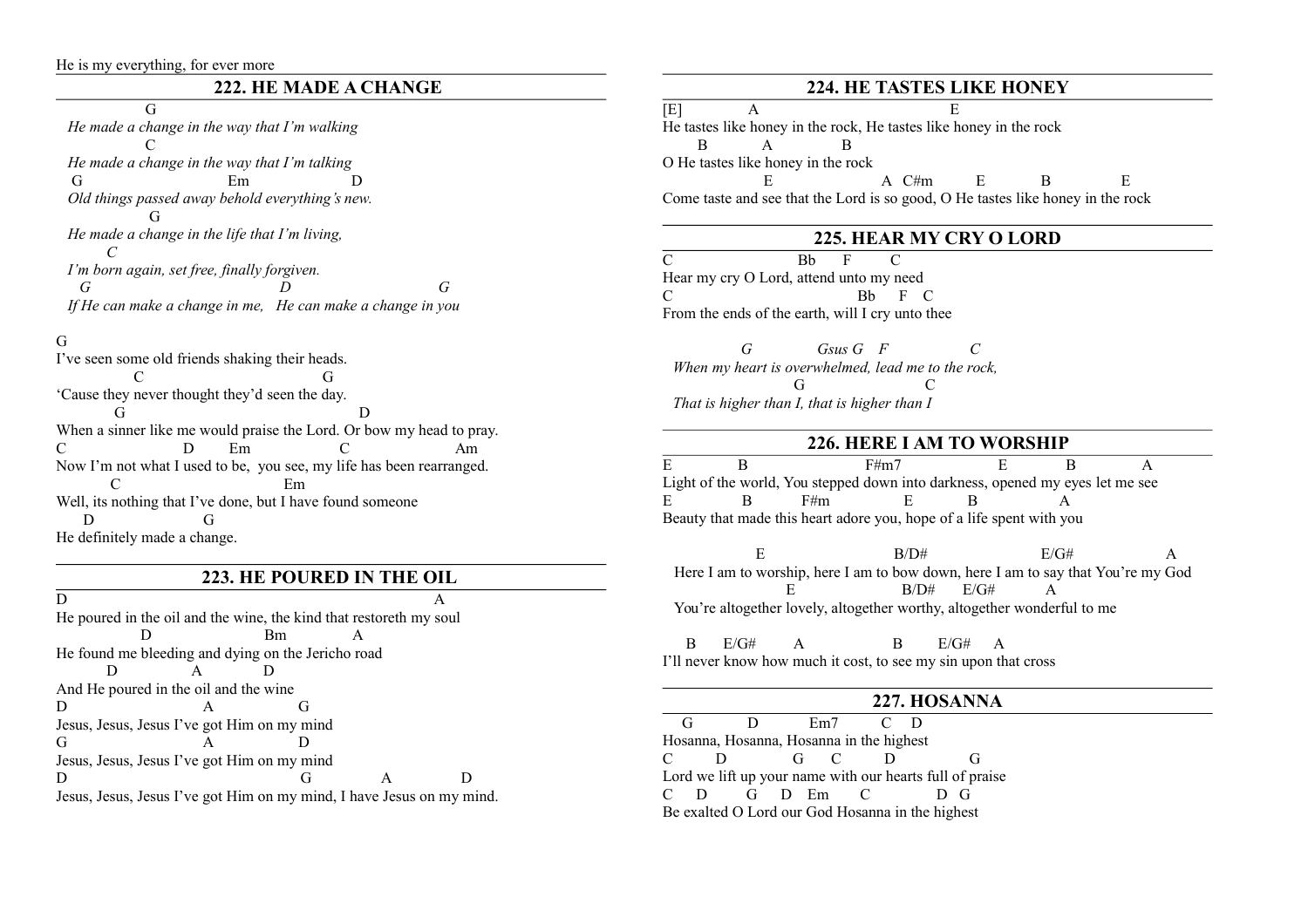He is my everything, for ever more

## 222. HE MADE A CHANGE

```
              G
  He made a change in the way that I'm walking
              C
  He made a change in the way that I'm talking
   G                        Em                    D
  Old things passed away behold everything's new.
               G
  He made a change in the life that I'm living,
         C
  I'm born again, set free, finally forgiven.
    G                               D                              G
  If He can make a change in me,   He can make a change in you

G
I've seen some old friends shaking their heads.
             C                                  G
'Cause they never thought they'd seen the day.
          G                                              D
When a sinner like me would praise the Lord. Or bow my head to pray.
C                        D        Em                   C                        Am
Now I'm not what I used to be,  you see, my life has been rearranged.
          C                                Em
Well, its nothing that I've done, but I have found someone
     D                   G
He definitely made a change.
```

## 223. HE POURED IN THE OIL

```
D                                                                             A
He poured in the oil and the wine, the kind that restoreth my soul
               D                     Bm              A
He found me bleeding and dying on the Jericho road
        D               A            D
And He poured in the oil and the wine
D                           A            G
Jesus, Jesus, Jesus I've got Him on my mind
G                           A            D
Jesus, Jesus, Jesus I've got Him on my mind
D                                                G              A              D
Jesus, Jesus, Jesus I've got Him on my mind, I have Jesus on my mind.
```

## 224. HE TASTES LIKE HONEY

```
[E]            A                                      E
He tastes like honey in the rock, He tastes like honey in the rock
      B          A            B
O He tastes like honey in the rock
                E                       A  C#m          E              B               E
Come taste and see that the Lord is so good, O He tastes like honey in the rock
```

## 225. HEAR MY CRY O LORD

```
C                        Bb      F        C
Hear my cry O Lord, attend unto my need
C                                    Bb    F   C
From the ends of the earth, will I cry unto thee

              G              Gsus G    F                  C
  When my heart is overwhelmed, lead me to the rock,
                       G                         C
  That is higher than I, that is higher than I
```

## 226. HERE I AM TO WORSHIP

```
E             B                        F#m7                    E            B             A
Light of the world, You stepped down into darkness, opened my eyes let me see
E             B           F#m              E            B                 A
Beauty that made this heart adore you, hope of a life spent with you

                E                            B/D#                         E/G#                    A
  Here I am to worship, here I am to bow down, here I am to say that You're my God
                      E                      B/D#      E/G#          A
  You're altogether lovely, altogether worthy, altogether wonderful to me

   B      E/G#        A                     B        E/G#     A
I'll never know how much it cost, to see my sin upon that cross
```

## 227. HOSANNA

```
  G            D            Em7          C    D
Hosanna, Hosanna, Hosanna in the highest
C         D              G      C          D             G
Lord we lift up your name with our hearts full of praise
C     D         G     D    Em       C              D  G
Be exalted O Lord our God Hosanna in the highest
```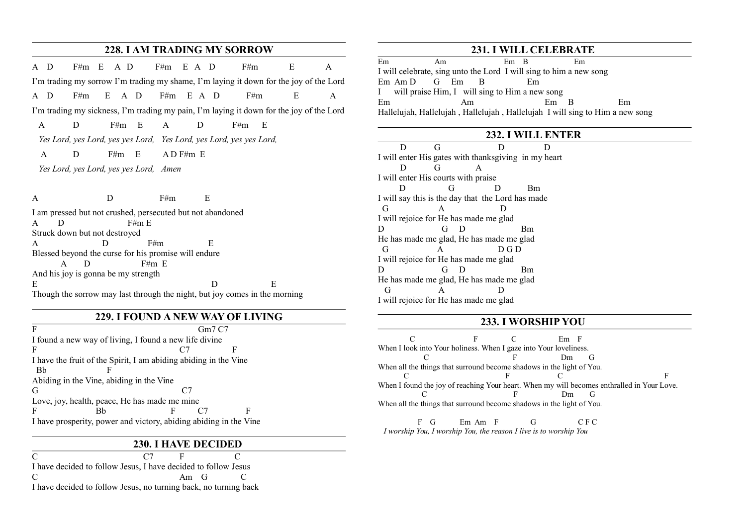## 228. I AM TRADING MY SORROW

```
A  D      F#m   E   A  D       F#m    E  A  D         F#m            E           A
I'm trading my sorrow I'm trading my shame, I'm laying it down for the joy of the Lord
A  D      F#m      E   A  D      F#m    E  A  D          F#m            E           A
I'm trading my sickness, I'm trading my pain, I'm laying it down for the joy of the Lord
```

```
  A          D          F#m    E       A          D          F#m     E
```
*Yes Lord, yes Lord, yes yes Lord,   Yes Lord, yes Lord, yes yes Lord,*

```
  A          D          F#m    E       A D F#m  E
```
*Yes Lord, yes Lord, yes yes Lord,   Amen*

```
A                        D                  F#m            E
I am pressed but not crushed, persecuted but not abandoned
A       D                         F#m E
Struck down but not destroyed
A                        D               F#m                  E
Blessed beyond the curse for his promise will endure
          A       D                   F#m  E
And his joy is gonna be my strength
E                                                              D                    E
Though the sorrow may last through the night, but joy comes in the morning
```

## 229. I FOUND A NEW WAY OF LIVING

```
F                                                         Gm7 C7
I found a new way of living, I found a new life divine
F                                                     C7                 F
I have the fruit of the Spirit, I am abiding abiding in the Vine
  Bb                   F
Abiding in the Vine, abiding in the Vine
G                                                   C7
Love, joy, health, peace, He has made me mine
F                     Bb                       F          C7              F
I have prosperity, power and victory, abiding abiding in the Vine
```

## 230. I HAVE DECIDED

```
C                                          C7          F                    C
I have decided to follow Jesus, I have decided to follow Jesus
C                                                      Am    G              C
I have decided to follow Jesus, no turning back, no turning back
```

## 231. I WILL CELEBRATE

```
Em                   Am                      Em   B                   Em
I will celebrate, sing unto the Lord  I will sing to him a new song
Em  Am D        G     Em       B                  Em
I     will praise Him, I   will sing to Him a new song
Em                                     Am                         Em    B                 Em
Hallelujah, Hallelujah , Hallelujah , Hallelujah  I will sing to Him a new song
```

## 232. I WILL ENTER

```
       D           G                     D              D
I will enter His gates with thanksgiving  in my heart
       D           G          A
I will enter His courts with praise
       D              G               D           Bm
I will say this is the day that  the Lord has made
  G                 A                  D
I will rejoice for He has made me glad
D                     G    D                      Bm
He has made me glad, He has made me glad
  G                 A                    D G D
I will rejoice for He has made me glad
D                     G    D                      Bm
He has made me glad, He has made me glad
   G                A                    D
I will rejoice for He has made me glad
```

## 233. I WORSHIP YOU

```
           C                         F               C                  Em    F
When I look into Your holiness. When I gaze into Your loveliness.
                C                              F                   Dm       G
When all the things that surround become shadows in the light of You.
        C                                   F                  C                                        F
When I found the joy of reaching Your heart. When my will becomes enthralled in Your Love.
              C                              F                   Dm       G
When all the things that surround become shadows in the light of You.
```

```
              F    G         Em  Am    F              G                  C F C
```
*I worship You, I worship You, the reason I live is to worship You*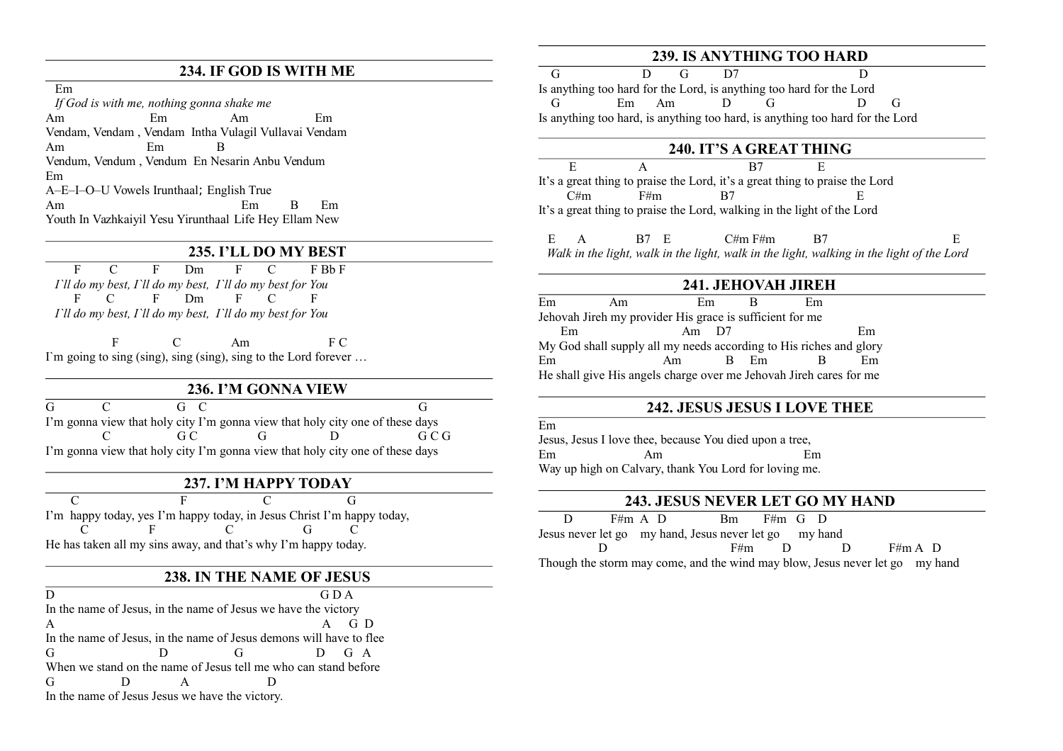## 234. IF GOD IS WITH ME

```
   Em
  If God is with me, nothing gonna shake me
Am                  Em               Am                 Em
Vendam, Vendam , Vendam  Intha Vulagil Vullavai Vendam
Am                  Em              B
Vendum, Vendum , Vendum  En Nesarin Anbu Vendum
Em
A–E–I–O–U Vowels Irunthaal; English True
Am                                          Em        B      Em
Youth In Vazhkaiyil Yesu Yirunthaal Life Hey Ellam New
```

## 235. I'LL DO MY BEST

```
     F       C       F      Dm       F      C       F Bb F
  I`ll do my best, I`ll do my best,  I`ll do my best for You
     F       C       F      Dm       F      C       F
  I`ll do my best, I`ll do my best,  I`ll do my best for You

            F             C              Am                   F C
I`m going to sing (sing), sing (sing), sing to the Lord forever …
```

## 236. I'M GONNA VIEW

```
G           C               G   C                                                          G
I'm gonna view that holy city I'm gonna view that holy city one of these days
            C               G C            G               D                 G C G
I'm gonna view that holy city I'm gonna view that holy city one of these days
```

## 237. I'M HAPPY TODAY

```
     C                        F                   C                  G
I'm  happy today, yes I'm happy today, in Jesus Christ I'm happy today,
       C                F                  C                 G          C
He has taken all my sins away, and that's why I'm happy today.
```

## 238. IN THE NAME OF JESUS

```
D                                                                    G D A
In the name of Jesus, in the name of Jesus we have the victory
A                                                                A     G  D
In the name of Jesus, in the name of Jesus demons will have to flee
G                            D                 G                  D     G  A
When we stand on the name of Jesus tell me who can stand before
G                 D              A                   D
In the name of Jesus Jesus we have the victory.
```

## 239. IS ANYTHING TOO HARD

```
   G                     D        G          D7                               D
Is anything too hard for the Lord, is anything too hard for the Lord
   G               Em       Am             D          G                  D       G
Is anything too hard, is anything too hard, is anything too hard for the Lord
```

## 240. IT'S A GREAT THING

```
       E                  A                        B7              E
It's a great thing to praise the Lord, it's a great thing to praise the Lord
       C#m             F#m              B7                             E
It's a great thing to praise the Lord, walking in the light of the Lord

   E      A           B7    E              C#m F#m            B7                               E
  Walk in the light, walk in the light, walk in the light, walking in the light of the Lord
```

## 241. JEHOVAH JIREH

```
Em             Am                  Em          B            Em
Jehovah Jireh my provider His grace is sufficient for me
     Em                         Am     D7                            Em
My God shall supply all my needs according to His riches and glory
Em                               Am          B     Em           B          Em
He shall give His angels charge over me Jehovah Jireh cares for me
```

## 242. JESUS JESUS I LOVE THEE

```
Em
Jesus, Jesus I love thee, because You died upon a tree,
Em                       Am                               Em
Way up high on Calvary, thank You Lord for loving me.
```

## 243. JESUS NEVER LET GO MY HAND

```
      D           F#m  A  D              Bm        F#m   G   D
Jesus never let go    my hand, Jesus never let go      my hand
              D                                F#m         D               D           F#m A  D
Though the storm may come, and the wind may blow, Jesus never let go    my hand
```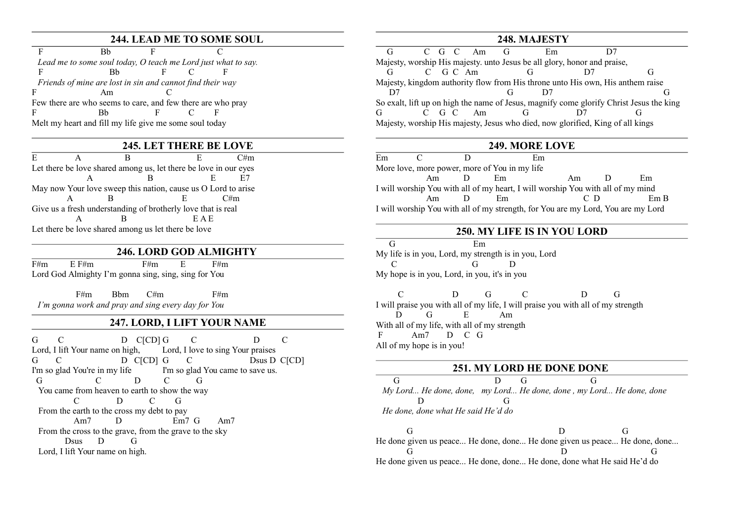## 244. LEAD ME TO SOME SOUL

```
  F                    Bb              F                      C
  Lead me to some soul today, O teach me Lord just what to say.
  F                    Bb              F         C          F
  Friends of mine are lost in sin and cannot find their way
F                  Am                  C
Few there are who seems to care, and few there are who pray
F                     Bb              F        C       F
Melt my heart and fill my life give me some soul today
```

## 245. LET THERE BE LOVE

```
E            A              B                    E          C#m
Let there be love shared among us, let there be love in our eyes
                A                B                   E         E7
May now Your love sweep this nation, cause us O Lord to arise
           A            B                     E              C#m
Give us a fresh understanding of brotherly love that is real
             A              B                     E A E
Let there be love shared among us let there be love
```

## 246. LORD GOD ALMIGHTY

```
F#m         E F#m                   F#m         E          F#m
Lord God Almighty I'm gonna sing, sing, sing for You

            F#m        Bbm       C#m                  F#m
  I'm gonna work and pray and sing every day for You
```

## 247. LORD, I LIFT YOUR NAME

```
G        C                    D   C[CD] G         C                      D          C
Lord, I lift Your name on high,         Lord, I love to sing Your praises
G       C                     D  C[CD]  G       C                      Dsus D  C[CD]
I'm so glad You're in my life             I'm so glad You came to save us.
  G                C              D          C         G
  You came from heaven to earth to show the way
            C              D          C        G
  From the earth to the cross my debt to pay
            Am7          D                   Em7  G        Am7
  From the cross to the grave, from the grave to the sky
          Dsus       D          G
  Lord, I lift Your name on high.
```

## 248. MAJESTY

```
   G            C   G   C      Am        G              Em                    D7
Majesty, worship His majesty. unto Jesus be all glory, honor and praise,
   G             C    G  C   Am                    G                   D7                 G
Majesty, kingdom authority flow from His throne unto His own, His anthem raise
    D7                                    G            D7                                   G
So exalt, lift up on high the name of Jesus, magnify come glorify Christ Jesus the king
G             C    G   C      Am          G                D7                 G
Majesty, worship His majesty, Jesus who died, now glorified, King of all kings
```

## 249. MORE LOVE

```
Em          C                 D                      Em
More love, more power, more of You in my life
              Am          D          Em                       Am          D           Em
I will worship You with all of my heart, I will worship You with all of my mind
              Am          D          Em                          C  D                 Em B
I will worship You with all of my strength, for You are my Lord, You are my Lord
```

## 250. MY LIFE IS IN YOU LORD

```
    G                         Em
My life is in you, Lord, my strength is in you, Lord
    C                        G          D
My hope is in you, Lord, in you, it's in you

       C                  D           G           C                   D           G
I will praise you with all of my life, I will praise you with all of my strength
       D          G            E           Am
With all of my life, with all of my strength
 F           Am7       D    C   G
All of my hope is in you!
```

## 251. MY LORD HE DONE DONE

```
      G                                      D         G                       G
  My Lord... He done, done,   my Lord... He done, done , my Lord... He done, done
           D                          G
  He done, done what He said He'd do

         G                                               D                 G
He done given us peace... He done, done... He done given us peace... He done, done...
         G                                               D                              G
He done given us peace... He done, done... He done, done what He said He'd do
```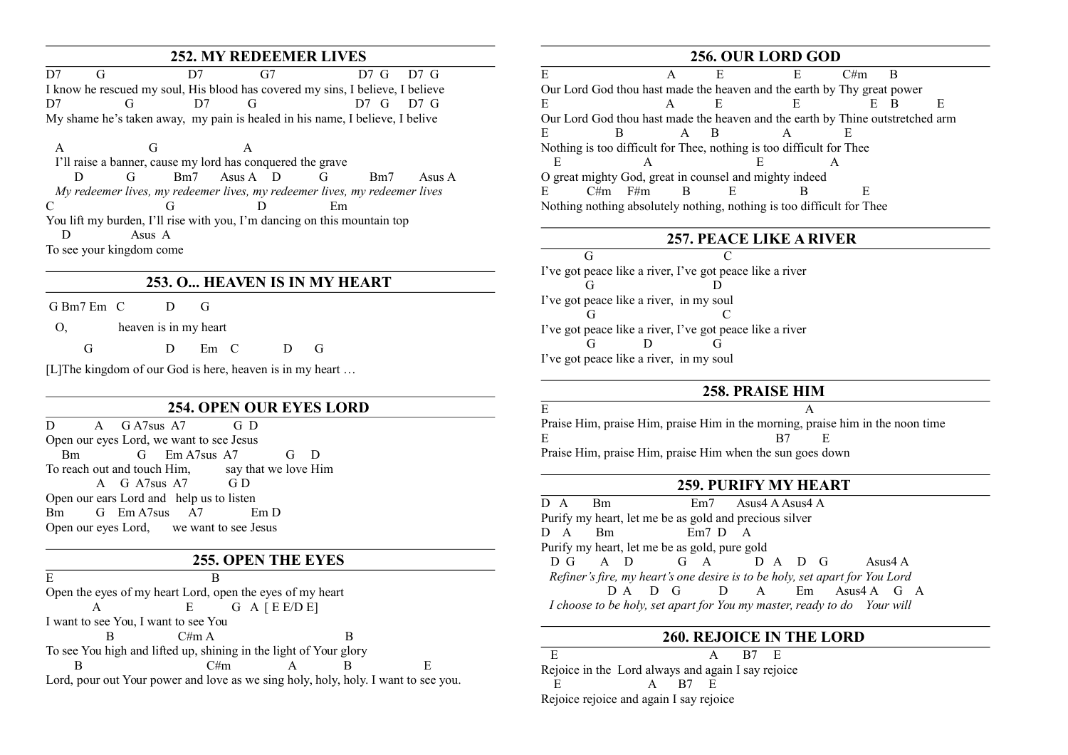## 252. MY REDEEMER LIVES

```
D7          G                    D7              G7                       D7  G     D7  G
I know he rescued my soul, His blood has covered my sins, I believe, I believe
D7               G               D7          G                             D7  G    D7  G
My shame he's taken away,  my pain is healed in his name, I believe, I belive

  A                G                        A
  I'll raise a banner, cause my lord has conquered the grave
      D          G         Bm7      Asus A    D          G           Bm7       Asus A
```
*My redeemer lives, my redeemer lives, my redeemer lives, my redeemer lives*
```
C                              G                       D                Em
You lift my burden, I'll rise with you, I'm dancing on this mountain top
    D              Asus  A
To see your kingdom come
```

## 253. O... HEAVEN IS IN MY HEART

```
 G Bm7 Em  C           D       G
  O,              heaven is in my heart
        G                  D      Em   C           D      G
[L]The kingdom of our God is here, heaven is in my heart …
```

## 254. OPEN OUR EYES LORD

```
D          A     G A7sus  A7              G  D
Open our eyes Lord, we want to see Jesus
    Bm             G     Em A7sus  A7             G     D
To reach out and touch Him,           say that we love Him
            A    G  A7sus  A7           G D
Open our ears Lord and   help us to listen
Bm        G    Em A7sus      A7              Em D
Open our eyes Lord,       we want to see Jesus
```

## 255. OPEN THE EYES

```
E                                       B
Open the eyes of my heart Lord, open the eyes of my heart
           A                   E          G  A  [ E E/D E]
I want to see You, I want to see You
              B                C#m A                                   B
To see You high and lifted up, shining in the light of Your glory
       B                              C#m               A             B                 E
Lord, pour out Your power and love as we sing holy, holy, holy. I want to see you.
```

## 256. OUR LORD GOD

```
E                           A          E                E          C#m      B
Our Lord God thou hast made the heaven and the earth by Thy great power
E                           A          E                E             E  B         E
Our Lord God thou hast made the heaven and the earth by Thine outstretched arm
E                  B             A     B                A              E
Nothing is too difficult for Thee, nothing is too difficult for Thee
   E                  A                        E                A
O great mighty God, great in counsel and mighty indeed
E          C#m     F#m         B           E                B              E
Nothing nothing absolutely nothing, nothing is too difficult for Thee
```

## 257. PEACE LIKE A RIVER

```
           G                            C
I've got peace like a river, I've got peace like a river
           G                           D
I've got peace like a river,  in my soul
           G                            C
I've got peace like a river, I've got peace like a river
           G           D               G
I've got peace like a river,  in my soul
```

## 258. PRAISE HIM

```
E                                                          A
Praise Him, praise Him, praise Him in the morning, praise him in the noon time
E                                                      B7       E
Praise Him, praise Him, praise Him when the sun goes down
```

## 259. PURIFY MY HEART

```
D  A       Bm                    Em7       Asus4 A Asus4 A
Purify my heart, let me be as gold and precious silver
D   A       Bm                  Em7  D    A
Purify my heart, let me be as gold, pure gold
  D G      A   D           G    A           D   A    D   G          Asus4 A
```
*Refiner's fire, my heart's one desire is to be holy, set apart for You Lord*
```
               D A     D   G          D        A        Em       Asus4 A    G   A
```
*I choose to be holy, set apart for You my master, ready to do   Your will*

## 260. REJOICE IN THE LORD

```
  E                                    A      B7    E
Rejoice in the  Lord always and again I say rejoice
  E                    A     B7    E
Rejoice rejoice and again I say rejoice
```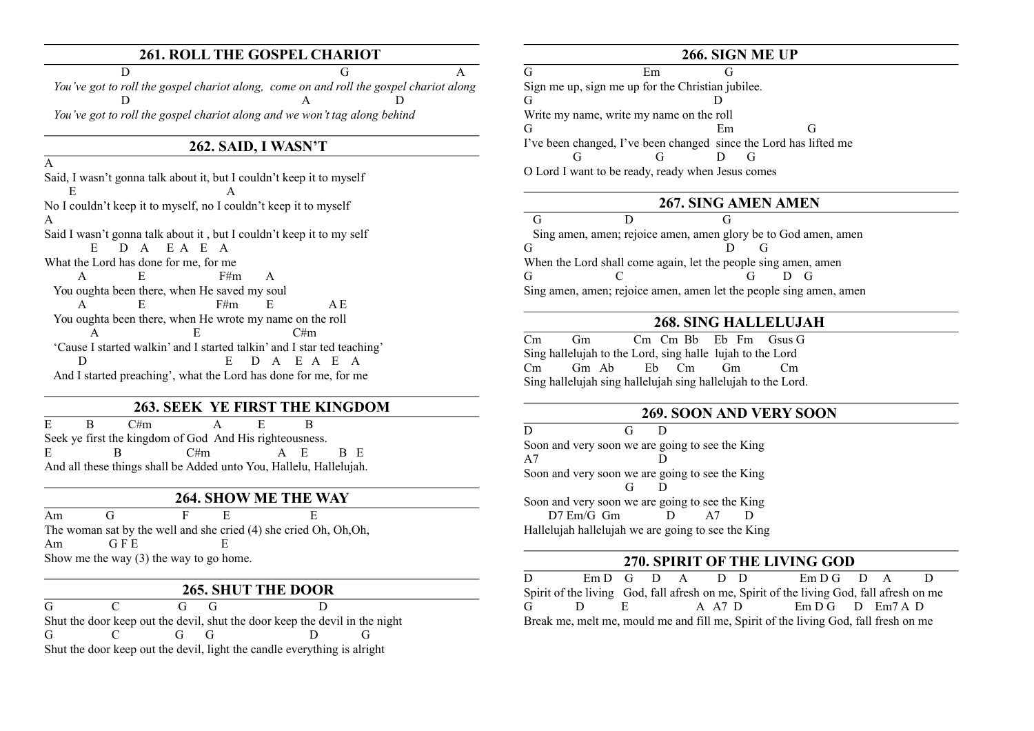## 261. ROLL THE GOSPEL CHARIOT

```
                D                                                    G                      A
You've got to roll the gospel chariot along,  come on and roll the gospel chariot along
                D                                        A              D
You've got to roll the gospel chariot along and we won't tag along behind
```

## 262. SAID, I WASN'T

```
A
Said, I wasn't gonna talk about it, but I couldn't keep it to myself
    E                                   A
No I couldn't keep it to myself, no I couldn't keep it to myself
A
Said I wasn't gonna talk about it , but I couldn't keep it to my self
           E    D  A    E A  E  A
What the Lord has done for me, for me
        A           E              F#m       A
  You oughta been there, when He saved my soul
        A           E              F#m        E               A E
  You oughta been there, when He wrote my name on the roll
         A                     E                       C#m
  'Cause I started walkin' and I started talkin' and I star ted teaching'
       D                              E    D   A   E  A   E   A
  And I started preaching', what the Lord has done for me, for me
```

## 263. SEEK YE FIRST THE KINGDOM

```
E        B         C#m             A         E           B
Seek ye first the kingdom of God  And His righteousness.
E               B              C#m                 A   E       B  E
And all these things shall be Added unto You, Hallelu, Hallelujah.
```

## 264. SHOW ME THE WAY

```
Am            G                F        E                    E
The woman sat by the well and she cried (4) she cried Oh, Oh,Oh,
Am            G F E                     E
Show me the way (3) the way to go home.
```

## 265. SHUT THE DOOR

```
G              C              G     G                        D
Shut the door keep out the devil, shut the door keep the devil in the night
G              C              G     G                      D           G
Shut the door keep out the devil, light the candle everything is alright
```

## 266. SIGN ME UP

```
G                          Em                 G
Sign me up, sign me up for the Christian jubilee.
G                                 D
Write my name, write my name on the roll
G                                             Em                    G
I've been changed, I've been changed  since the Lord has lifted me
         G               G              D     G
O Lord I want to be ready, ready when Jesus comes
```

## 267. SING AMEN AMEN

```
  G                        D                        G
  Sing amen, amen; rejoice amen, amen glory be to God amen, amen
G                                                        D        G
When the Lord shall come again, let the people sing amen, amen
G                         C                             G        D   G
Sing amen, amen; rejoice amen, amen let the people sing amen, amen
```

## 268. SING HALLELUJAH

```
Cm         Gm            Cm  Cm  Bb     Eb   Fm     Gsus G
Sing hallelujah to the Lord, sing halle  lujah to the Lord
Cm         Gm   Ab         Eb     Cm         Gm           Cm
Sing hallelujah sing hallelujah sing hallelujah to the Lord.
```

## 269. SOON AND VERY SOON

```
D                      G      D
Soon and very soon we are going to see the King
A7                            D
Soon and very soon we are going to see the King
                       G      D
Soon and very soon we are going to see the King
      D7 Em/G  Gm              D        A7        D
Hallelujah hallelujah we are going to see the King
```

## 270. SPIRIT OF THE LIVING GOD

```
D              Em D   G     D     A        D   D              Em D G     D    A          D
Spirit of the living   God, fall afresh on me, Spirit of the living God, fall afresh on me
G            D           E                A   A7  D               Em D G     D   Em7 A  D
Break me, melt me, mould me and fill me, Spirit of the living God, fall fresh on me
```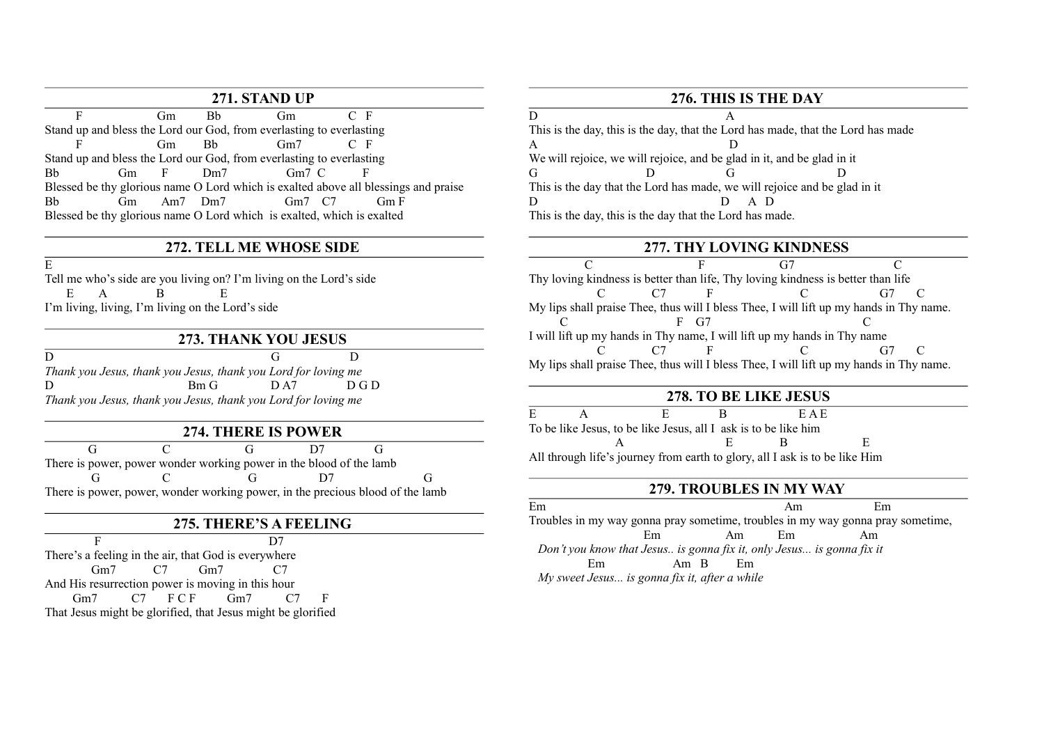## 271. STAND UP

```
        F                   Gm        Bb              Gm             C  F
Stand up and bless the Lord our God, from everlasting to everlasting
        F                   Gm        Bb              Gm7            C  F
Stand up and bless the Lord our God, from everlasting to everlasting
Bb              Gm       F          Dm7                Gm7  C          F
Blessed be thy glorious name O Lord which is exalted above all blessings and praise
Bb              Gm       Am7    Dm7                Gm7    C7          Gm F
Blessed be thy glorious name O Lord which  is exalted, which is exalted
```

## 272. TELL ME WHOSE SIDE

```
E
Tell me who's side are you living on? I'm living on the Lord's side
     E      A          B            E
I'm living, living, I'm living on the Lord's side
```

## 273. THANK YOU JESUS

```
D                                          G              D
Thank you Jesus, thank you Jesus, thank you Lord for loving me
D                               Bm G            D A7          D G D
Thank you Jesus, thank you Jesus, thank you Lord for loving me
```

## 274. THERE IS POWER

```
          G               C                G             D7            G
There is power, power wonder working power in the blood of the lamb
          G               C                 G                D7                  G
There is power, power, wonder working power, in the precious blood of the lamb
```

## 275. THERE'S A FEELING

```
            F                                 D7
There's a feeling in the air, that God is everywhere
          Gm7          C7        Gm7             C7
And His resurrection power is moving in this hour
       Gm7        C7      F C F        Gm7         C7       F
That Jesus might be glorified, that Jesus might be glorified
```

## 276. THIS IS THE DAY

```
D                                          A
This is the day, this is the day, that the Lord has made, that the Lord has made
A                                          D
We will rejoice, we will rejoice, and be glad in it, and be glad in it
G                          D                  G                        D
This is the day that the Lord has made, we will rejoice and be glad in it
D                                        D     A  D
This is the day, this is the day that the Lord has made.
```

## 277. THY LOVING KINDNESS

```
           C                          F                 G7                      C
Thy loving kindness is better than life, Thy loving kindness is better than life
              C            C7           F                       C              G7      C
My lips shall praise Thee, thus will I bless Thee, I will lift up my hands in Thy name.
      C                              F    G7                            C
I will lift up my hands in Thy name, I will lift up my hands in Thy name
              C            C7           F                       C              G7      C
My lips shall praise Thee, thus will I bless Thee, I will lift up my hands in Thy name.
```

## 278. TO BE LIKE JESUS

```
E          A                 E              B              E A E
To be like Jesus, to be like Jesus, all I  ask is to be like him
                 A                        E            B                  E
All through life's journey from earth to glory, all I ask is to be like Him
```

## 279. TROUBLES IN MY WAY

```
Em                                                    Am                Em
Troubles in my way gonna pray sometime, troubles in my way gonna pray sometime,
                      Em               Am          Em                 Am
  Don't you know that Jesus.. is gonna fix it, only Jesus... is gonna fix it
              Em                   Am  B        Em
  My sweet Jesus... is gonna fix it, after a while
```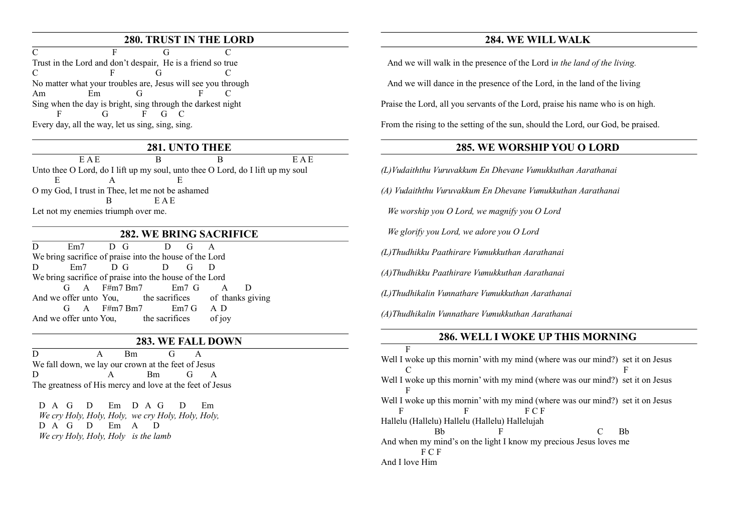## 280. TRUST IN THE LORD

```
C                    F              G                C
Trust in the Lord and don't despair,  He is a friend so true
C                    F              G                C
No matter what your troubles are, Jesus will see you through
Am              Em             G                 F        C
Sing when the day is bright, sing through the darkest night
      F              G            F     G   C
Every day, all the way, let us sing, sing, sing.
```

## 281. UNTO THEE

```
              E A E                     B                    B                      E A E
Unto thee O Lord, do I lift up my soul, unto thee O Lord, do I lift up my soul
       E                  A                 E
O my God, I trust in Thee, let me not be ashamed
                      B              E A E
Let not my enemies triumph over me.
```

## 282. WE BRING SACRIFICE

```
D          Em7        D  G            D      G      A
We bring sacrifice of praise into the house of the Lord
D          Em7        D  G            D      G      D
We bring sacrifice of praise into the house of the Lord
           G     A     F#m7 Bm7            Em7  G         A       D
And we offer unto  You,          the sacrifices         of  thanks giving
           G     A     F#m7 Bm7            Em7 G        A  D
And we offer unto You,           the sacrifices         of joy
```

## 283. WE FALL DOWN

```
D                   A         Bm           G       A
We fall down, we lay our crown at the feet of Jesus
D                       A             Bm           G       A
The greatness of His mercy and love at the feet of Jesus

   D  A   G     D      Em    D  A  G      D       Em
   We cry Holy, Holy, Holy,  we cry Holy, Holy, Holy,
   D  A   G     D      Em    A      D
   We cry Holy, Holy, Holy   is the lamb
```

## 284. WE WILL WALK

And we will walk in the presence of the Lord i*n the land of the living.*

And we will dance in the presence of the Lord, in the land of the living

Praise the Lord, all you servants of the Lord, praise his name who is on high.

From the rising to the setting of the sun, should the Lord, our God, be praised.

## 285. WE WORSHIP YOU O LORD

*(L)Vudaiththu Vuruvakkum En Dhevane Vumukkuthan Aarathanai*

*(A) Vudaiththu Vuruvakkum En Dhevane Vumukkuthan Aarathanai*

*We worship you O Lord, we magnify you O Lord*

*We glorify you Lord, we adore you O Lord*

*(L)Thudhikku Paathirare Vumukkuthan Aarathanai*

*(A)Thudhikku Paathirare Vumukkuthan Aarathanai*

*(L)Thudhikalin Vunnathare Vumukkuthan Aarathanai*

*(A)Thudhikalin Vunnathare Vumukkuthan Aarathanai*

## 286. WELL I WOKE UP THIS MORNING

```
        F
Well I woke up this mornin' with my mind (where was our mind?)  set it on Jesus
        C                                                                    F
Well I woke up this mornin' with my mind (where was our mind?)  set it on Jesus
        F
Well I woke up this mornin' with my mind (where was our mind?)  set it on Jesus
     F                    F                  F C F
Hallelu (Hallelu) Hallelu (Hallelu) Hallelujah
                  Bb                    F                              C       Bb
And when my mind's on the light I know my precious Jesus loves me
            F C F
And I love Him
```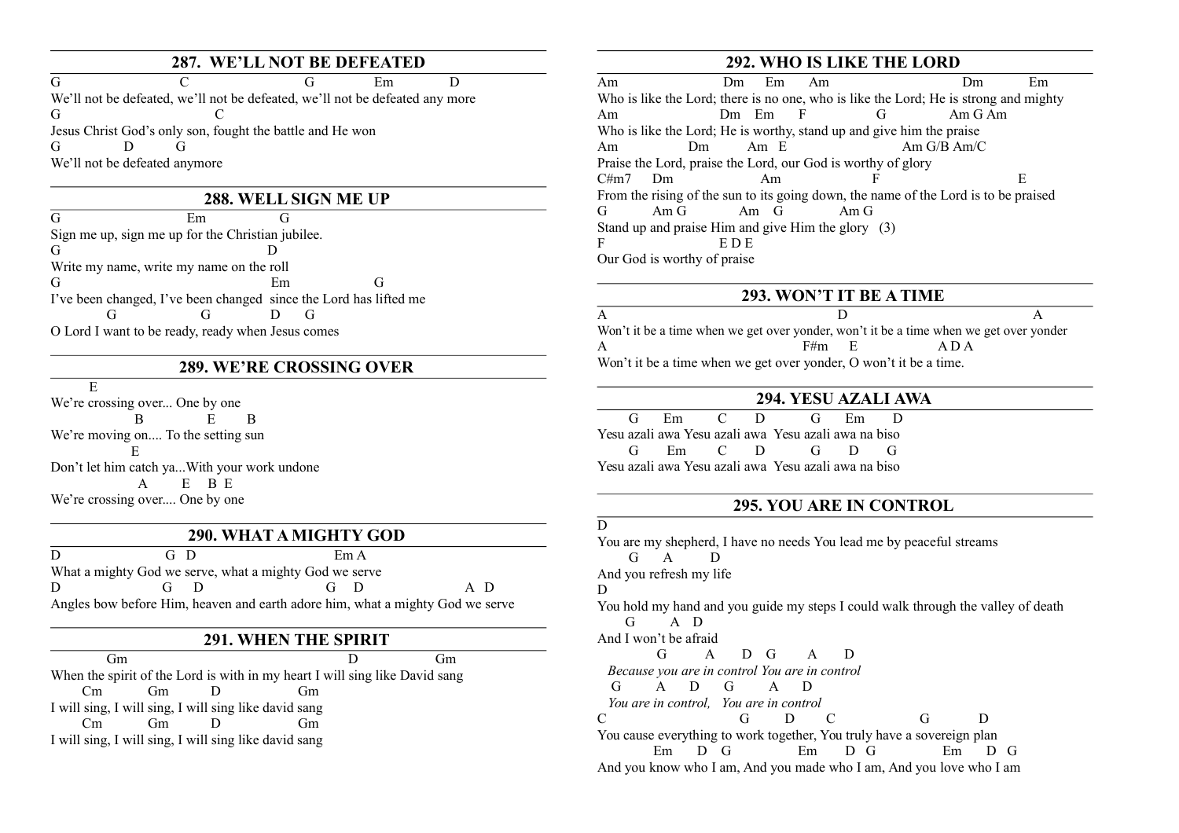## 287. WE'LL NOT BE DEFEATED

```
G                         C                            G              Em            D
We'll not be defeated, we'll not be defeated, we'll not be defeated any more
G                                C
Jesus Christ God's only son, fought the battle and He won
G           D          G
We'll not be defeated anymore
```

## 288. WELL SIGN ME UP

```
G                          Em                G
Sign me up, sign me up for the Christian jubilee.
G                                              D
Write my name, write my name on the roll
G                                                    Em                    G
I've been changed, I've been changed  since the Lord has lifted me
            G                   G              D      G
O Lord I want to be ready, ready when Jesus comes
```

## 289. WE'RE CROSSING OVER

```
        E
We're crossing over... One by one
                B              E        B
We're moving on.... To the setting sun
              E
Don't let him catch ya...With your work undone
                 A        E    B E
We're crossing over.... One by one
```

## 290. WHAT A MIGHTY GOD

```
D                         G  D                                   Em A
What a mighty God we serve, what a mighty God we serve
D                       G      D                          G    D                       A  D
Angles bow before Him, heaven and earth adore him, what a mighty God we serve
```

## 291. WHEN THE SPIRIT

```
             Gm                                                      D                   Gm
When the spirit of the Lord is with in my heart I will sing like David sang
       Cm           Gm          D                 Gm
I will sing, I will sing, I will sing like david sang
       Cm           Gm          D                 Gm
I will sing, I will sing, I will sing like david sang
```

## 292. WHO IS LIKE THE LORD

```
Am                         Dm      Em       Am                                 Dm            Em
Who is like the Lord; there is no one, who is like the Lord; He is strong and mighty
Am                          Dm    Em       F                G              Am G Am
Who is like the Lord; He is worthy, stand up and give him the praise
Am                  Dm          Am  E                            Am G/B Am/C
Praise the Lord, praise the Lord, our God is worthy of glory
C#m7      Dm                     Am                    F                                E
From the rising of the sun to its going down, the name of the Lord is to be praised
G            Am G              Am   G            Am G
Stand up and praise Him and give Him the glory   (3)
F                        E D E
Our God is worthy of praise
```

## 293. WON'T IT BE A TIME

```
A                                                   D                                             A
Won't it be a time when we get over yonder, won't it be a time when we get over yonder
A                                             F#m      E                  A D A
Won't it be a time when we get over yonder, O won't it be a time.
```

## 294. YESU AZALI AWA

```
      G      Em        C       D           G      Em       D
Yesu azali awa Yesu azali awa  Yesu azali awa na biso
      G       Em        C       D           G       D        G
Yesu azali awa Yesu azali awa  Yesu azali awa na biso
```

## 295. YOU ARE IN CONTROL

```
D
You are my shepherd, I have no needs You lead me by peaceful streams
      G      A         D
And you refresh my life
D
You hold my hand and you guide my steps I could walk through the valley of death
      G        A  D
And I won't be afraid
            G        A       D  G        A       D
  Because you are in control You are in control
   G       A      D      G        A      D
  You are in control,   You are in control
C                                 G         D        C                    G            D
You cause everything to work together, You truly have a sovereign plan
            Em       D  G               Em       D  G              Em       D  G
And you know who I am, And you made who I am, And you love who I am
```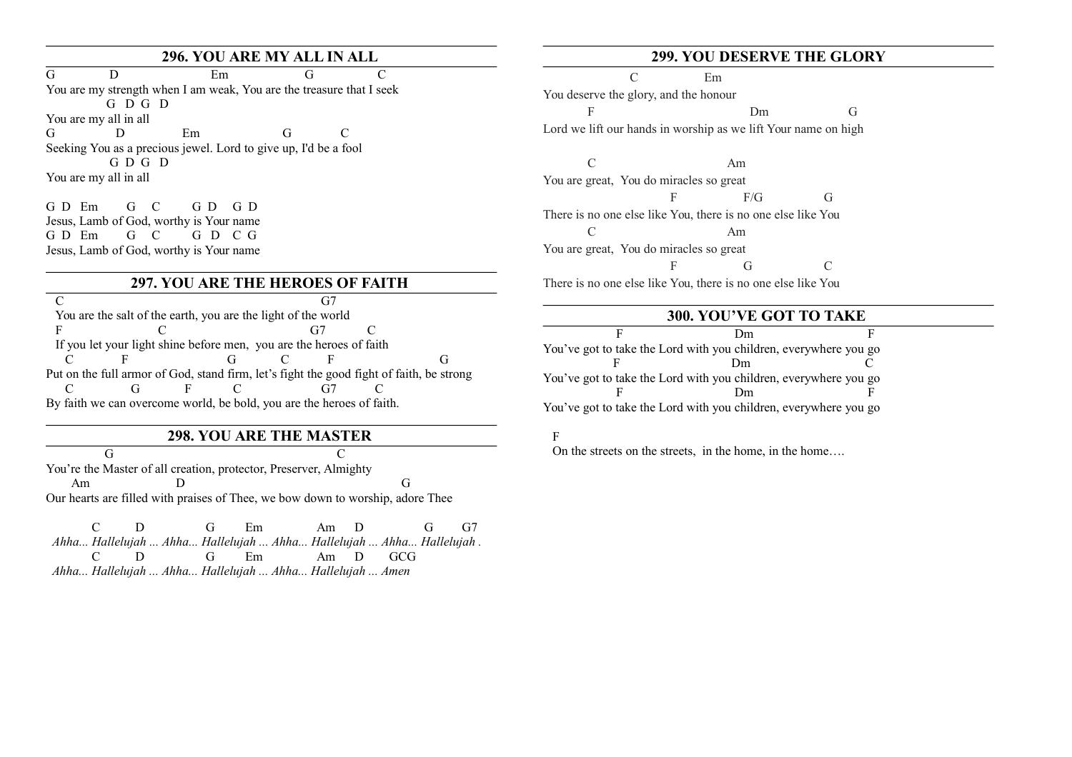## 296. YOU ARE MY ALL IN ALL

```
G              D                       Em                 G               C
You are my strength when I am weak, You are the treasure that I seek
            G  D G  D
You are my all in all
G                D               Em                      G             C
Seeking You as a precious jewel. Lord to give up, I'd be a fool
            G  D  G  D
You are my all in all

G  D  Em       G    C        G D    G D
Jesus, Lamb of God, worthy is Your name
G  D  Em       G    C        G  D   C G
Jesus, Lamb of God, worthy is Your name
```

## 297. YOU ARE THE HEROES OF FAITH

```
  C                                                        G7
  You are the salt of the earth, you are the light of the world
  F                    C                       G7          C
  If you let your light shine before men,  you are the heroes of faith
    C          F                  G           C          F                    G
Put on the full armor of God, stand firm, let's fight the good fight of faith, be strong
    C             G           F          C                 G7          C
By faith we can overcome world, be bold, you are the heroes of faith.
```

## 298. YOU ARE THE MASTER

```
              G                                              C
You're the Master of all creation, protector, Preserver, Almighty
      Am                     D                                             G
Our hearts are filled with praises of Thee, we bow down to worship, adore Thee
```

```
          C         D             G        Em             Am    D             G       G7
 Ahha... Hallelujah ... Ahha... Hallelujah ... Ahha... Hallelujah ... Ahha... Hallelujah .
          C         D             G        Em             Am    D      GCG
 Ahha... Hallelujah ... Ahha... Hallelujah ... Ahha... Hallelujah ... Amen
```

## 299. YOU DESERVE THE GLORY

```
                  C               Em
You deserve the glory, and the honour
         F                                    Dm                 G
Lord we lift our hands in worship as we lift Your name on high

         C                         Am
You are great,  You do miracles so great
                          F            F/G              G
There is no one else like You, there is no one else like You
         C                         Am
You are great,  You do miracles so great
                          F            G                C
There is no one else like You, there is no one else like You
```

## 300. YOU'VE GOT TO TAKE

```
                 F                      Dm                      F
You've got to take the Lord with you children, everywhere you go
                F                       Dm                      C
You've got to take the Lord with you children, everywhere you go
                 F                      Dm                      F
You've got to take the Lord with you children, everywhere you go

  F
  On the streets on the streets,  in the home, in the home….
```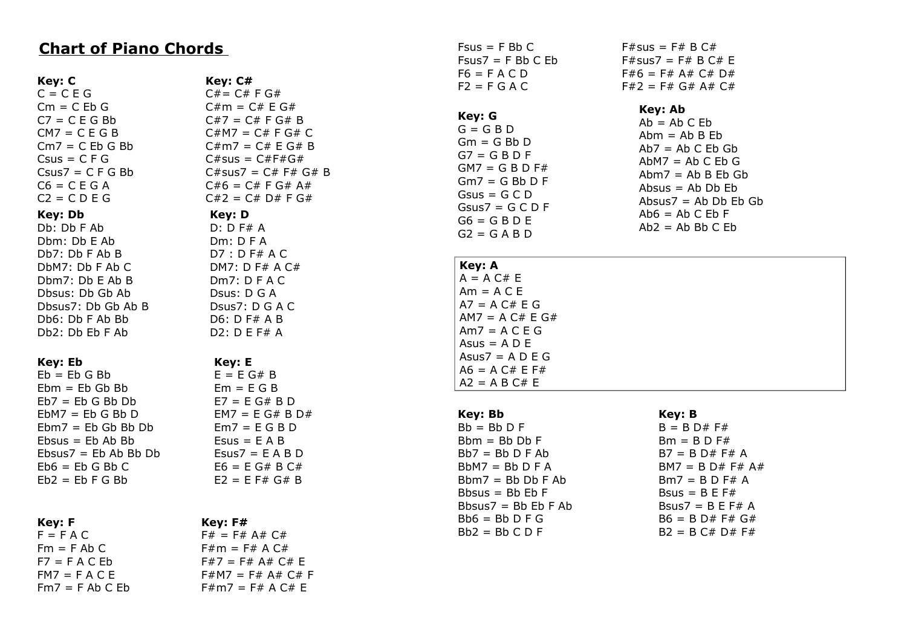# Chart of Piano Chords

**Key: C**

C = C E G
Cm = C Eb G
C7 = C E G Bb
CM7 = C E G B
Cm7 = C Eb G Bb
Csus = C F G
Csus7 = C F G Bb
C6 = C E G A
C2 = C D E G

**Key: C#**

C#= C# F G#
C#m = C# E G#
C#7 = C# F G# B
C#M7 = C# F G# C
C#m7 = C# E G# B
C#sus = C#F#G#
C#sus7 = C# F# G# B
C#6 = C# F G# A#
C#2 = C# D# F G#

**Key: Db**

Db: Db F Ab
Dbm: Db E Ab
Db7: Db F Ab B
DbM7: Db F Ab C
Dbm7: Db E Ab B
Dbsus: Db Gb Ab
Dbsus7: Db Gb Ab B
Db6: Db F Ab Bb
Db2: Db Eb F Ab

**Key: D**

D: D F# A
Dm: D F A
D7 : D F# A C
DM7: D F# A C#
Dm7: D F A C
Dsus: D G A
Dsus7: D G A C
D6: D F# A B
D2: D E F# A

**Key: Eb**

Eb = Eb G Bb
Ebm = Eb Gb Bb
Eb7 = Eb G Bb Db
EbM7 = Eb G Bb D
Ebm7 = Eb Gb Bb Db
Ebsus = Eb Ab Bb
Ebsus7 = Eb Ab Bb Db
Eb6 = Eb G Bb C
Eb2 = Eb F G Bb

**Key: E**

E = E G# B
Em = E G B
E7 = E G# B D
EM7 = E G# B D#
Em7 = E G B D
Esus = E A B
Esus7 = E A B D
E6 = E G# B C#
E2 = E F# G# B

**Key: F**

F = F A C
Fm = F Ab C
F7 = F A C Eb
FM7 = F A C E
Fm7 = F Ab C Eb
Fsus = F Bb C
Fsus7 = F Bb C Eb
F6 = F A C D
F2 = F G A C

**Key: F#**

F# = F# A# C#
F#m = F# A C#
F#7 = F# A# C# E
F#M7 = F# A# C# F
F#m7 = F# A C# E
F#sus = F# B C#
F#sus7 = F# B C# E
F#6 = F# A# C# D#
F#2 = F# G# A# C#

**Key: G**

G = G B D
Gm = G Bb D
G7 = G B D F
GM7 = G B D F#
Gm7 = G Bb D F
Gsus = G C D
Gsus7 = G C D F
G6 = G B D E
G2 = G A B D

**Key: Ab**

Ab = Ab C Eb
Abm = Ab B Eb
Ab7 = Ab C Eb Gb
AbM7 = Ab C Eb G
Abm7 = Ab B Eb Gb
Absus = Ab Db Eb
Absus7 = Ab Db Eb Gb
Ab6 = Ab C Eb F
Ab2 = Ab Bb C Eb

**Key: A**

A = A C# E
Am = A C E
A7 = A C# E G
AM7 = A C# E G#
Am7 = A C E G
Asus = A D E
Asus7 = A D E G
A6 = A C# E F#
A2 = A B C# E

**Key: Bb**

Bb = Bb D F
Bbm = Bb Db F
Bb7 = Bb D F Ab
BbM7 = Bb D F A
Bbm7 = Bb Db F Ab
Bbsus = Bb Eb F
Bbsus7 = Bb Eb F Ab
Bb6 = Bb D F G
Bb2 = Bb C D F

**Key: B**

B = B D# F#
Bm = B D F#
B7 = B D# F# A
BM7 = B D# F# A#
Bm7 = B D F# A
Bsus = B E F#
Bsus7 = B E F# A
B6 = B D# F# G#
B2 = B C# D# F#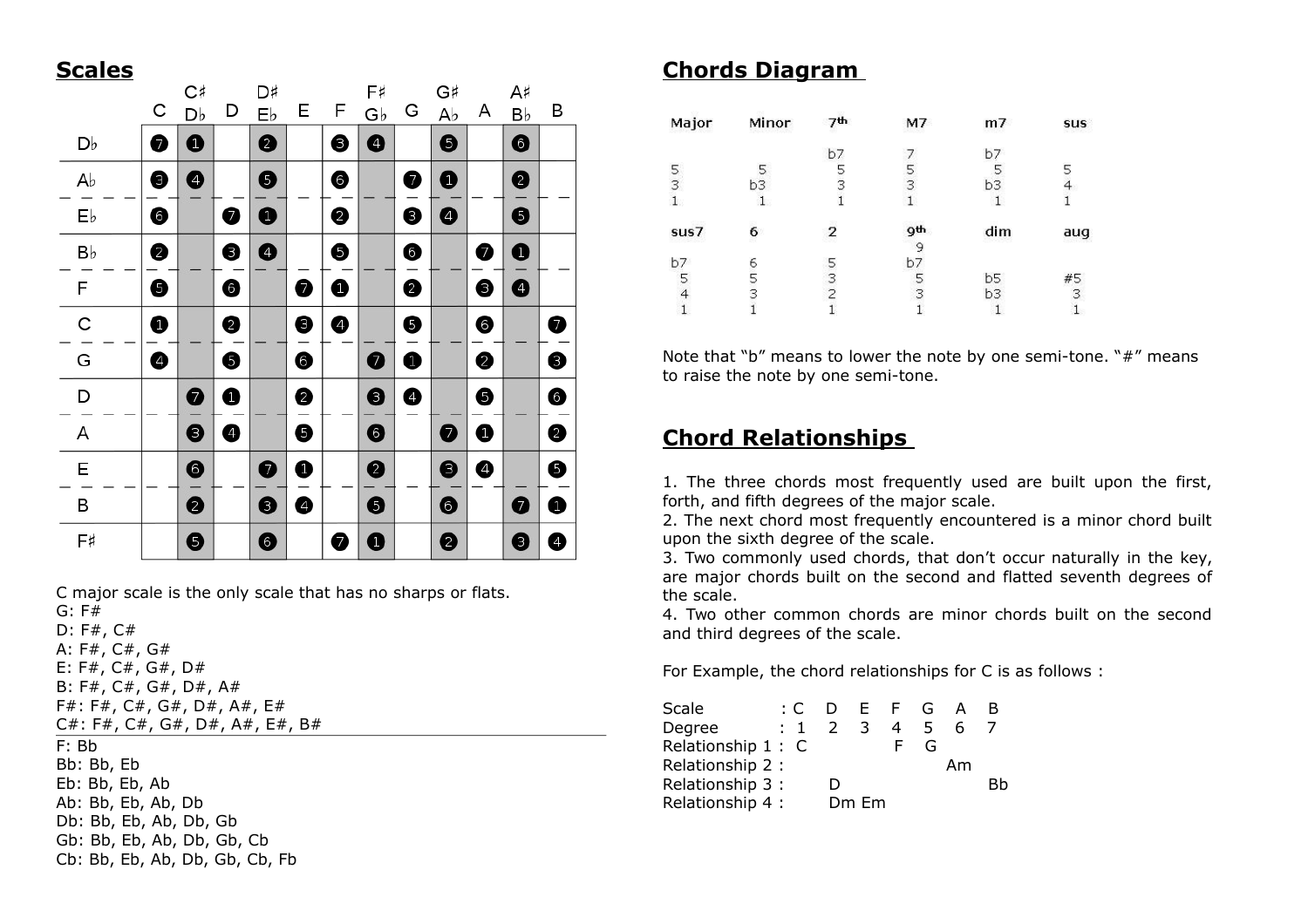## Scales

| | C | C♯ D♭ | D | D♯ E♭ | E | F | F♯ G♭ | G | G♯ A♭ | A | A♯ B♭ | B |
|---|---|---|---|---|---|---|---|---|---|---|---|---|
| D♭ | 7 | 1 | | 2 | | 3 | 4 | | 5 | | 6 | |
| A♭ | 3 | 4 | | 5 | | 6 | | 7 | 1 | | 2 | |
| E♭ | 6 | | 7 | 1 | | 2 | | 3 | 4 | | 5 | |
| B♭ | 2 | | 3 | 4 | | 5 | | 6 | | 7 | 1 | |
| F | 5 | | 6 | | 7 | 1 | | 2 | | 3 | 4 | |
| C | 1 | | 2 | | 3 | 4 | | 5 | | 6 | | 7 |
| G | 4 | | 5 | | 6 | | 7 | 1 | | 2 | | 3 |
| D | | 7 | 1 | | 2 | | 3 | 4 | | 5 | | 6 |
| A | | 3 | 4 | | 5 | | 6 | | 7 | 1 | | 2 |
| E | | 6 | | 7 | 1 | | 2 | | 3 | 4 | | 5 |
| B | | 2 | | 3 | 4 | | 5 | | 6 | | 7 | 1 |
| F♯ | | 5 | | 6 | | 7 | 1 | | 2 | | 3 | 4 |

C major scale is the only scale that has no sharps or flats.
G: F#
D: F#, C#
A: F#, C#, G#
E: F#, C#, G#, D#
B: F#, C#, G#, D#, A#
F#: F#, C#, G#, D#, A#, E#
C#: F#, C#, G#, D#, A#, E#, B#

---

F: Bb
Bb: Bb, Eb
Eb: Bb, Eb, Ab
Ab: Bb, Eb, Ab, Db
Db: Bb, Eb, Ab, Db, Gb
Gb: Bb, Eb, Ab, Db, Gb, Cb
Cb: Bb, Eb, Ab, Db, Gb, Cb, Fb

## Chords Diagram

| Major | Minor | 7th | M7 | m7 | sus |
|---|---|---|---|---|---|
| | | b7 | 7 | b7 | |
| 5 | 5 | 5 | 5 | 5 | 5 |
| 3 | b3 | 3 | 3 | b3 | 4 |
| 1 | 1 | 1 | 1 | 1 | 1 |

| sus7 | 6 | 2 | 9th | dim | aug |
|---|---|---|---|---|---|
| | | | 9 | | |
| b7 | 6 | 5 | b7 | | |
| 5 | 5 | 3 | 5 | b5 | #5 |
| 4 | 3 | 2 | 3 | b3 | 3 |
| 1 | 1 | 1 | 1 | 1 | 1 |

Note that "b" means to lower the note by one semi-tone. "#" means to raise the note by one semi-tone.

## Chord Relationships

1. The three chords most frequently used are built upon the first, forth, and fifth degrees of the major scale.
2. The next chord most frequently encountered is a minor chord built upon the sixth degree of the scale.
3. Two commonly used chords, that don't occur naturally in the key, are major chords built on the second and flatted seventh degrees of the scale.
4. Two other common chords are minor chords built on the second and third degrees of the scale.

For Example, the chord relationships for C is as follows :

| | | | | | | | |
|---|---|---|---|---|---|---|---|
| Scale | C | D | E | F | G | A | B |
| Degree | 1 | 2 | 3 | 4 | 5 | 6 | 7 |
| Relationship 1 | C | | | F | G | | |
| Relationship 2 | | | | | | Am | |
| Relationship 3 | | D | | | | | Bb |
| Relationship 4 | | Dm | Em | | | | |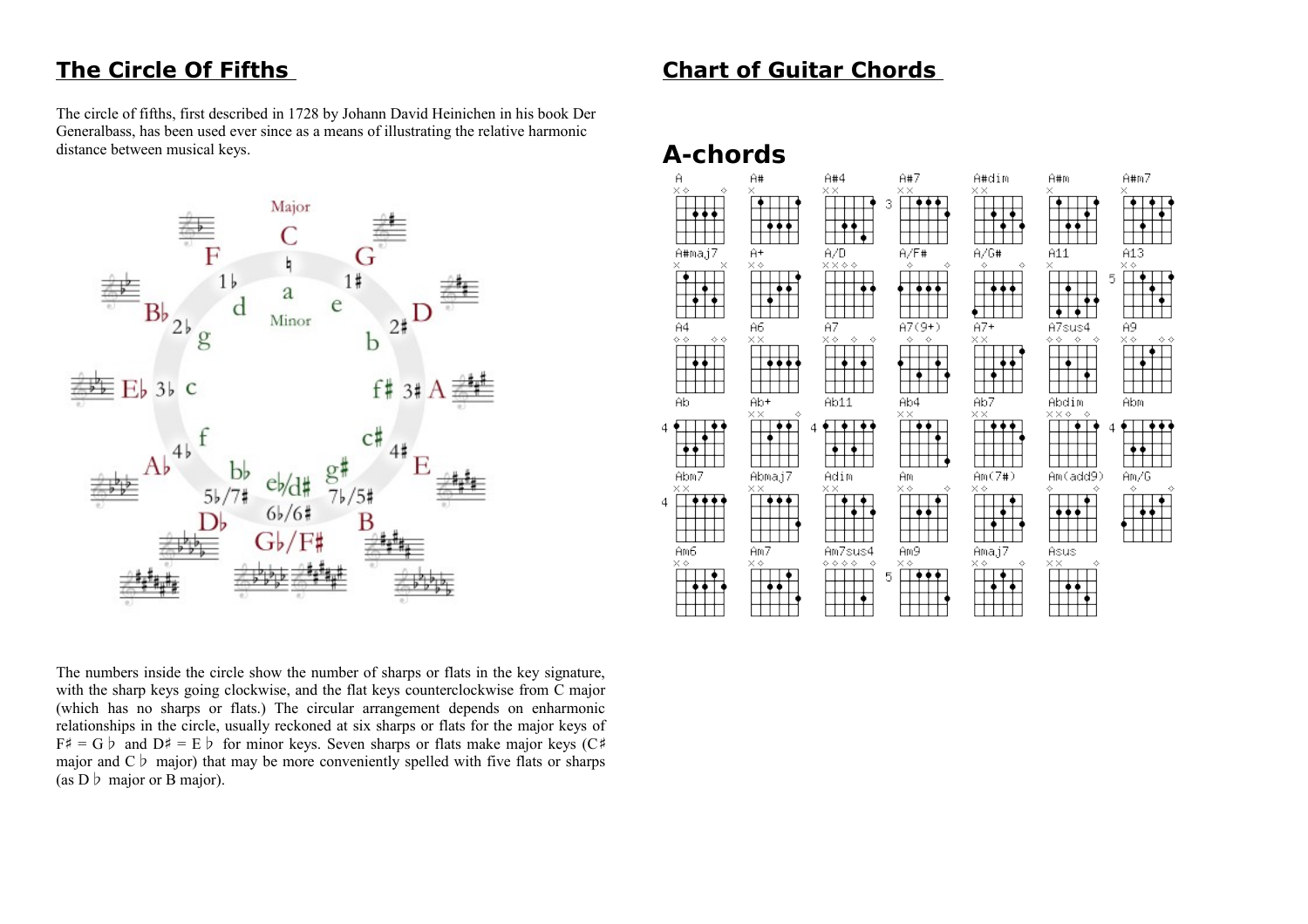## The Circle Of Fifths

The circle of fifths, first described in 1728 by Johann David Heinichen in his book Der Generalbass, has been used ever since as a means of illustrating the relative harmonic distance between musical keys.

Major
C
G
D
A
E
B
Gb/F#
Db
Ab
Eb
Bb
F

Minor
a
e
b
f#
c#
g#
eb/d#
bb
f
c
g
d

1#
2#
3#
4#
7b/5#
6b/6#
5b/7#
4b
3b
2b
1b

The numbers inside the circle show the number of sharps or flats in the key signature, with the sharp keys going clockwise, and the flat keys counterclockwise from C major (which has no sharps or flats.) The circular arrangement depends on enharmonic relationships in the circle, usually reckoned at six sharps or flats for the major keys of F♯ = G♭ and D♯ = E♭ for minor keys. Seven sharps or flats make major keys (C♯ major and C♭ major) that may be more conveniently spelled with five flats or sharps (as D♭ major or B major).

## Chart of Guitar Chords

## A-chords

A
A#
A#4
A#7
3
A#dim
A#m
A#m7
A#maj7
A+
A/D
A/F#
A/G#
A11
A13
5
A4
A6
A7
A7(9+)
A7+
A7sus4
A9
Ab
4
Ab+
Ab11
4
Ab4
Ab7
Abdim
Abm
4
Abm7
4
Abmaj7
Adim
Am
Am(7#)
Am(add9)
Am/G
Am6
Am7
Am7sus4
Am9
5
Amaj7
Asus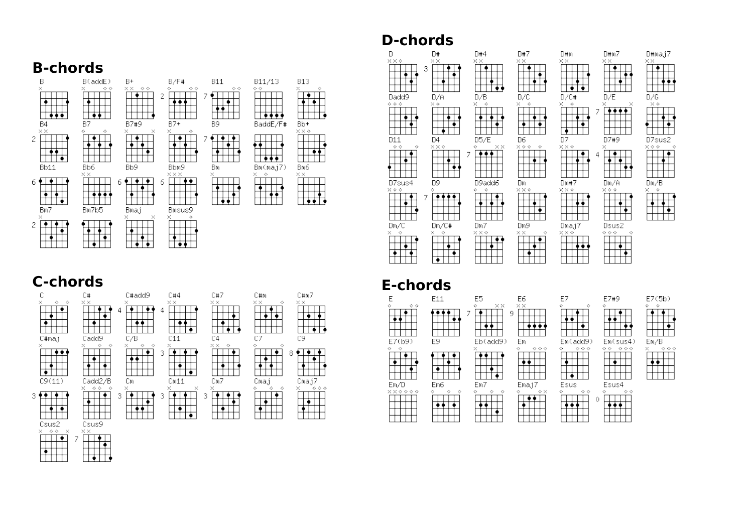## B-chords

B B(addE) B+ B/F# B11 B11/13 B13
B4 B7 B7#9 B7+ B9 BaddE/F# Bb+
Bb11 Bb6 Bb9 Bbm9 Bm Bm(maj7) Bm6
Bm7 Bm7b5 Bmaj Bmsus9

## C-chords

C C# C#add9 C#4 C#7 C#m C#m7
C#maj Cadd9 C/B C11 C4 C7 C9
C9(11) Cadd2/B Cm Cm11 Cm7 Cmaj Cmaj7
Csus2 Csus9

## D-chords

D D# D#4 D#7 D#m D#m7 D#maj7
Dadd9 D/A D/B D/C D/C# D/E D/G
D11 D4 D5/E D6 D7 D7#9 D7sus2
D7sus4 D9 D9add6 Dm Dm#7 Dm/A Dm/B
Dm/C Dm/C# Dm7 Dm9 Dmaj7 Dsus2

## E-chords

E E11 E5 E6 E7 E7#9 E7(5b)
E7(b9) E9 Eb(add9) Em Em(add9) Em(sus4) Em/B
Em/D Em6 Em7 Emaj7 Esus Esus4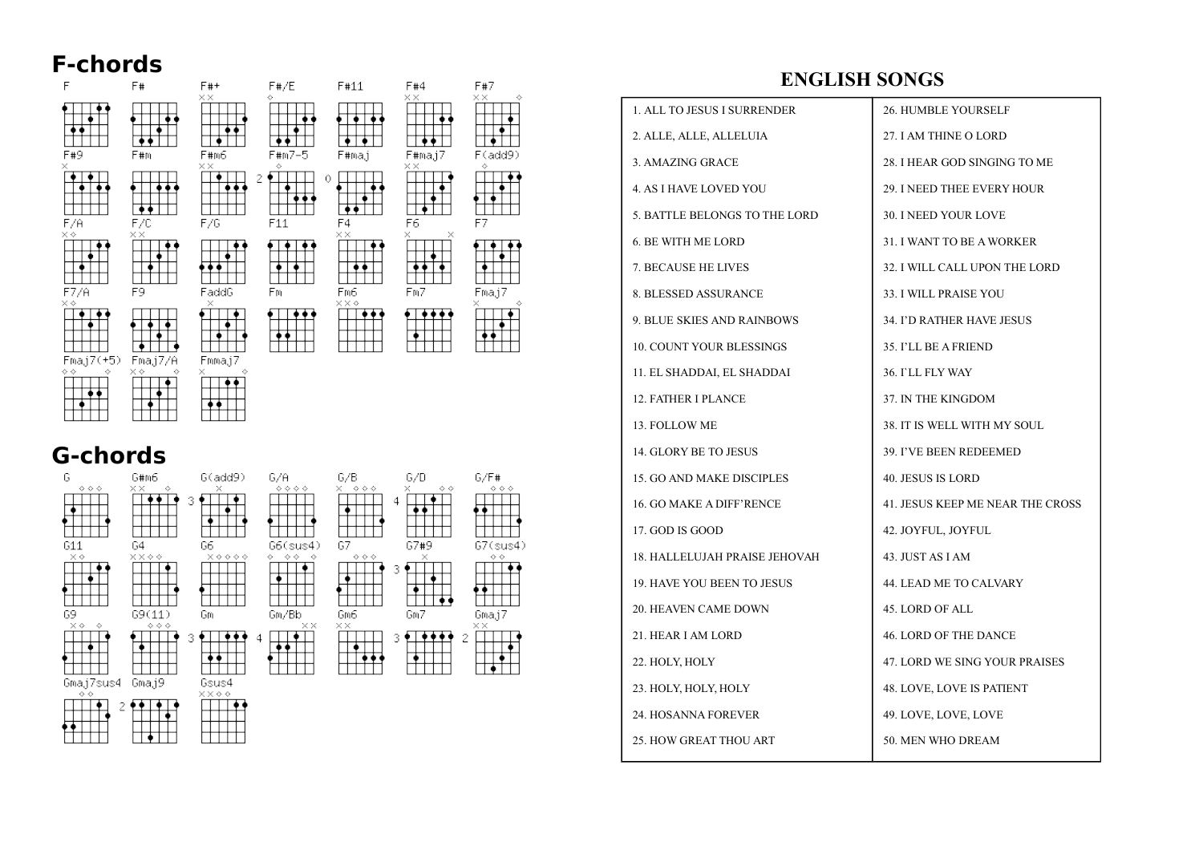## F-chords

F
F#
F#+
F#/E
F#11
F#4
F#7
F#9
F#m
F#m6
F#m7-5
F#maj
F#maj7
F(add9)
F/A
F/C
F/G
F11
F4
F6
F7
F7/A
F9
FaddG
Fm
Fm6
Fm7
Fmaj7
Fmaj7(+5)
Fmaj7/A
Fmmaj7

## G-chords

G
G#m6
G(add9)
G/A
G/B
G/D
G/F#
G11
G4
G6
G6(sus4)
G7
G7#9
G7(sus4)
G9
G9(11)
Gm
Gm/Bb
Gm6
Gm7
Gmaj7
Gmaj7sus4
Gmaj9
Gsus4

# ENGLISH SONGS

| | |
|---|---|
| 1. ALL TO JESUS I SURRENDER | 26. HUMBLE YOURSELF |
| 2. ALLE, ALLE, ALLELUIA | 27. I AM THINE O LORD |
| 3. AMAZING GRACE | 28. I HEAR GOD SINGING TO ME |
| 4. AS I HAVE LOVED YOU | 29. I NEED THEE EVERY HOUR |
| 5. BATTLE BELONGS TO THE LORD | 30. I NEED YOUR LOVE |
| 6. BE WITH ME LORD | 31. I WANT TO BE A WORKER |
| 7. BECAUSE HE LIVES | 32. I WILL CALL UPON THE LORD |
| 8. BLESSED ASSURANCE | 33. I WILL PRAISE YOU |
| 9. BLUE SKIES AND RAINBOWS | 34. I'D RATHER HAVE JESUS |
| 10. COUNT YOUR BLESSINGS | 35. I'LL BE A FRIEND |
| 11. EL SHADDAI, EL SHADDAI | 36. I`LL FLY WAY |
| 12. FATHER I PLANCE | 37. IN THE KINGDOM |
| 13. FOLLOW ME | 38. IT IS WELL WITH MY SOUL |
| 14. GLORY BE TO JESUS | 39. I'VE BEEN REDEEMED |
| 15. GO AND MAKE DISCIPLES | 40. JESUS IS LORD |
| 16. GO MAKE A DIFF'RENCE | 41. JESUS KEEP ME NEAR THE CROSS |
| 17. GOD IS GOOD | 42. JOYFUL, JOYFUL |
| 18. HALLELUJAH PRAISE JEHOVAH | 43. JUST AS I AM |
| 19. HAVE YOU BEEN TO JESUS | 44. LEAD ME TO CALVARY |
| 20. HEAVEN CAME DOWN | 45. LORD OF ALL |
| 21. HEAR I AM LORD | 46. LORD OF THE DANCE |
| 22. HOLY, HOLY | 47. LORD WE SING YOUR PRAISES |
| 23. HOLY, HOLY, HOLY | 48. LOVE, LOVE IS PATIENT |
| 24. HOSANNA FOREVER | 49. LOVE, LOVE, LOVE |
| 25. HOW GREAT THOU ART | 50. MEN WHO DREAM |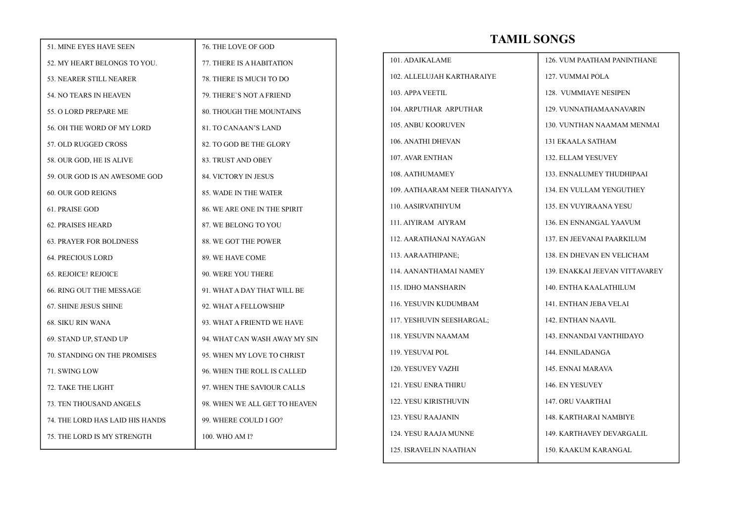| | |
|---|---|
| 51. MINE EYES HAVE SEEN | 76. THE LOVE OF GOD |
| 52. MY HEART BELONGS TO YOU. | 77. THERE IS A HABITATION |
| 53. NEARER STILL NEARER | 78. THERE IS MUCH TO DO |
| 54. NO TEARS IN HEAVEN | 79. THERE`S NOT A FRIEND |
| 55. O LORD PREPARE ME | 80. THOUGH THE MOUNTAINS |
| 56. OH THE WORD OF MY LORD | 81. TO CANAAN'S LAND |
| 57. OLD RUGGED CROSS | 82. TO GOD BE THE GLORY |
| 58. OUR GOD, HE IS ALIVE | 83. TRUST AND OBEY |
| 59. OUR GOD IS AN AWESOME GOD | 84. VICTORY IN JESUS |
| 60. OUR GOD REIGNS | 85. WADE IN THE WATER |
| 61. PRAISE GOD | 86. WE ARE ONE IN THE SPIRIT |
| 62. PRAISES HEARD | 87. WE BELONG TO YOU |
| 63. PRAYER FOR BOLDNESS | 88. WE GOT THE POWER |
| 64. PRECIOUS LORD | 89. WE HAVE COME |
| 65. REJOICE! REJOICE | 90. WERE YOU THERE |
| 66. RING OUT THE MESSAGE | 91. WHAT A DAY THAT WILL BE |
| 67. SHINE JESUS SHINE | 92. WHAT A FELLOWSHIP |
| 68. SIKU RIN WANA | 93. WHAT A FRIENTD WE HAVE |
| 69. STAND UP, STAND UP | 94. WHAT CAN WASH AWAY MY SIN |
| 70. STANDING ON THE PROMISES | 95. WHEN MY LOVE TO CHRIST |
| 71. SWING LOW | 96. WHEN THE ROLL IS CALLED |
| 72. TAKE THE LIGHT | 97. WHEN THE SAVIOUR CALLS |
| 73. TEN THOUSAND ANGELS | 98. WHEN WE ALL GET TO HEAVEN |
| 74. THE LORD HAS LAID HIS HANDS | 99. WHERE COULD I GO? |
| 75. THE LORD IS MY STRENGTH | 100. WHO AM I? |

# TAMIL SONGS

| | |
|---|---|
| 101. ADAIKALAME | 126. VUM PAATHAM PANINTHANE |
| 102. ALLELUJAH KARTHARAIYE | 127. VUMMAI POLA |
| 103. APPA VEETIL | 128. VUMMIAYE NESIPEN |
| 104. ARPUTHAR ARPUTHAR | 129. VUNNATHAMAANAVARIN |
| 105. ANBU KOORUVEN | 130. VUNTHAN NAAMAM MENMAI |
| 106. ANATHI DHEVAN | 131 EKAALA SATHAM |
| 107. AVAR ENTHAN | 132. ELLAM YESUVEY |
| 108. AATHUMAMEY | 133. ENNALUMEY THUDHIPAAI |
| 109. AATHAARAM NEER THANAIYYA | 134. EN VULLAM YENGUTHEY |
| 110. AASIRVATHIYUM | 135. EN VUYIRAANA YESU |
| 111. AIYIRAM AIYRAM | 136. EN ENNANGAL YAAVUM |
| 112. AARATHANAI NAYAGAN | 137. EN JEEVANAI PAARKILUM |
| 113. AARAATHIPANE; | 138. EN DHEVAN EN VELICHAM |
| 114. AANANTHAMAI NAMEY | 139. ENAKKAI JEEVAN VITTAVAREY |
| 115. IDHO MANSHARIN | 140. ENTHA KAALATHILUM |
| 116. YESUVIN KUDUMBAM | 141. ENTHAN JEBA VELAI |
| 117. YESHUVIN SEESHARGAL; | 142. ENTHAN NAAVIL |
| 118. YESUVIN NAAMAM | 143. ENNANDAI VANTHIDAYO |
| 119. YESUVAI POL | 144. ENNILADANGA |
| 120. YESUVEY VAZHI | 145. ENNAI MARAVA |
| 121. YESU ENRA THIRU | 146. EN YESUVEY |
| 122. YESU KIRISTHUVIN | 147. ORU VAARTHAI |
| 123. YESU RAAJANIN | 148. KARTHARAI NAMBIYE |
| 124. YESU RAAJA MUNNE | 149. KARTHAVEY DEVARGALIL |
| 125. ISRAVELIN NAATHAN | 150. KAAKUM KARANGAL |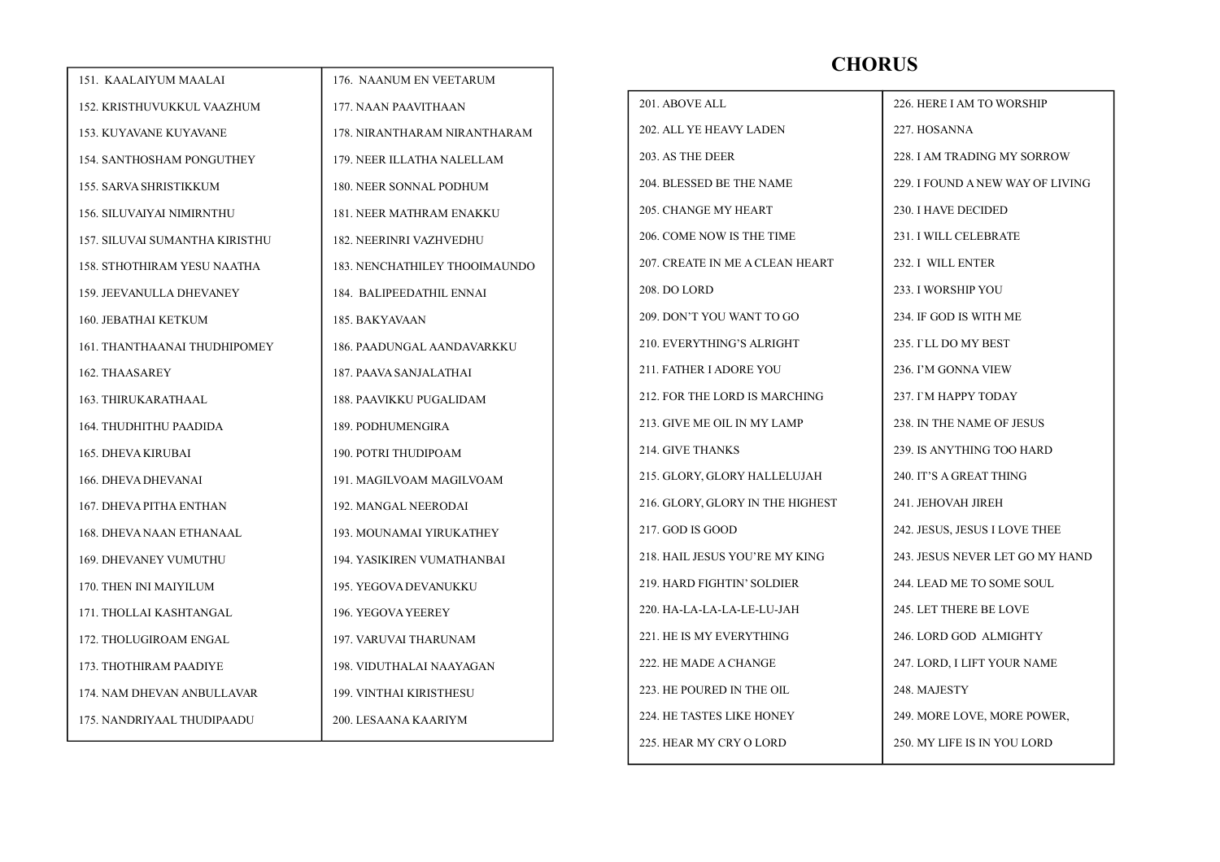| | |
|---|---|
| 151. KAALAIYUM MAALAI | 176. NAANUM EN VEETARUM |
| 152. KRISTHUVUKKUL VAAZHUM | 177. NAAN PAAVITHAAN |
| 153. KUYAVANE KUYAVANE | 178. NIRANTHARAM NIRANTHARAM |
| 154. SANTHOSHAM PONGUTHEY | 179. NEER ILLATHA NALELLAM |
| 155. SARVA SHRISTIKKUM | 180. NEER SONNAL PODHUM |
| 156. SILUVAIYAI NIMIRNTHU | 181. NEER MATHRAM ENAKKU |
| 157. SILUVAI SUMANTHA KIRISTHU | 182. NEERINRI VAZHVEDHU |
| 158. STHOTHIRAM YESU NAATHA | 183. NENCHATHILEY THOOIMAUNDO |
| 159. JEEVANULLA DHEVANEY | 184. BALIPEEDATHIL ENNAI |
| 160. JEBATHAI KETKUM | 185. BAKYAVAAN |
| 161. THANTHAANAI THUDHIPOMEY | 186. PAADUNGAL AANDAVARKKU |
| 162. THAASAREY | 187. PAAVA SANJALATHAI |
| 163. THIRUKARATHAAL | 188. PAAVIKKU PUGALIDAM |
| 164. THUDHITHU PAADIDA | 189. PODHUMENGIRA |
| 165. DHEVA KIRUBAI | 190. POTRI THUDIPOAM |
| 166. DHEVA DHEVANAI | 191. MAGILVOAM MAGILVOAM |
| 167. DHEVA PITHA ENTHAN | 192. MANGAL NEERODAI |
| 168. DHEVA NAAN ETHANAAL | 193. MOUNAMAI YIRUKATHEY |
| 169. DHEVANEY VUMUTHU | 194. YASIKIREN VUMATHANBAI |
| 170. THEN INI MAIYILUM | 195. YEGOVA DEVANUKKU |
| 171. THOLLAI KASHTANGAL | 196. YEGOVA YEEREY |
| 172. THOLUGIROAM ENGAL | 197. VARUVAI THARUNAM |
| 173. THOTHIRAM PAADIYE | 198. VIDUTHALAI NAAYAGAN |
| 174. NAM DHEVAN ANBULLAVAR | 199. VINTHAI KIRISTHESU |
| 175. NANDRIYAAL THUDIPAADU | 200. LESAANA KAARIYM |

## CHORUS

| | |
|---|---|
| 201. ABOVE ALL | 226. HERE I AM TO WORSHIP |
| 202. ALL YE HEAVY LADEN | 227. HOSANNA |
| 203. AS THE DEER | 228. I AM TRADING MY SORROW |
| 204. BLESSED BE THE NAME | 229. I FOUND A NEW WAY OF LIVING |
| 205. CHANGE MY HEART | 230. I HAVE DECIDED |
| 206. COME NOW IS THE TIME | 231. I WILL CELEBRATE |
| 207. CREATE IN ME A CLEAN HEART | 232. I WILL ENTER |
| 208. DO LORD | 233. I WORSHIP YOU |
| 209. DON'T YOU WANT TO GO | 234. IF GOD IS WITH ME |
| 210. EVERYTHING'S ALRIGHT | 235. I`LL DO MY BEST |
| 211. FATHER I ADORE YOU | 236. I'M GONNA VIEW |
| 212. FOR THE LORD IS MARCHING | 237. I`M HAPPY TODAY |
| 213. GIVE ME OIL IN MY LAMP | 238. IN THE NAME OF JESUS |
| 214. GIVE THANKS | 239. IS ANYTHING TOO HARD |
| 215. GLORY, GLORY HALLELUJAH | 240. IT'S A GREAT THING |
| 216. GLORY, GLORY IN THE HIGHEST | 241. JEHOVAH JIREH |
| 217. GOD IS GOOD | 242. JESUS, JESUS I LOVE THEE |
| 218. HAIL JESUS YOU'RE MY KING | 243. JESUS NEVER LET GO MY HAND |
| 219. HARD FIGHTIN' SOLDIER | 244. LEAD ME TO SOME SOUL |
| 220. HA-LA-LA-LA-LE-LU-JAH | 245. LET THERE BE LOVE |
| 221. HE IS MY EVERYTHING | 246. LORD GOD ALMIGHTY |
| 222. HE MADE A CHANGE | 247. LORD, I LIFT YOUR NAME |
| 223. HE POURED IN THE OIL | 248. MAJESTY |
| 224. HE TASTES LIKE HONEY | 249. MORE LOVE, MORE POWER, |
| 225. HEAR MY CRY O LORD | 250. MY LIFE IS IN YOU LORD |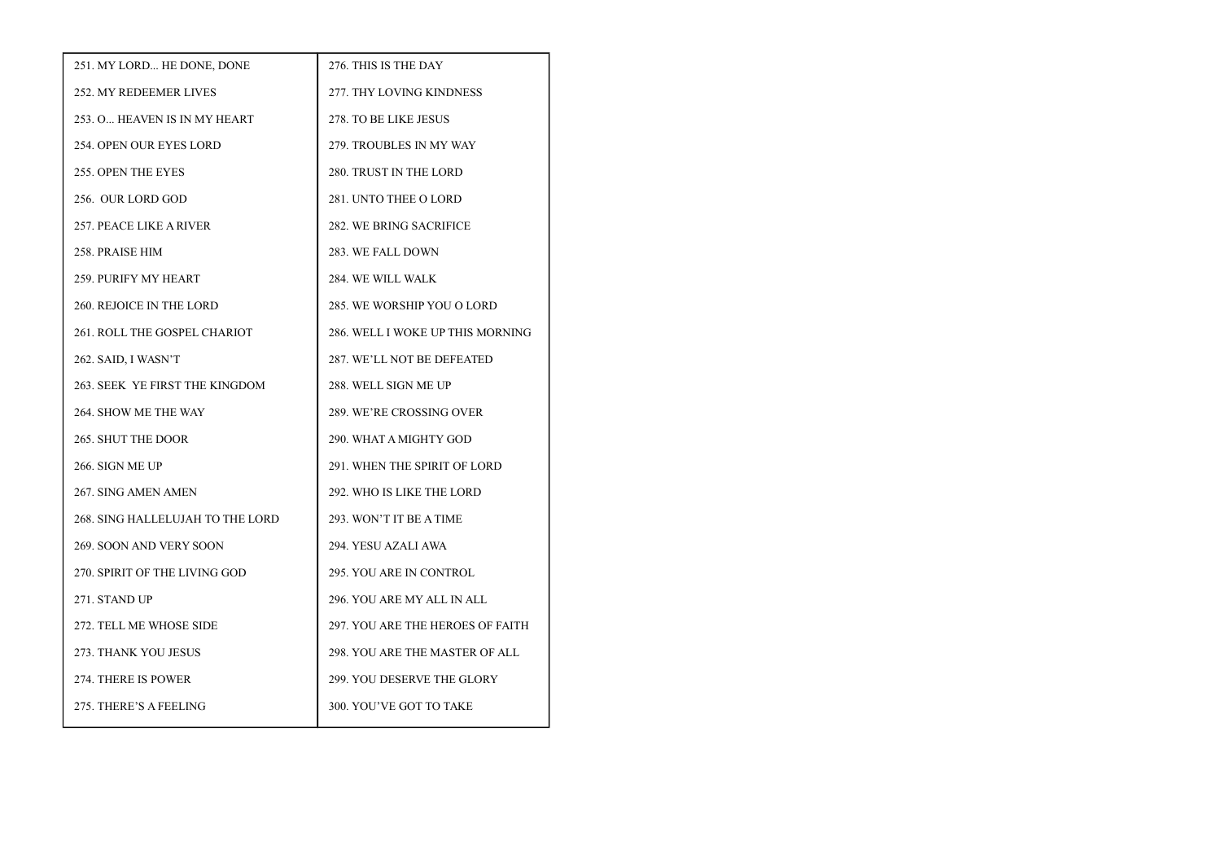| | |
|---|---|
| 251. MY LORD... HE DONE, DONE | 276. THIS IS THE DAY |
| 252. MY REDEEMER LIVES | 277. THY LOVING KINDNESS |
| 253. O... HEAVEN IS IN MY HEART | 278. TO BE LIKE JESUS |
| 254. OPEN OUR EYES LORD | 279. TROUBLES IN MY WAY |
| 255. OPEN THE EYES | 280. TRUST IN THE LORD |
| 256. OUR LORD GOD | 281. UNTO THEE O LORD |
| 257. PEACE LIKE A RIVER | 282. WE BRING SACRIFICE |
| 258. PRAISE HIM | 283. WE FALL DOWN |
| 259. PURIFY MY HEART | 284. WE WILL WALK |
| 260. REJOICE IN THE LORD | 285. WE WORSHIP YOU O LORD |
| 261. ROLL THE GOSPEL CHARIOT | 286. WELL I WOKE UP THIS MORNING |
| 262. SAID, I WASN'T | 287. WE'LL NOT BE DEFEATED |
| 263. SEEK YE FIRST THE KINGDOM | 288. WELL SIGN ME UP |
| 264. SHOW ME THE WAY | 289. WE'RE CROSSING OVER |
| 265. SHUT THE DOOR | 290. WHAT A MIGHTY GOD |
| 266. SIGN ME UP | 291. WHEN THE SPIRIT OF LORD |
| 267. SING AMEN AMEN | 292. WHO IS LIKE THE LORD |
| 268. SING HALLELUJAH TO THE LORD | 293. WON'T IT BE A TIME |
| 269. SOON AND VERY SOON | 294. YESU AZALI AWA |
| 270. SPIRIT OF THE LIVING GOD | 295. YOU ARE IN CONTROL |
| 271. STAND UP | 296. YOU ARE MY ALL IN ALL |
| 272. TELL ME WHOSE SIDE | 297. YOU ARE THE HEROES OF FAITH |
| 273. THANK YOU JESUS | 298. YOU ARE THE MASTER OF ALL |
| 274. THERE IS POWER | 299. YOU DESERVE THE GLORY |
| 275. THERE'S A FEELING | 300. YOU'VE GOT TO TAKE |